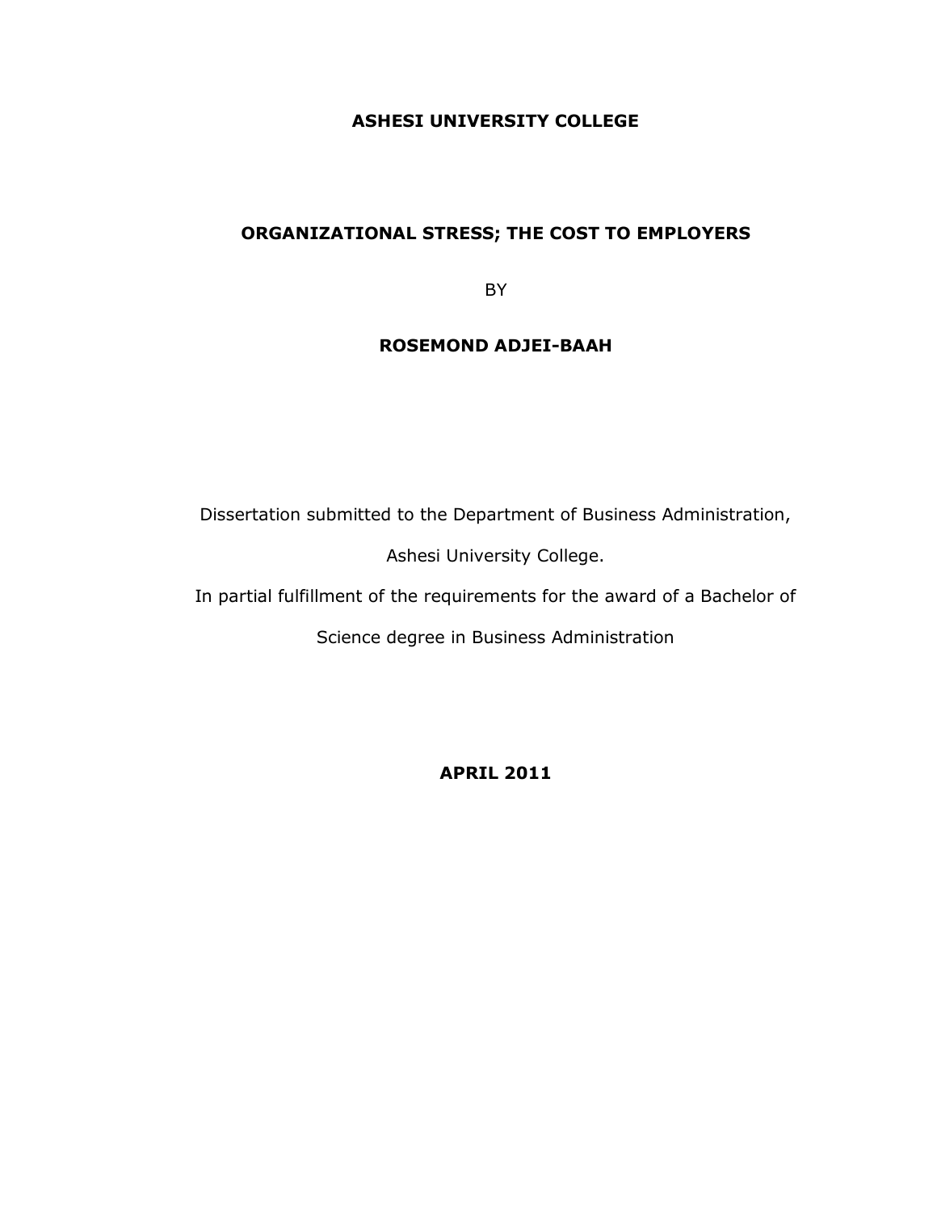**ASHESI UNIVERSITY COLLEGE**

# ORGANIZATIONAL STRESS; THE COST TO EMPLOYERS

BY

**ROSEMOND ADJEI-BAAH**

Dissertation submitted to the Department of Business Administration,

Ashesi University College.

In partial fulfillment of the requirements for the award of a Bachelor of Science degree in Business Administration

**APRIL 2011**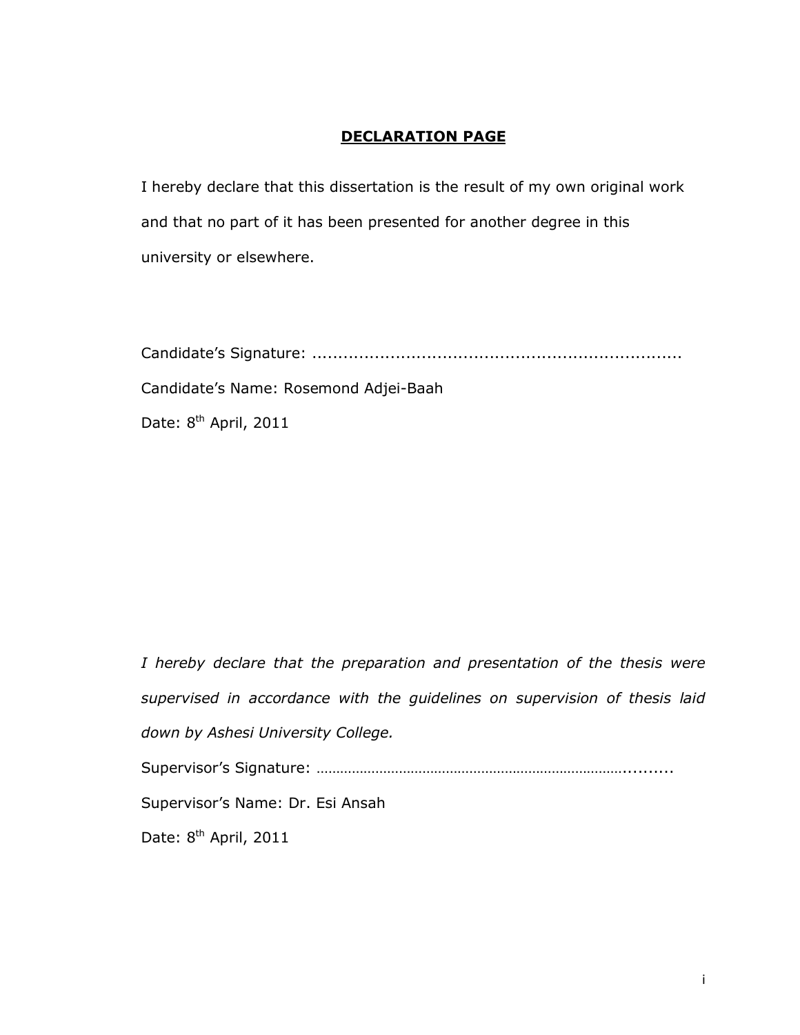## **DECLARATION PAGE**

I hereby declare that this dissertation is the result of my own original work and that no part of it has been presented for another degree in this university or elsewhere.

Candidate's Signature: ......................................................................

Candidate's Name: Rosemond Adjei-Baah

Date: 8th April, 2011

*I hereby declare that the preparation and presentation of the thesis were supervised in accordance with the guidelines on supervision of thesis laid down by Ashesi University College.*

Supervisor's Signature: ………………………………………………………………..........

Supervisor's Name: Dr. Esi Ansah

Date: 8th April, 2011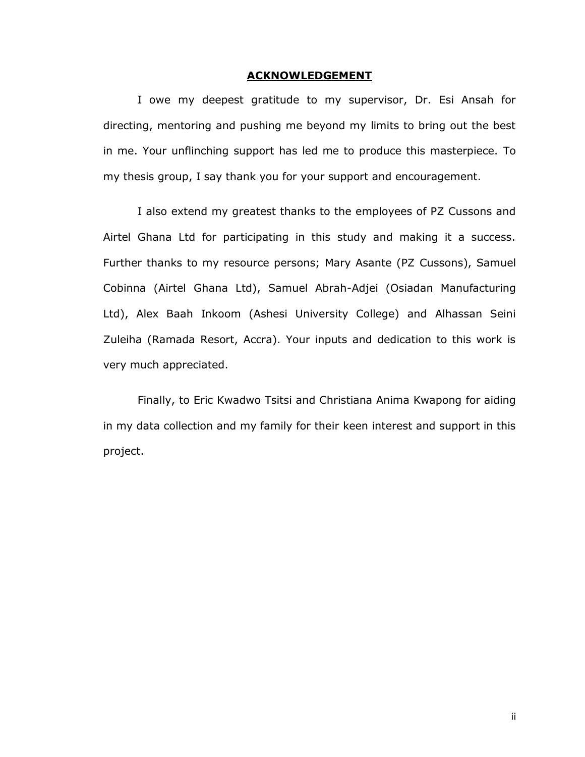# ACKNOWLEDGEMENT

I owe my deepest gratitude to my supervisor, Dr. Esi Ansah for directing, mentoring and pushing me beyond my limits to bring out the best in me. Your unflinching support has led me to produce this masterpiece. To my thesis group, I say thank you for your support and encouragement.

I also extend my greatest thanks to the employees of PZ Cussons and Airtel Ghana Ltd for participating in this study and making it a success. Further thanks to my resource persons; Mary Asante (PZ Cussons), Samuel Cobinna (Airtel Ghana Ltd), Samuel Abrah-Adjei (Osiadan Manufacturing Ltd), Alex Baah Inkoom (Ashesi University College) and Alhassan Seini Zuleiha (Ramada Resort, Accra). Your inputs and dedication to this work is very much appreciated.

Finally, to Eric Kwadwo Tsitsi and Christiana Anima Kwapong for aiding in my data collection and my family for their keen interest and support in this project.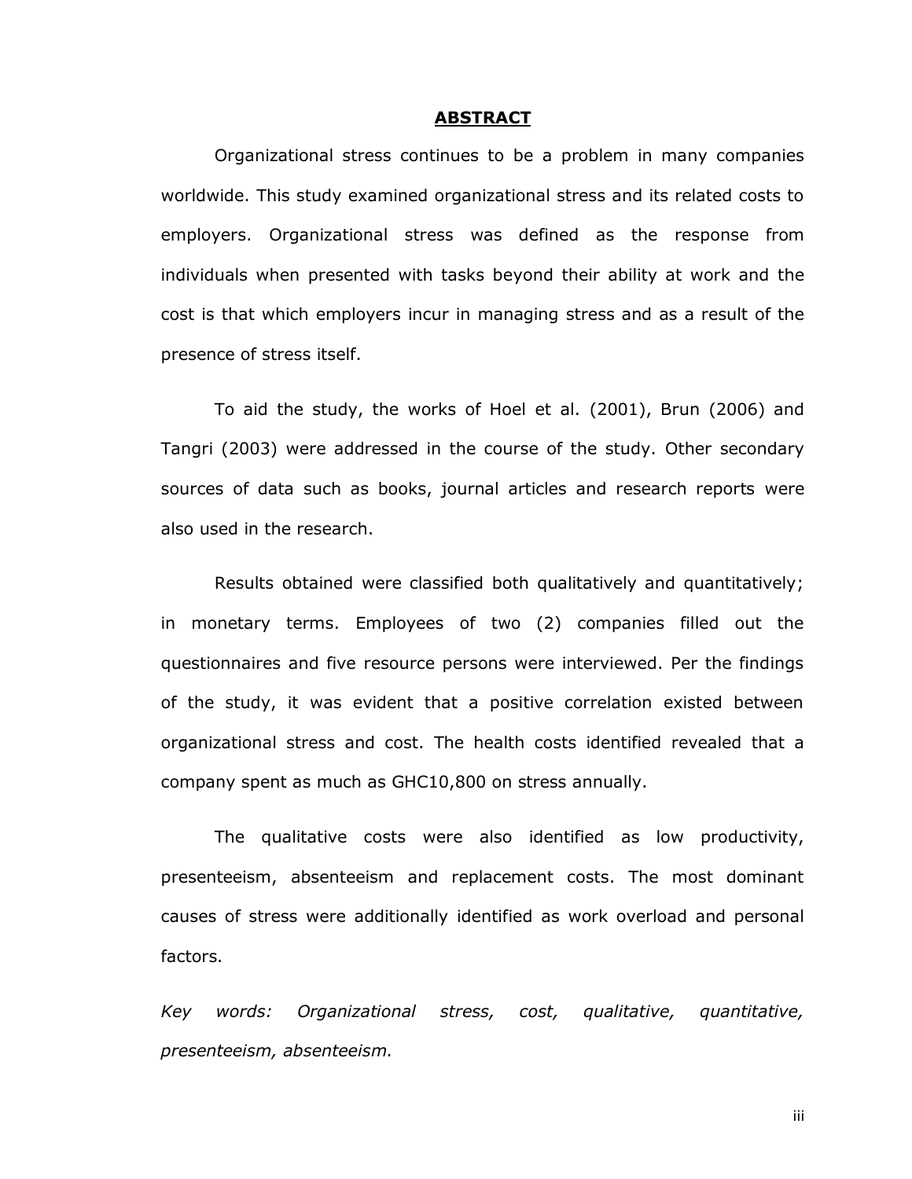## ABSTRACT

Organizational stress continues to be a problem in many companies worldwide. This study examined organizational stress and its related costs to employers. Organizational stress was defined as the response from individuals when presented with tasks beyond their ability at work and the cost is that which employers incur in managing stress and as a result of the presence of stress itself.

To aid the study, the works of Hoel et al. (2001), Brun (2006) and Tangri (2003) were addressed in the course of the study. Other secondary sources of data such as books, journal articles and research reports were also used in the research.

Results obtained were classified both qualitatively and quantitatively; in monetary terms. Employees of two (2) companies filled out the questionnaires and five resource persons were interviewed. Per the findings of the study, it was evident that a positive correlation existed between organizational stress and cost. The health costs identified revealed that a company spent as much as GHC10,800 on stress annually.

The qualitative costs were also identified as low productivity, presenteeism, absenteeism and replacement costs. The most dominant causes of stress were additionally identified as work overload and personal factors.

*Key words: Organizational stress, cost, qualitative, quantitative, presenteeism, absenteeism.*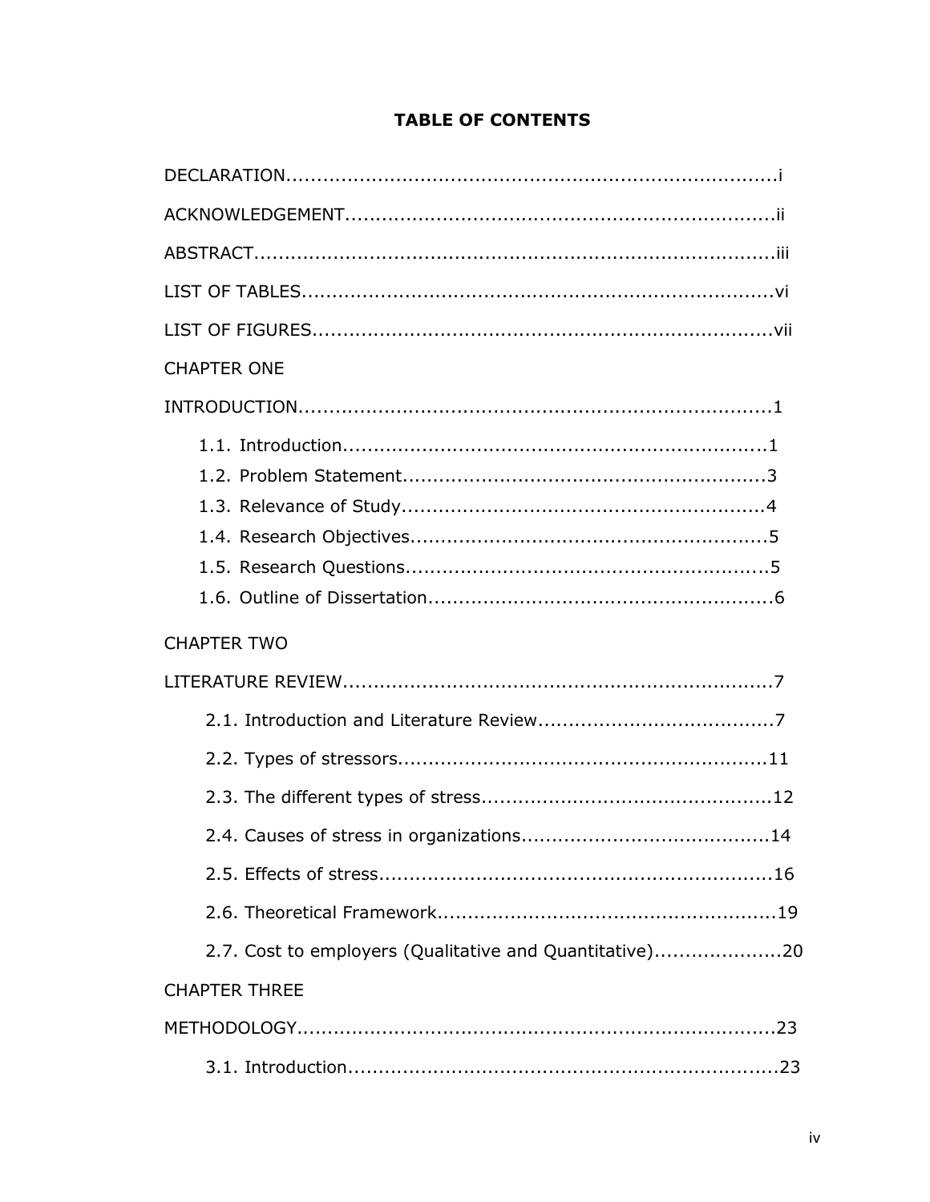# TABLE OF CONTENTS

DECLARATION........................................................................................i

ACKNOWLEDGEMENT.............................................................................ii

ABSTRACT............................................................................................iii

LIST OF TABLES....................................................................................vi

LIST OF FIGURES..................................................................................vii

CHAPTER ONE

INTRODUCTION.....................................................................................1

- 1.1. Introduction.....................................................................1
- 1.2. Problem Statement............................................................3
- 1.3. Relevance of Study............................................................4
- 1.4. Research Objectives...........................................................5
- 1.5. Research Questions............................................................5
- 1.6. Outline of Dissertation.........................................................6

CHAPTER TWO

LITERATURE REVIEW.............................................................................7

- 2.1. Introduction and Literature Review......................................7
- 2.2. Types of stressors............................................................11
- 2.3. The different types of stress...............................................12
- 2.4. Causes of stress in organizations.........................................14
- 2.5. Effects of stress................................................................16
- 2.6. Theoretical Framework.......................................................19
- 2.7. Cost to employers (Qualitative and Quantitative).....................20

CHAPTER THREE

METHODOLOGY....................................................................................23

- 3.1. Introduction.....................................................................23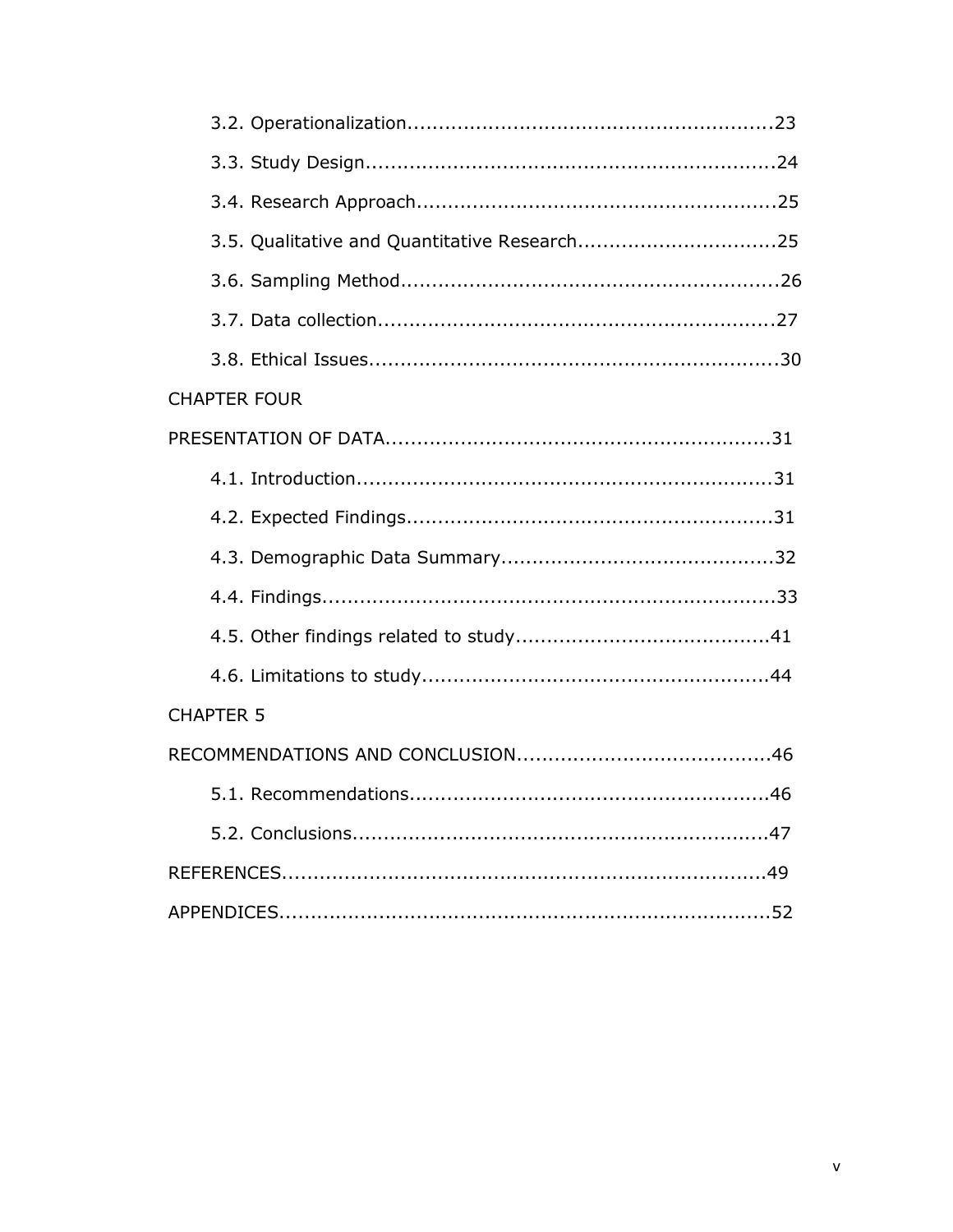3.2. Operationalization........................................................23

3.3. Study Design..............................................................24

3.4. Research Approach.......................................................25

3.5. Qualitative and Quantitative Research...............................25

3.6. Sampling Method..........................................................26

3.7. Data collection.............................................................27

3.8. Ethical Issues..............................................................30

CHAPTER FOUR

PRESENTATION OF DATA.........................................................31

4.1. Introduction...............................................................31

4.2. Expected Findings........................................................31

4.3. Demographic Data Summary.........................................32

4.4. Findings.....................................................................33

4.5. Other findings related to study.......................................41

4.6. Limitations to study.....................................................44

CHAPTER 5

RECOMMENDATIONS AND CONCLUSION.......................................46

5.1. Recommendations........................................................46

5.2. Conclusions.................................................................47

REFERENCES.............................................................................49

APPENDICES.............................................................................52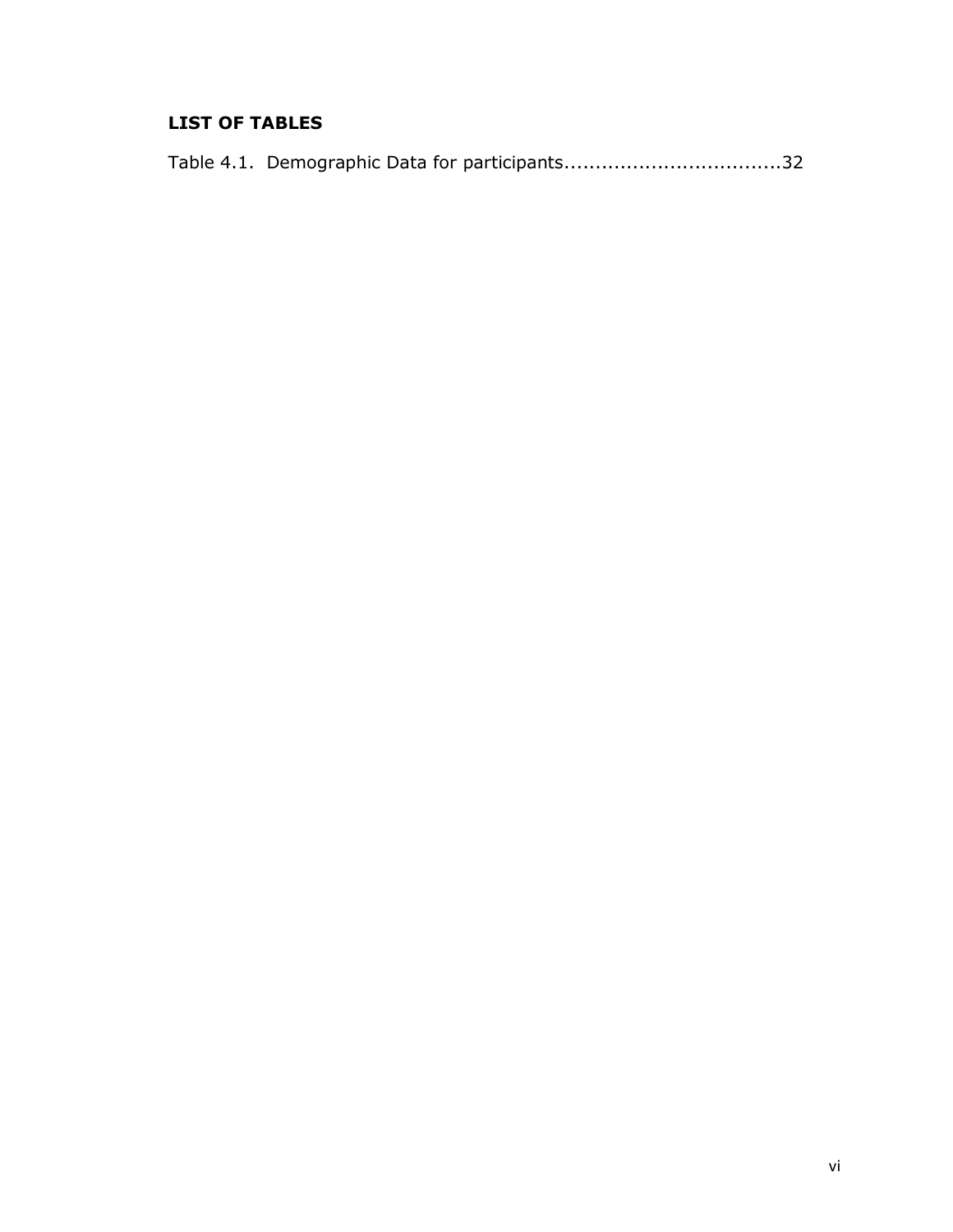**LIST OF TABLES**

Table 4.1. Demographic Data for participants..................................32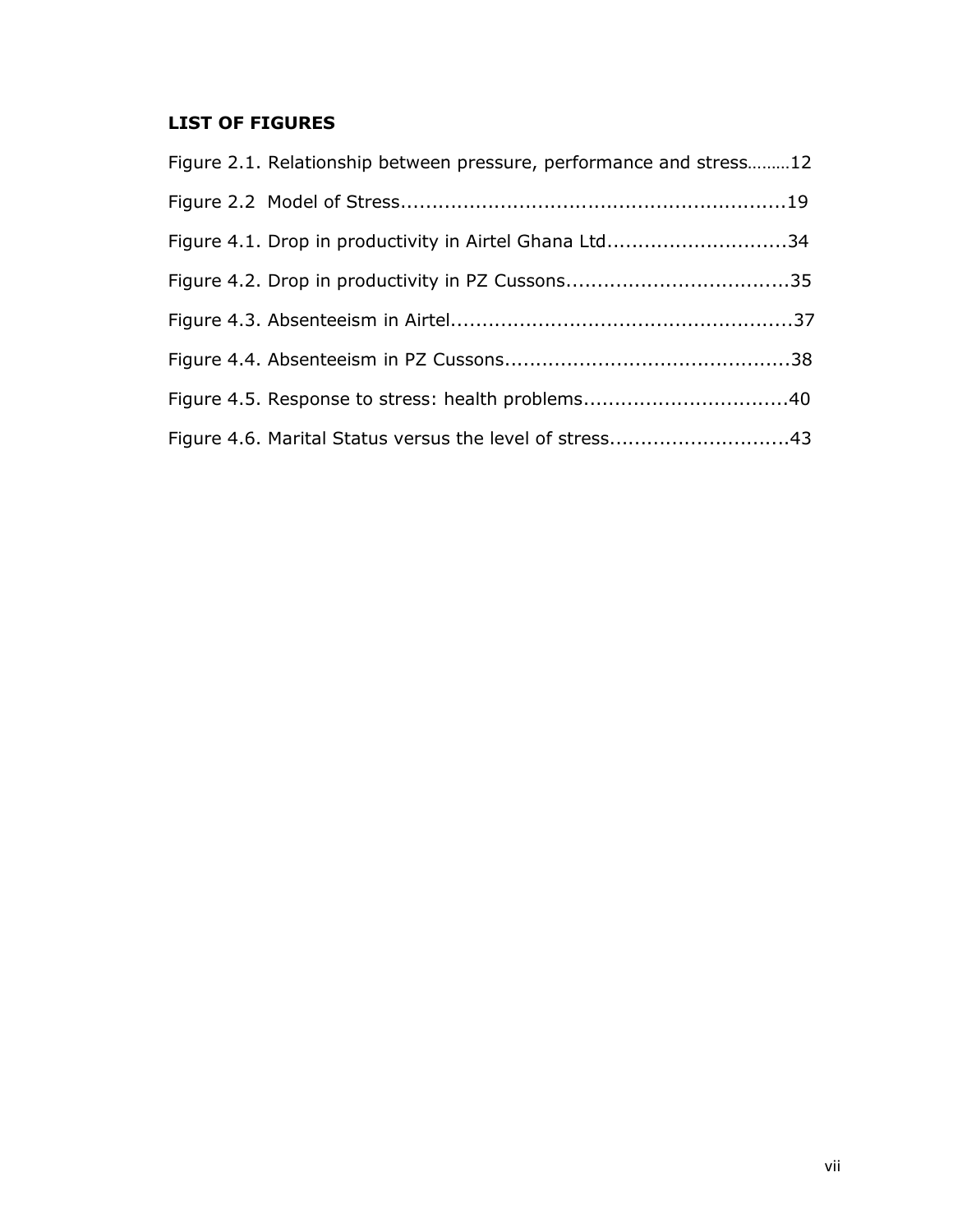**LIST OF FIGURES**

Figure 2.1. Relationship between pressure, performance and stress………12

Figure 2.2 Model of Stress...............................................................19

Figure 4.1. Drop in productivity in Airtel Ghana Ltd.............................34

Figure 4.2. Drop in productivity in PZ Cussons....................................35

Figure 4.3. Absenteeism in Airtel.......................................................37

Figure 4.4. Absenteeism in PZ Cussons.............................................38

Figure 4.5. Response to stress: health problems.................................40

Figure 4.6. Marital Status versus the level of stress............................43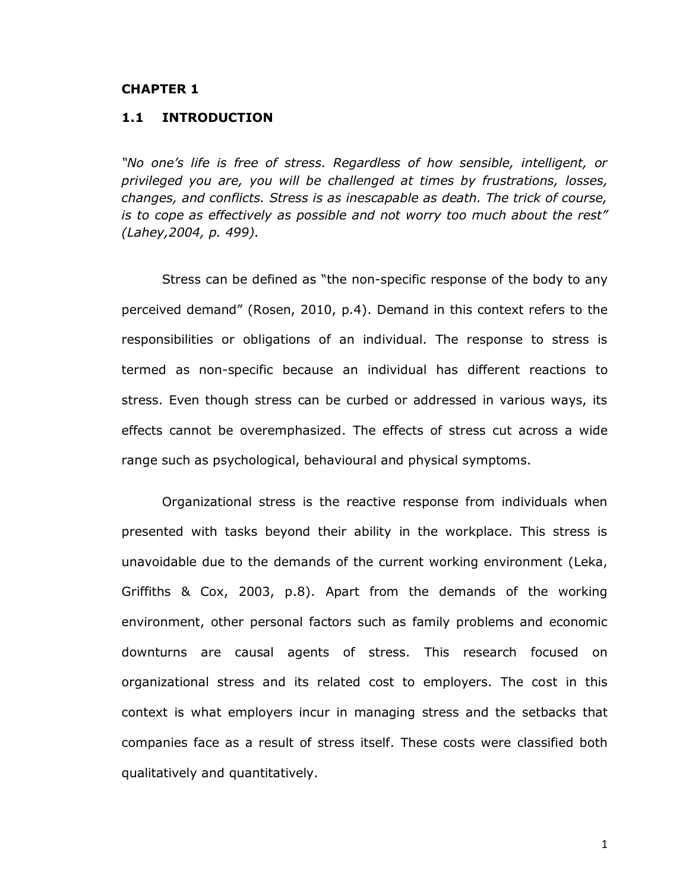# CHAPTER 1

## 1.1 INTRODUCTION

*"No one's life is free of stress. Regardless of how sensible, intelligent, or privileged you are, you will be challenged at times by frustrations, losses, changes, and conflicts. Stress is as inescapable as death. The trick of course, is to cope as effectively as possible and not worry too much about the rest" (Lahey,2004, p. 499).*

Stress can be defined as "the non-specific response of the body to any perceived demand" (Rosen, 2010, p.4). Demand in this context refers to the responsibilities or obligations of an individual. The response to stress is termed as non-specific because an individual has different reactions to stress. Even though stress can be curbed or addressed in various ways, its effects cannot be overemphasized. The effects of stress cut across a wide range such as psychological, behavioural and physical symptoms.

Organizational stress is the reactive response from individuals when presented with tasks beyond their ability in the workplace. This stress is unavoidable due to the demands of the current working environment (Leka, Griffiths & Cox, 2003, p.8). Apart from the demands of the working environment, other personal factors such as family problems and economic downturns are causal agents of stress. This research focused on organizational stress and its related cost to employers. The cost in this context is what employers incur in managing stress and the setbacks that companies face as a result of stress itself. These costs were classified both qualitatively and quantitatively.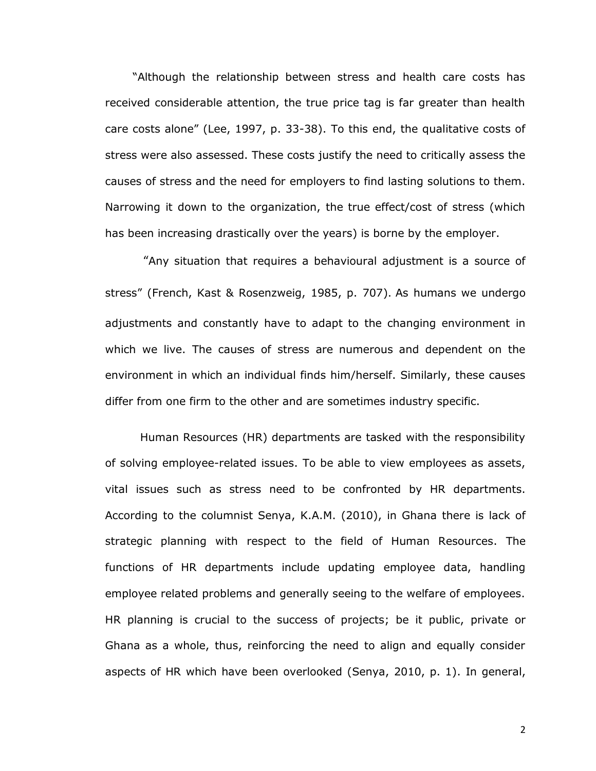"Although the relationship between stress and health care costs has received considerable attention, the true price tag is far greater than health care costs alone" (Lee, 1997, p. 33-38). To this end, the qualitative costs of stress were also assessed. These costs justify the need to critically assess the causes of stress and the need for employers to find lasting solutions to them. Narrowing it down to the organization, the true effect/cost of stress (which has been increasing drastically over the years) is borne by the employer.

"Any situation that requires a behavioural adjustment is a source of stress" (French, Kast & Rosenzweig, 1985, p. 707). As humans we undergo adjustments and constantly have to adapt to the changing environment in which we live. The causes of stress are numerous and dependent on the environment in which an individual finds him/herself. Similarly, these causes differ from one firm to the other and are sometimes industry specific.

Human Resources (HR) departments are tasked with the responsibility of solving employee-related issues. To be able to view employees as assets, vital issues such as stress need to be confronted by HR departments. According to the columnist Senya, K.A.M. (2010), in Ghana there is lack of strategic planning with respect to the field of Human Resources. The functions of HR departments include updating employee data, handling employee related problems and generally seeing to the welfare of employees. HR planning is crucial to the success of projects; be it public, private or Ghana as a whole, thus, reinforcing the need to align and equally consider aspects of HR which have been overlooked (Senya, 2010, p. 1). In general,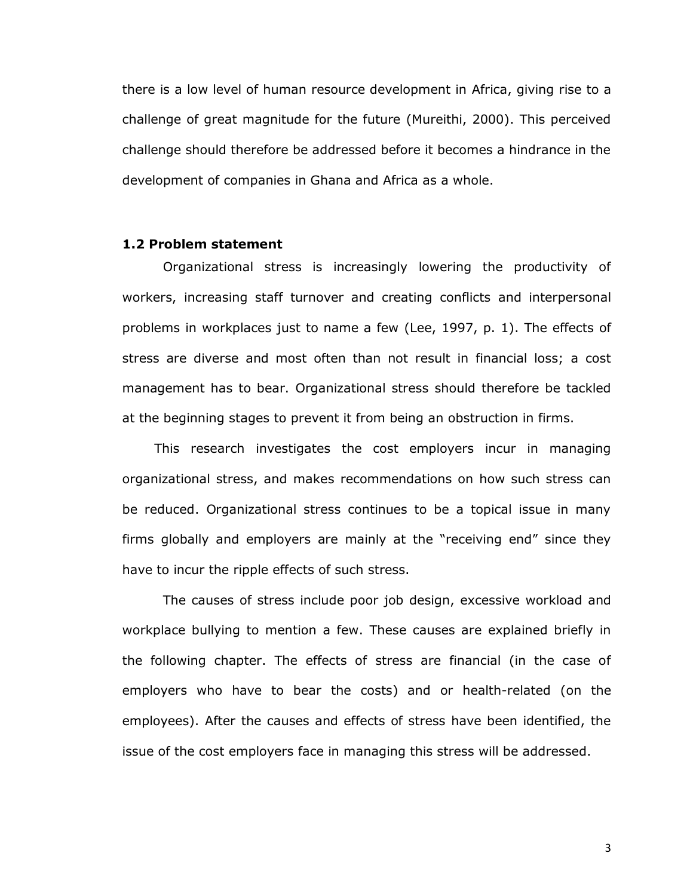there is a low level of human resource development in Africa, giving rise to a challenge of great magnitude for the future (Mureithi, 2000). This perceived challenge should therefore be addressed before it becomes a hindrance in the development of companies in Ghana and Africa as a whole.

## 1.2 Problem statement

Organizational stress is increasingly lowering the productivity of workers, increasing staff turnover and creating conflicts and interpersonal problems in workplaces just to name a few (Lee, 1997, p. 1). The effects of stress are diverse and most often than not result in financial loss; a cost management has to bear. Organizational stress should therefore be tackled at the beginning stages to prevent it from being an obstruction in firms.

This research investigates the cost employers incur in managing organizational stress, and makes recommendations on how such stress can be reduced. Organizational stress continues to be a topical issue in many firms globally and employers are mainly at the "receiving end" since they have to incur the ripple effects of such stress.

The causes of stress include poor job design, excessive workload and workplace bullying to mention a few. These causes are explained briefly in the following chapter. The effects of stress are financial (in the case of employers who have to bear the costs) and or health-related (on the employees). After the causes and effects of stress have been identified, the issue of the cost employers face in managing this stress will be addressed.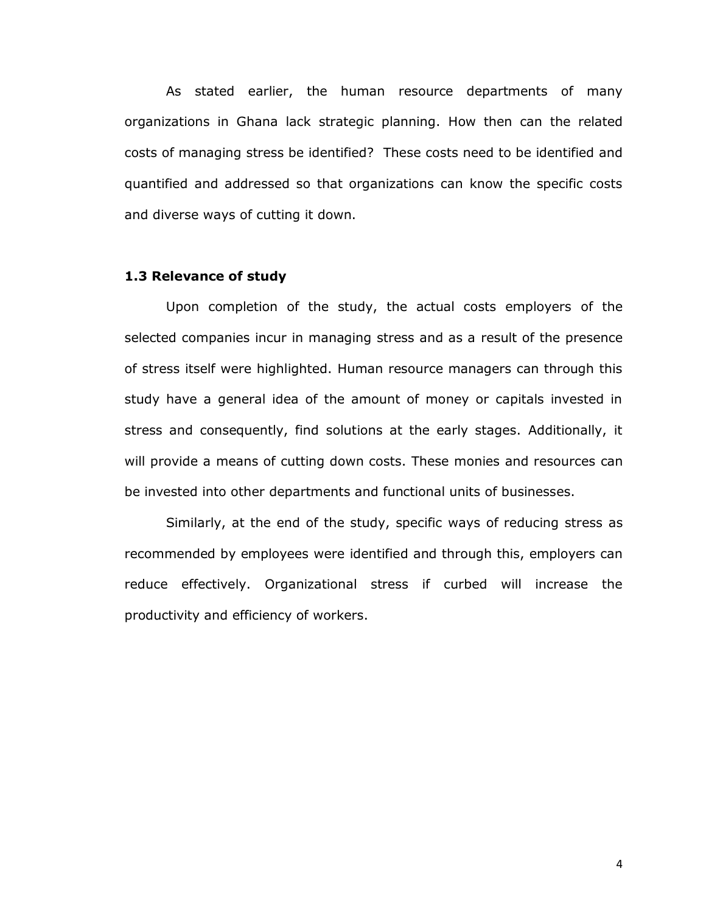As stated earlier, the human resource departments of many organizations in Ghana lack strategic planning. How then can the related costs of managing stress be identified? These costs need to be identified and quantified and addressed so that organizations can know the specific costs and diverse ways of cutting it down.

### 1.3 Relevance of study

Upon completion of the study, the actual costs employers of the selected companies incur in managing stress and as a result of the presence of stress itself were highlighted. Human resource managers can through this study have a general idea of the amount of money or capitals invested in stress and consequently, find solutions at the early stages. Additionally, it will provide a means of cutting down costs. These monies and resources can be invested into other departments and functional units of businesses.

Similarly, at the end of the study, specific ways of reducing stress as recommended by employees were identified and through this, employers can reduce effectively. Organizational stress if curbed will increase the productivity and efficiency of workers.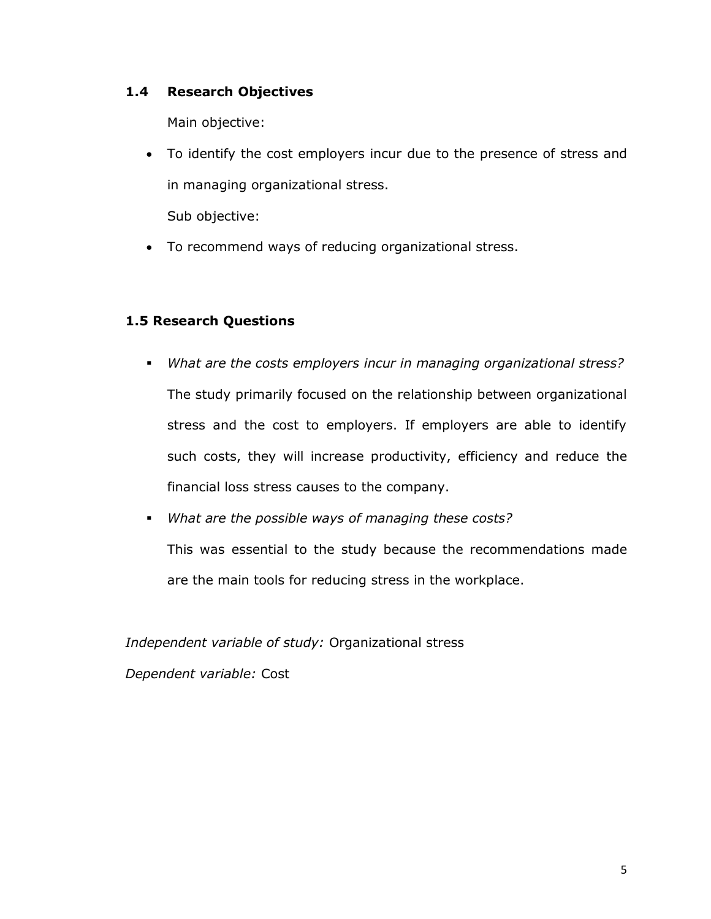## 1.4 Research Objectives

Main objective:

- To identify the cost employers incur due to the presence of stress and in managing organizational stress.

Sub objective:

- To recommend ways of reducing organizational stress.

## 1.5 Research Questions

- *What are the costs employers incur in managing organizational stress?*

  The study primarily focused on the relationship between organizational stress and the cost to employers. If employers are able to identify such costs, they will increase productivity, efficiency and reduce the financial loss stress causes to the company.

- *What are the possible ways of managing these costs?*

  This was essential to the study because the recommendations made are the main tools for reducing stress in the workplace.

*Independent variable of study:* Organizational stress

*Dependent variable:* Cost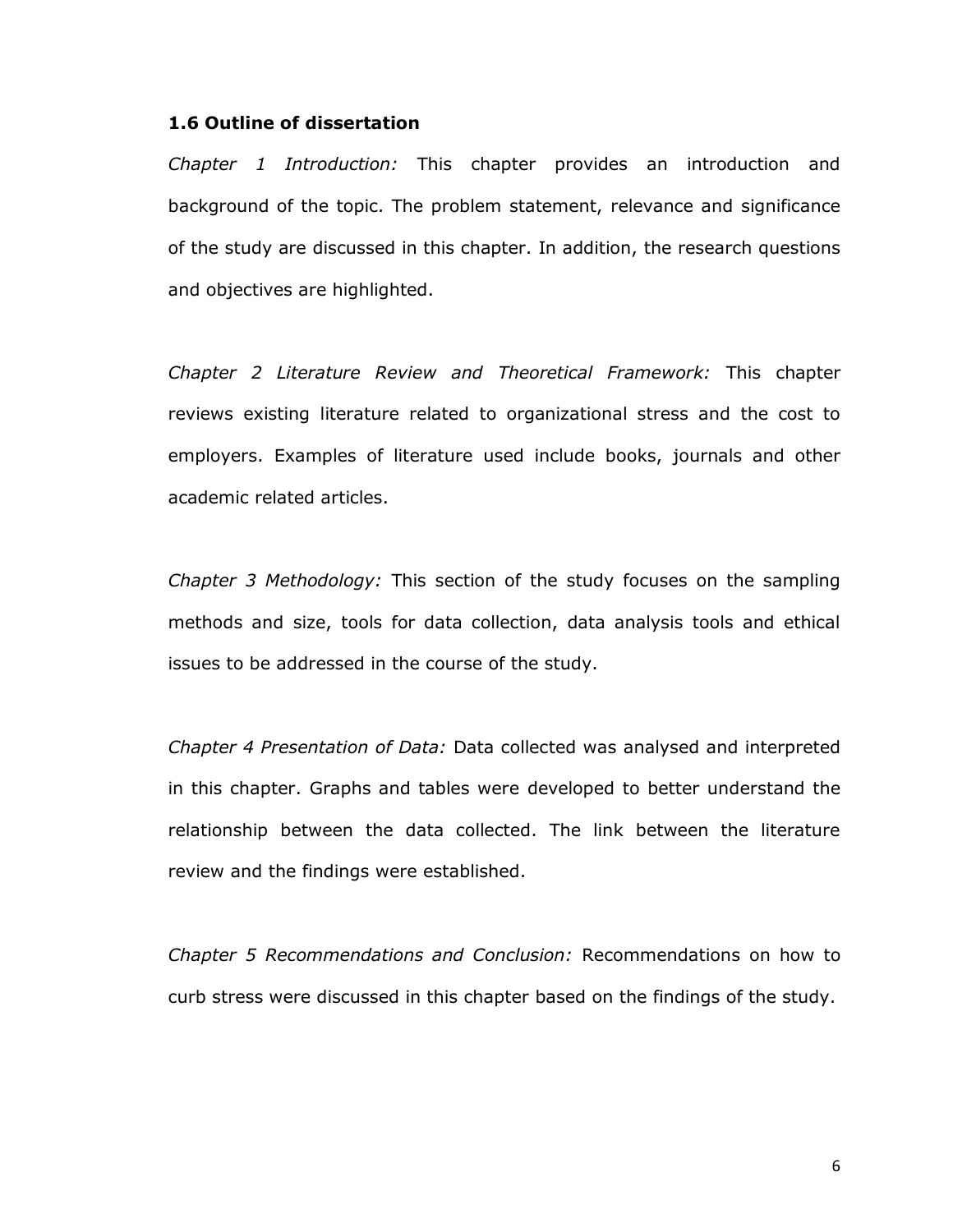### 1.6 Outline of dissertation

*Chapter 1 Introduction:* This chapter provides an introduction and background of the topic. The problem statement, relevance and significance of the study are discussed in this chapter. In addition, the research questions and objectives are highlighted.

*Chapter 2 Literature Review and Theoretical Framework:* This chapter reviews existing literature related to organizational stress and the cost to employers. Examples of literature used include books, journals and other academic related articles.

*Chapter 3 Methodology:* This section of the study focuses on the sampling methods and size, tools for data collection, data analysis tools and ethical issues to be addressed in the course of the study.

*Chapter 4 Presentation of Data:* Data collected was analysed and interpreted in this chapter. Graphs and tables were developed to better understand the relationship between the data collected. The link between the literature review and the findings were established.

*Chapter 5 Recommendations and Conclusion:* Recommendations on how to curb stress were discussed in this chapter based on the findings of the study.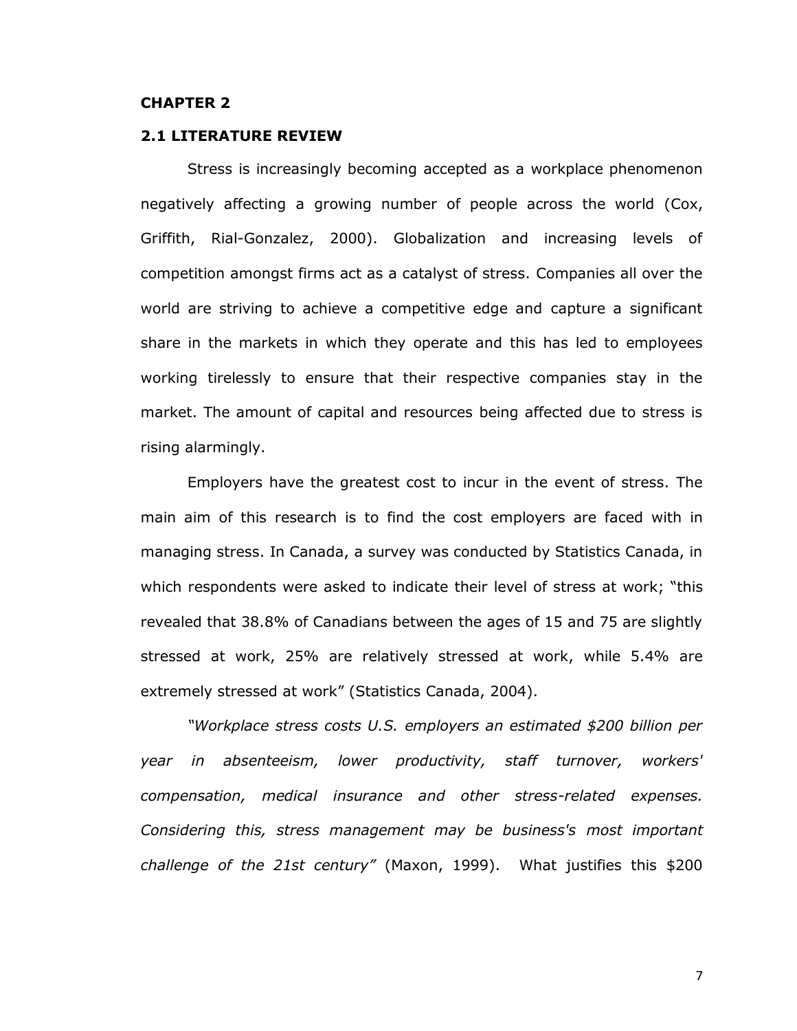# CHAPTER 2

## 2.1 LITERATURE REVIEW

Stress is increasingly becoming accepted as a workplace phenomenon negatively affecting a growing number of people across the world (Cox, Griffith, Rial-Gonzalez, 2000). Globalization and increasing levels of competition amongst firms act as a catalyst of stress. Companies all over the world are striving to achieve a competitive edge and capture a significant share in the markets in which they operate and this has led to employees working tirelessly to ensure that their respective companies stay in the market. The amount of capital and resources being affected due to stress is rising alarmingly.

Employers have the greatest cost to incur in the event of stress. The main aim of this research is to find the cost employers are faced with in managing stress. In Canada, a survey was conducted by Statistics Canada, in which respondents were asked to indicate their level of stress at work; "this revealed that 38.8% of Canadians between the ages of 15 and 75 are slightly stressed at work, 25% are relatively stressed at work, while 5.4% are extremely stressed at work" (Statistics Canada, 2004).

*"Workplace stress costs U.S. employers an estimated $200 billion per year in absenteeism, lower productivity, staff turnover, workers' compensation, medical insurance and other stress-related expenses. Considering this, stress management may be business's most important challenge of the 21st century"* (Maxon, 1999). What justifies this $200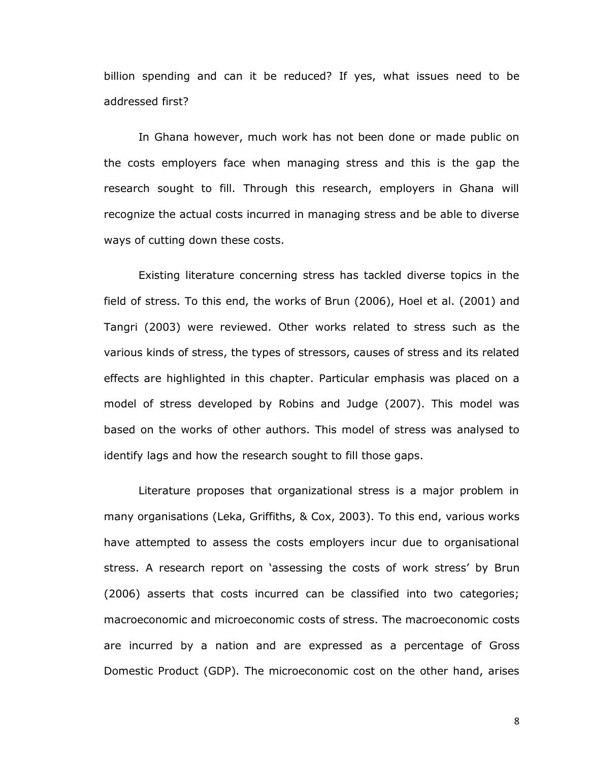billion spending and can it be reduced? If yes, what issues need to be addressed first?

In Ghana however, much work has not been done or made public on the costs employers face when managing stress and this is the gap the research sought to fill. Through this research, employers in Ghana will recognize the actual costs incurred in managing stress and be able to diverse ways of cutting down these costs.

Existing literature concerning stress has tackled diverse topics in the field of stress. To this end, the works of Brun (2006), Hoel et al. (2001) and Tangri (2003) were reviewed. Other works related to stress such as the various kinds of stress, the types of stressors, causes of stress and its related effects are highlighted in this chapter. Particular emphasis was placed on a model of stress developed by Robins and Judge (2007). This model was based on the works of other authors. This model of stress was analysed to identify lags and how the research sought to fill those gaps.

Literature proposes that organizational stress is a major problem in many organisations (Leka, Griffiths, & Cox, 2003). To this end, various works have attempted to assess the costs employers incur due to organisational stress. A research report on 'assessing the costs of work stress' by Brun (2006) asserts that costs incurred can be classified into two categories; macroeconomic and microeconomic costs of stress. The macroeconomic costs are incurred by a nation and are expressed as a percentage of Gross Domestic Product (GDP). The microeconomic cost on the other hand, arises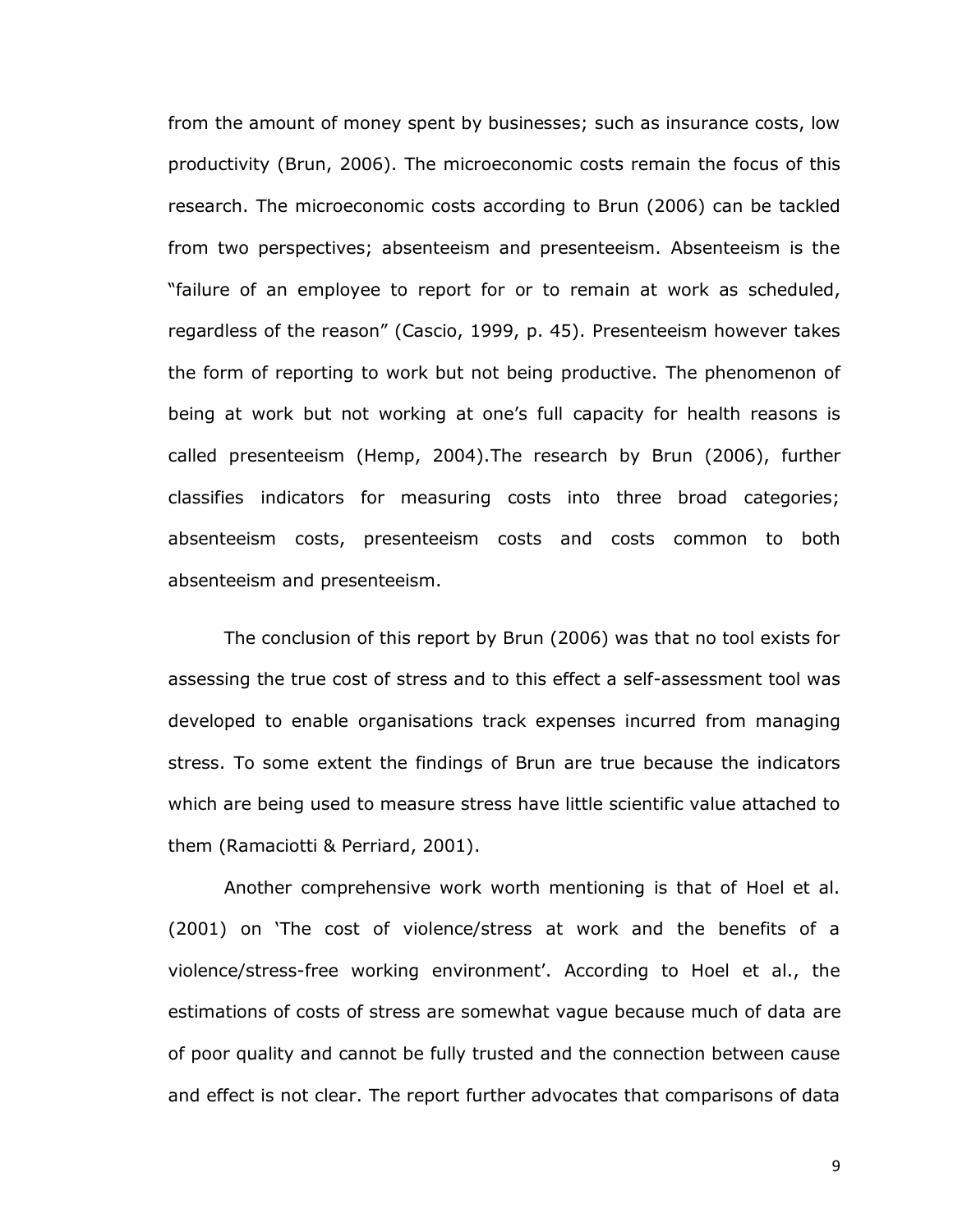from the amount of money spent by businesses; such as insurance costs, low productivity (Brun, 2006). The microeconomic costs remain the focus of this research. The microeconomic costs according to Brun (2006) can be tackled from two perspectives; absenteeism and presenteeism. Absenteeism is the "failure of an employee to report for or to remain at work as scheduled, regardless of the reason" (Cascio, 1999, p. 45). Presenteeism however takes the form of reporting to work but not being productive. The phenomenon of being at work but not working at one's full capacity for health reasons is called presenteeism (Hemp, 2004).The research by Brun (2006), further classifies indicators for measuring costs into three broad categories; absenteeism costs, presenteeism costs and costs common to both absenteeism and presenteeism.

The conclusion of this report by Brun (2006) was that no tool exists for assessing the true cost of stress and to this effect a self-assessment tool was developed to enable organisations track expenses incurred from managing stress. To some extent the findings of Brun are true because the indicators which are being used to measure stress have little scientific value attached to them (Ramaciotti & Perriard, 2001).

Another comprehensive work worth mentioning is that of Hoel et al. (2001) on 'The cost of violence/stress at work and the benefits of a violence/stress-free working environment'. According to Hoel et al., the estimations of costs of stress are somewhat vague because much of data are of poor quality and cannot be fully trusted and the connection between cause and effect is not clear. The report further advocates that comparisons of data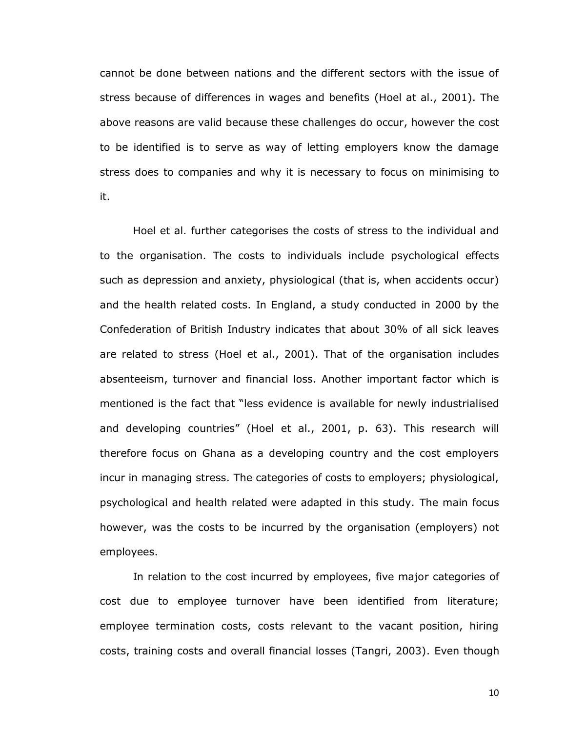cannot be done between nations and the different sectors with the issue of stress because of differences in wages and benefits (Hoel at al., 2001). The above reasons are valid because these challenges do occur, however the cost to be identified is to serve as way of letting employers know the damage stress does to companies and why it is necessary to focus on minimising to it.

Hoel et al. further categorises the costs of stress to the individual and to the organisation. The costs to individuals include psychological effects such as depression and anxiety, physiological (that is, when accidents occur) and the health related costs. In England, a study conducted in 2000 by the Confederation of British Industry indicates that about 30% of all sick leaves are related to stress (Hoel et al., 2001). That of the organisation includes absenteeism, turnover and financial loss. Another important factor which is mentioned is the fact that "less evidence is available for newly industrialised and developing countries" (Hoel et al., 2001, p. 63). This research will therefore focus on Ghana as a developing country and the cost employers incur in managing stress. The categories of costs to employers; physiological, psychological and health related were adapted in this study. The main focus however, was the costs to be incurred by the organisation (employers) not employees.

In relation to the cost incurred by employees, five major categories of cost due to employee turnover have been identified from literature; employee termination costs, costs relevant to the vacant position, hiring costs, training costs and overall financial losses (Tangri, 2003). Even though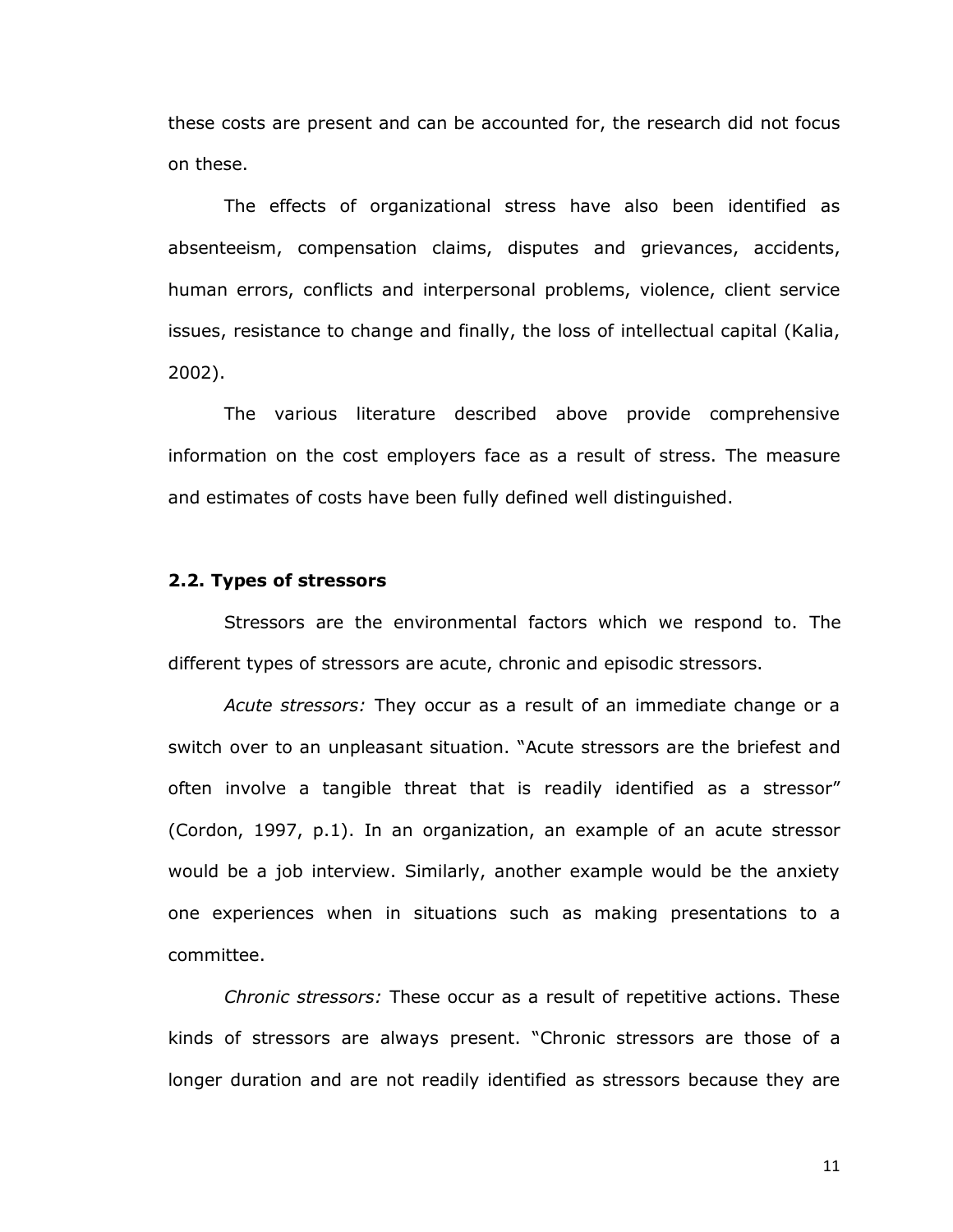these costs are present and can be accounted for, the research did not focus on these.

The effects of organizational stress have also been identified as absenteeism, compensation claims, disputes and grievances, accidents, human errors, conflicts and interpersonal problems, violence, client service issues, resistance to change and finally, the loss of intellectual capital (Kalia, 2002).

The various literature described above provide comprehensive information on the cost employers face as a result of stress. The measure and estimates of costs have been fully defined well distinguished.

### 2.2. Types of stressors

Stressors are the environmental factors which we respond to. The different types of stressors are acute, chronic and episodic stressors.

*Acute stressors:* They occur as a result of an immediate change or a switch over to an unpleasant situation. "Acute stressors are the briefest and often involve a tangible threat that is readily identified as a stressor" (Cordon, 1997, p.1). In an organization, an example of an acute stressor would be a job interview. Similarly, another example would be the anxiety one experiences when in situations such as making presentations to a committee.

*Chronic stressors:* These occur as a result of repetitive actions. These kinds of stressors are always present. "Chronic stressors are those of a longer duration and are not readily identified as stressors because they are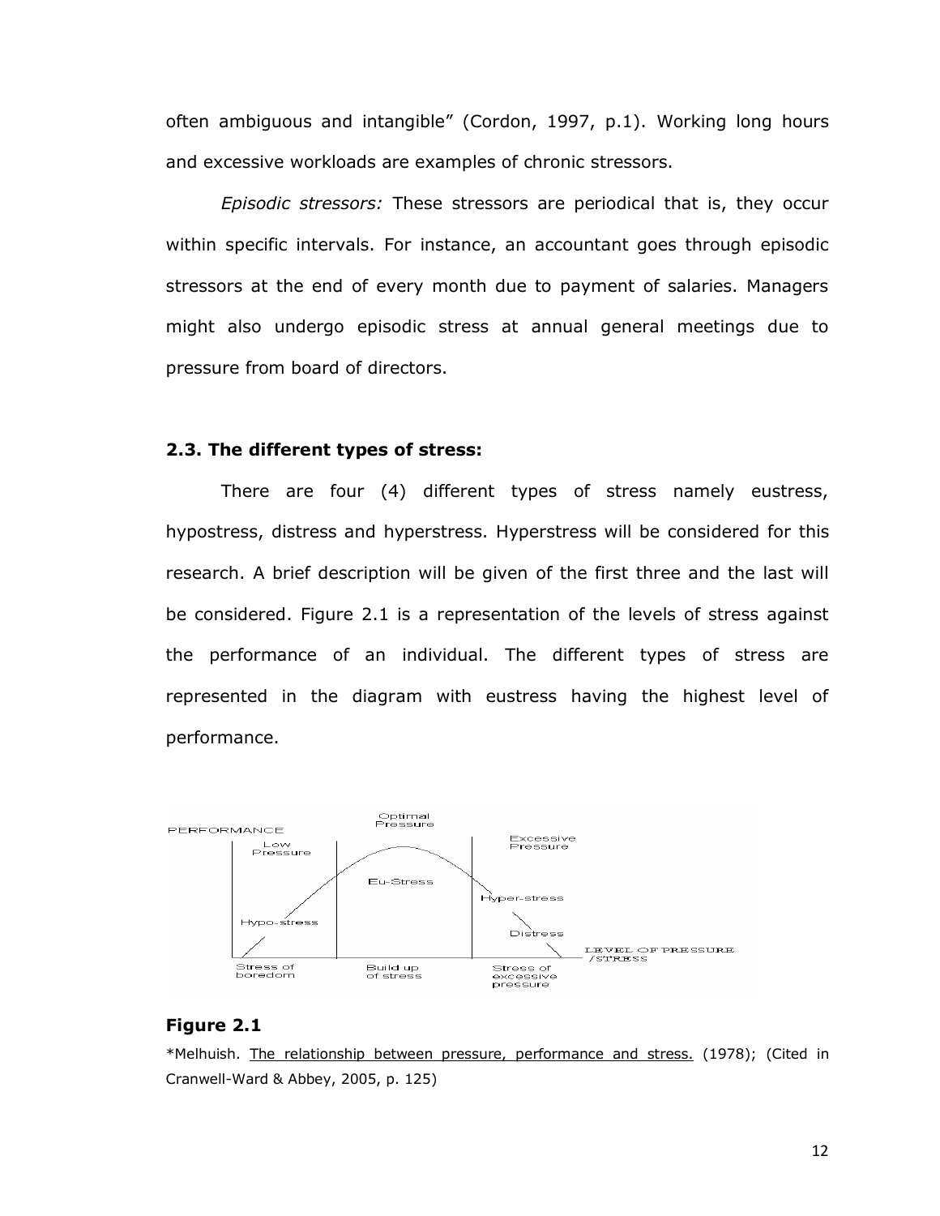often ambiguous and intangible" (Cordon, 1997, p.1). Working long hours and excessive workloads are examples of chronic stressors.

*Episodic stressors:* These stressors are periodical that is, they occur within specific intervals. For instance, an accountant goes through episodic stressors at the end of every month due to payment of salaries. Managers might also undergo episodic stress at annual general meetings due to pressure from board of directors.

### 2.3. The different types of stress:

There are four (4) different types of stress namely eustress, hypostress, distress and hyperstress. Hyperstress will be considered for this research. A brief description will be given of the first three and the last will be considered. Figure 2.1 is a representation of the levels of stress against the performance of an individual. The different types of stress are represented in the diagram with eustress having the highest level of performance.

PERFORMANCE

Low Pressure | Optimal Pressure | Excessive Pressure

Hypo-stress | Eu-Stress | Hyper-stress | Distress

LEVEL OF PRESSURE /STRESS

Stress of boredom | Build up of stress | Stress of excessive pressure

**Figure 2.1**

*Melhuish. The relationship between pressure, performance and stress. (1978); (Cited in Cranwell-Ward & Abbey, 2005, p. 125)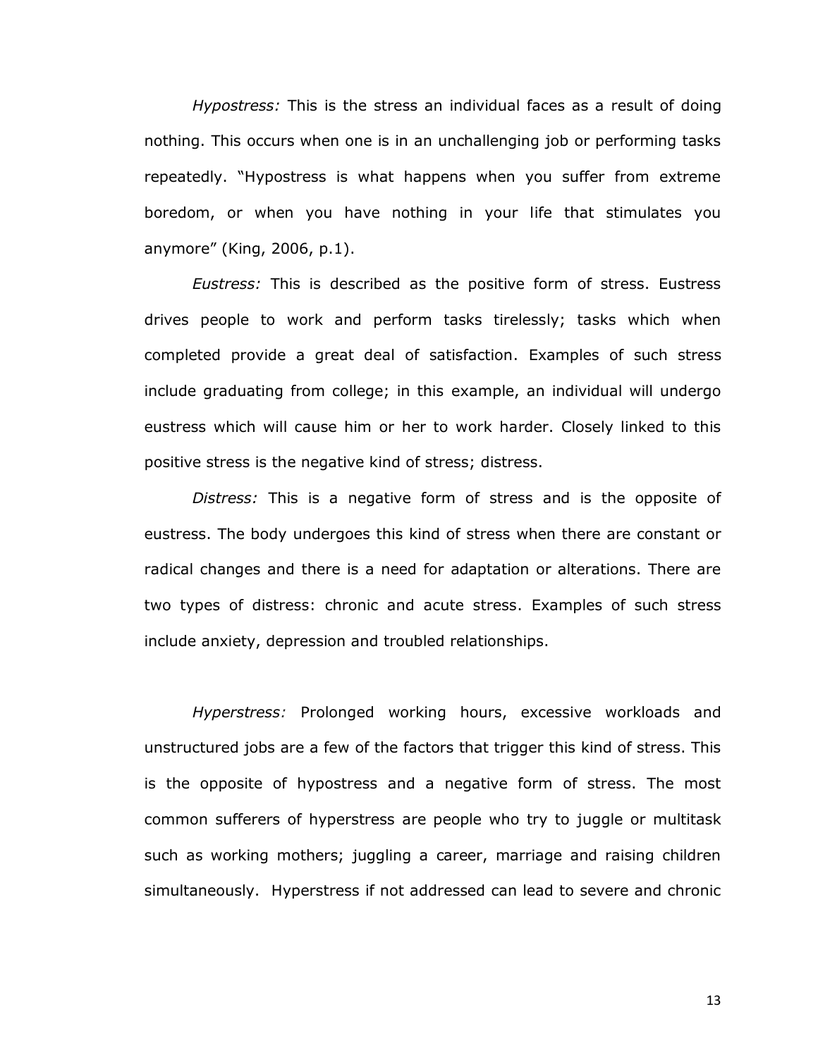*Hypostress:* This is the stress an individual faces as a result of doing nothing. This occurs when one is in an unchallenging job or performing tasks repeatedly. "Hypostress is what happens when you suffer from extreme boredom, or when you have nothing in your life that stimulates you anymore" (King, 2006, p.1).

*Eustress:* This is described as the positive form of stress. Eustress drives people to work and perform tasks tirelessly; tasks which when completed provide a great deal of satisfaction. Examples of such stress include graduating from college; in this example, an individual will undergo eustress which will cause him or her to work harder. Closely linked to this positive stress is the negative kind of stress; distress.

*Distress:* This is a negative form of stress and is the opposite of eustress. The body undergoes this kind of stress when there are constant or radical changes and there is a need for adaptation or alterations. There are two types of distress: chronic and acute stress. Examples of such stress include anxiety, depression and troubled relationships.

*Hyperstress:* Prolonged working hours, excessive workloads and unstructured jobs are a few of the factors that trigger this kind of stress. This is the opposite of hypostress and a negative form of stress. The most common sufferers of hyperstress are people who try to juggle or multitask such as working mothers; juggling a career, marriage and raising children simultaneously. Hyperstress if not addressed can lead to severe and chronic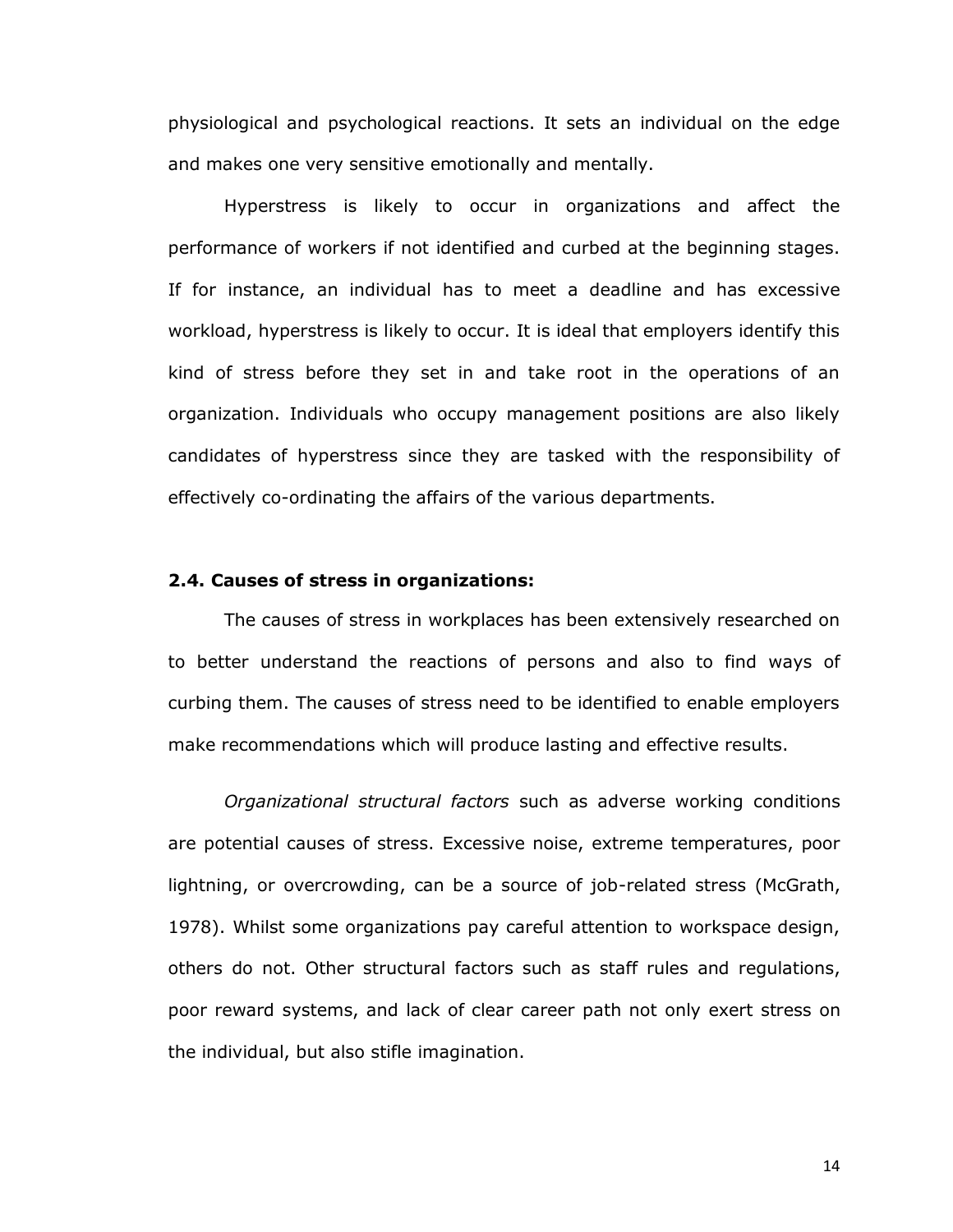physiological and psychological reactions. It sets an individual on the edge and makes one very sensitive emotionally and mentally.

Hyperstress is likely to occur in organizations and affect the performance of workers if not identified and curbed at the beginning stages. If for instance, an individual has to meet a deadline and has excessive workload, hyperstress is likely to occur. It is ideal that employers identify this kind of stress before they set in and take root in the operations of an organization. Individuals who occupy management positions are also likely candidates of hyperstress since they are tasked with the responsibility of effectively co-ordinating the affairs of the various departments.

### 2.4. Causes of stress in organizations:

The causes of stress in workplaces has been extensively researched on to better understand the reactions of persons and also to find ways of curbing them. The causes of stress need to be identified to enable employers make recommendations which will produce lasting and effective results.

*Organizational structural factors* such as adverse working conditions are potential causes of stress. Excessive noise, extreme temperatures, poor lightning, or overcrowding, can be a source of job-related stress (McGrath, 1978). Whilst some organizations pay careful attention to workspace design, others do not. Other structural factors such as staff rules and regulations, poor reward systems, and lack of clear career path not only exert stress on the individual, but also stifle imagination.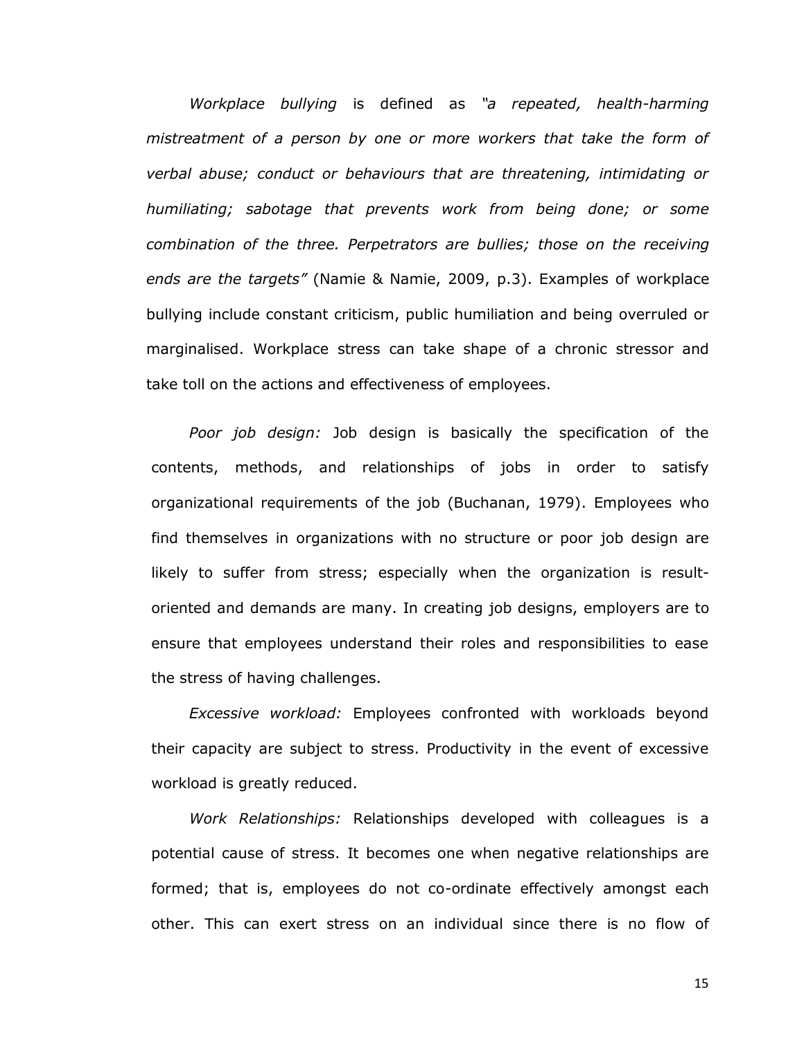*Workplace bullying* is defined as *"a repeated, health-harming mistreatment of a person by one or more workers that take the form of verbal abuse; conduct or behaviours that are threatening, intimidating or humiliating; sabotage that prevents work from being done; or some combination of the three. Perpetrators are bullies; those on the receiving ends are the targets"* (Namie & Namie, 2009, p.3). Examples of workplace bullying include constant criticism, public humiliation and being overruled or marginalised. Workplace stress can take shape of a chronic stressor and take toll on the actions and effectiveness of employees.

*Poor job design:* Job design is basically the specification of the contents, methods, and relationships of jobs in order to satisfy organizational requirements of the job (Buchanan, 1979). Employees who find themselves in organizations with no structure or poor job design are likely to suffer from stress; especially when the organization is result-oriented and demands are many. In creating job designs, employers are to ensure that employees understand their roles and responsibilities to ease the stress of having challenges.

*Excessive workload:* Employees confronted with workloads beyond their capacity are subject to stress. Productivity in the event of excessive workload is greatly reduced.

*Work Relationships:* Relationships developed with colleagues is a potential cause of stress. It becomes one when negative relationships are formed; that is, employees do not co-ordinate effectively amongst each other. This can exert stress on an individual since there is no flow of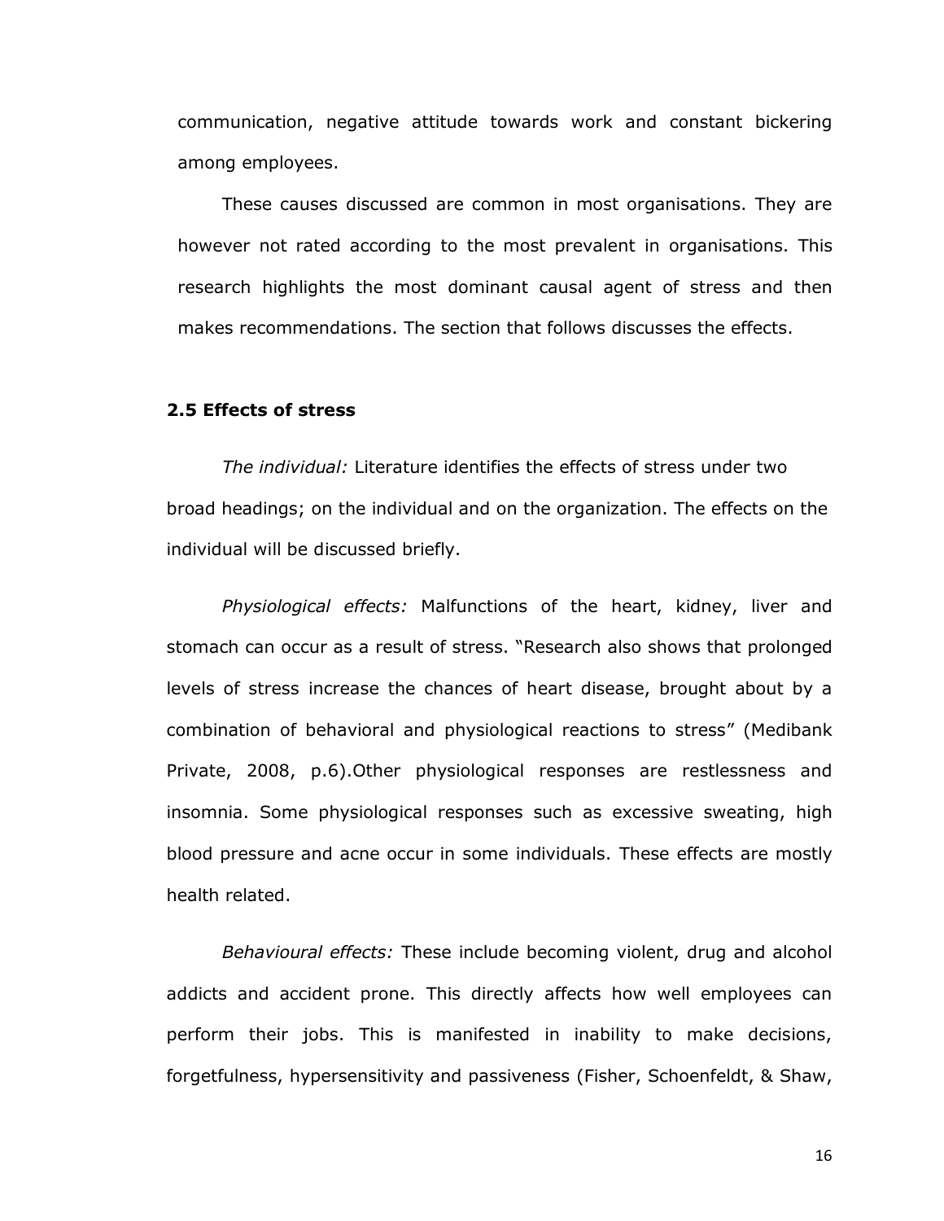communication, negative attitude towards work and constant bickering among employees.

These causes discussed are common in most organisations. They are however not rated according to the most prevalent in organisations. This research highlights the most dominant causal agent of stress and then makes recommendations. The section that follows discusses the effects.

### 2.5 Effects of stress

*The individual:* Literature identifies the effects of stress under two broad headings; on the individual and on the organization. The effects on the individual will be discussed briefly.

*Physiological effects:* Malfunctions of the heart, kidney, liver and stomach can occur as a result of stress. "Research also shows that prolonged levels of stress increase the chances of heart disease, brought about by a combination of behavioral and physiological reactions to stress" (Medibank Private, 2008, p.6).Other physiological responses are restlessness and insomnia. Some physiological responses such as excessive sweating, high blood pressure and acne occur in some individuals. These effects are mostly health related.

*Behavioural effects:* These include becoming violent, drug and alcohol addicts and accident prone. This directly affects how well employees can perform their jobs. This is manifested in inability to make decisions, forgetfulness, hypersensitivity and passiveness (Fisher, Schoenfeldt, & Shaw,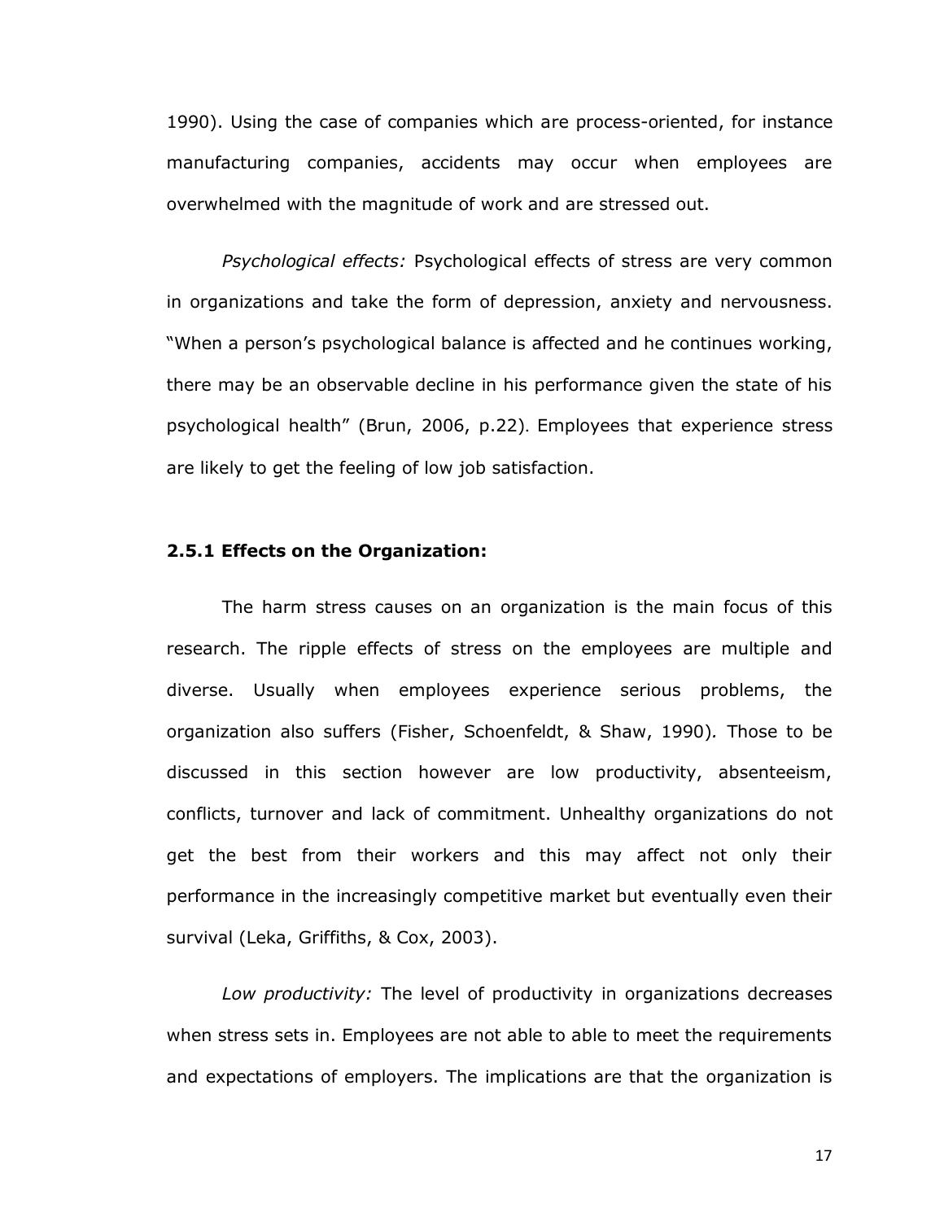1990). Using the case of companies which are process-oriented, for instance manufacturing companies, accidents may occur when employees are overwhelmed with the magnitude of work and are stressed out.

*Psychological effects:* Psychological effects of stress are very common in organizations and take the form of depression, anxiety and nervousness. "When a person's psychological balance is affected and he continues working, there may be an observable decline in his performance given the state of his psychological health" (Brun, 2006, p.22). Employees that experience stress are likely to get the feeling of low job satisfaction.

### 2.5.1 Effects on the Organization:

The harm stress causes on an organization is the main focus of this research. The ripple effects of stress on the employees are multiple and diverse. Usually when employees experience serious problems, the organization also suffers (Fisher, Schoenfeldt, & Shaw, 1990). Those to be discussed in this section however are low productivity, absenteeism, conflicts, turnover and lack of commitment. Unhealthy organizations do not get the best from their workers and this may affect not only their performance in the increasingly competitive market but eventually even their survival (Leka, Griffiths, & Cox, 2003).

*Low productivity:* The level of productivity in organizations decreases when stress sets in. Employees are not able to able to meet the requirements and expectations of employers. The implications are that the organization is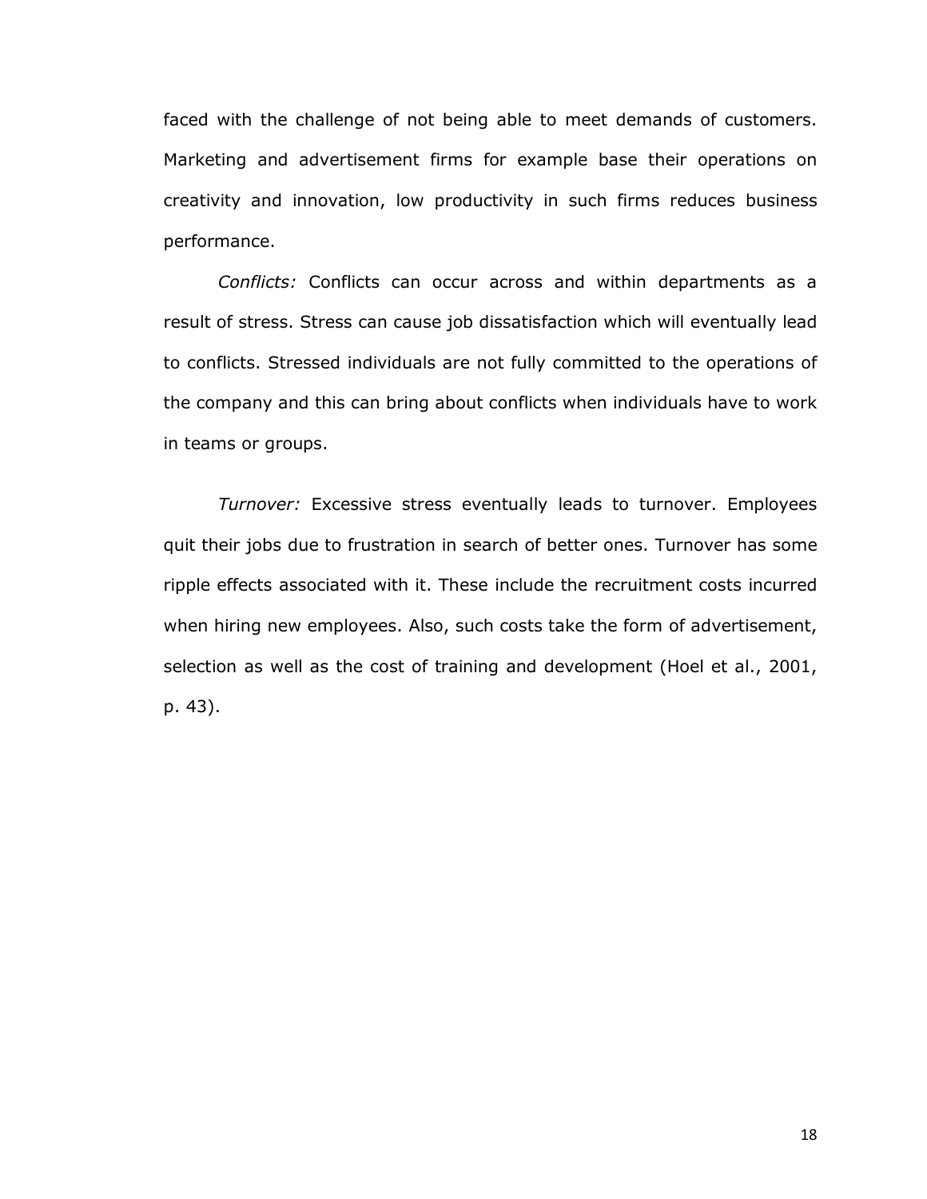faced with the challenge of not being able to meet demands of customers. Marketing and advertisement firms for example base their operations on creativity and innovation, low productivity in such firms reduces business performance.

*Conflicts:* Conflicts can occur across and within departments as a result of stress. Stress can cause job dissatisfaction which will eventually lead to conflicts. Stressed individuals are not fully committed to the operations of the company and this can bring about conflicts when individuals have to work in teams or groups.

*Turnover:* Excessive stress eventually leads to turnover. Employees quit their jobs due to frustration in search of better ones. Turnover has some ripple effects associated with it. These include the recruitment costs incurred when hiring new employees. Also, such costs take the form of advertisement, selection as well as the cost of training and development (Hoel et al., 2001, p. 43).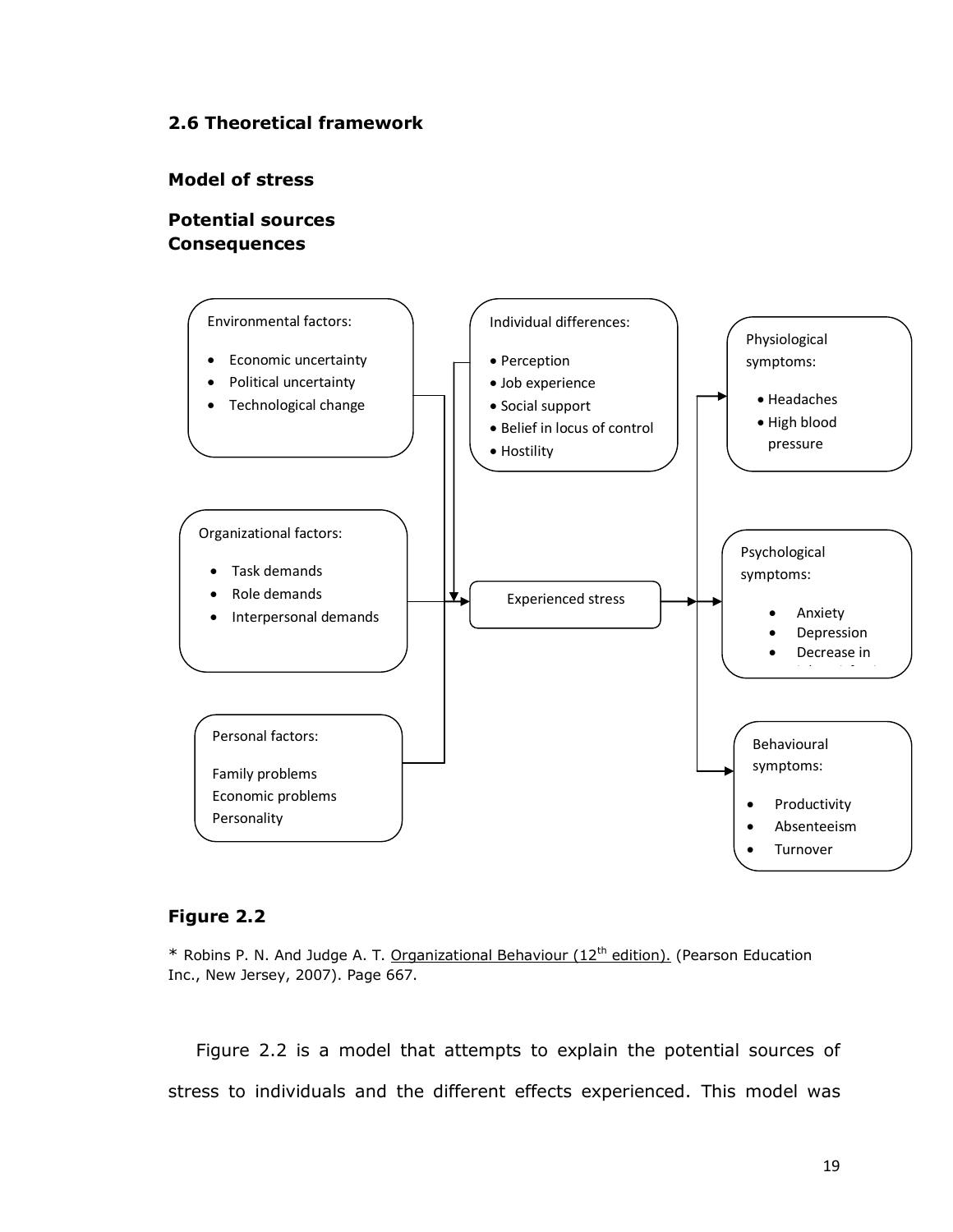### 2.6 Theoretical framework

**Model of stress**

**Potential sources**
**Consequences**

Environmental factors:

- Economic uncertainty
- Political uncertainty
- Technological change

Individual differences:

- Perception
- Job experience
- Social support
- Belief in locus of control
- Hostility

Physiological symptoms:

- Headaches
- High blood pressure

Organizational factors:

- Task demands
- Role demands
- Interpersonal demands

Experienced stress

Psychological symptoms:

- Anxiety
- Depression
- Decrease in

Personal factors:

Family problems
Economic problems
Personality

Behavioural symptoms:

- Productivity
- Absenteeism
- Turnover

**Figure 2.2**

* Robins P. N. And Judge A. T. Organizational Behaviour (12th edition). (Pearson Education Inc., New Jersey, 2007). Page 667.

Figure 2.2 is a model that attempts to explain the potential sources of stress to individuals and the different effects experienced. This model was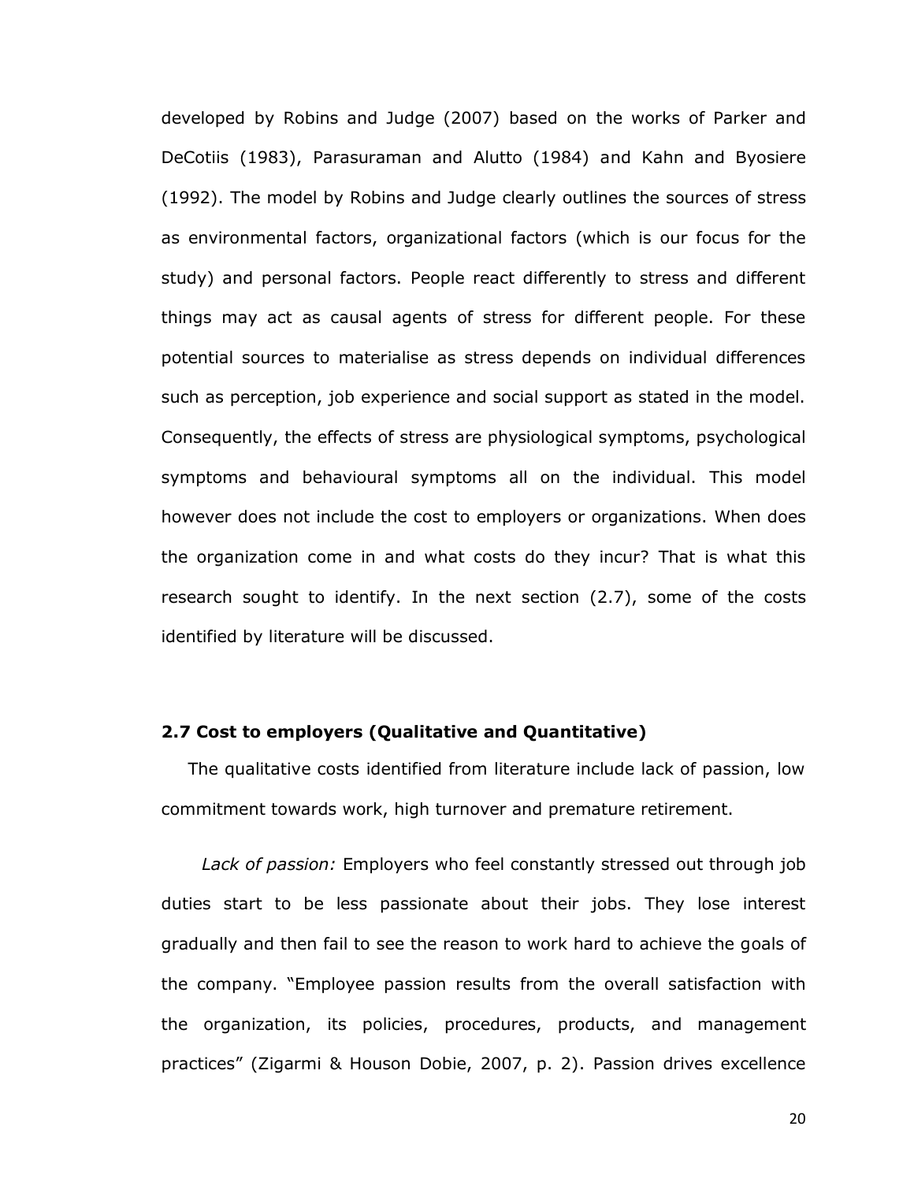developed by Robins and Judge (2007) based on the works of Parker and DeCotiis (1983), Parasuraman and Alutto (1984) and Kahn and Byosiere (1992). The model by Robins and Judge clearly outlines the sources of stress as environmental factors, organizational factors (which is our focus for the study) and personal factors. People react differently to stress and different things may act as causal agents of stress for different people. For these potential sources to materialise as stress depends on individual differences such as perception, job experience and social support as stated in the model. Consequently, the effects of stress are physiological symptoms, psychological symptoms and behavioural symptoms all on the individual. This model however does not include the cost to employers or organizations. When does the organization come in and what costs do they incur? That is what this research sought to identify. In the next section (2.7), some of the costs identified by literature will be discussed.

### 2.7 Cost to employers (Qualitative and Quantitative)

The qualitative costs identified from literature include lack of passion, low commitment towards work, high turnover and premature retirement.

*Lack of passion:* Employers who feel constantly stressed out through job duties start to be less passionate about their jobs. They lose interest gradually and then fail to see the reason to work hard to achieve the goals of the company. "Employee passion results from the overall satisfaction with the organization, its policies, procedures, products, and management practices" (Zigarmi & Houson Dobie, 2007, p. 2). Passion drives excellence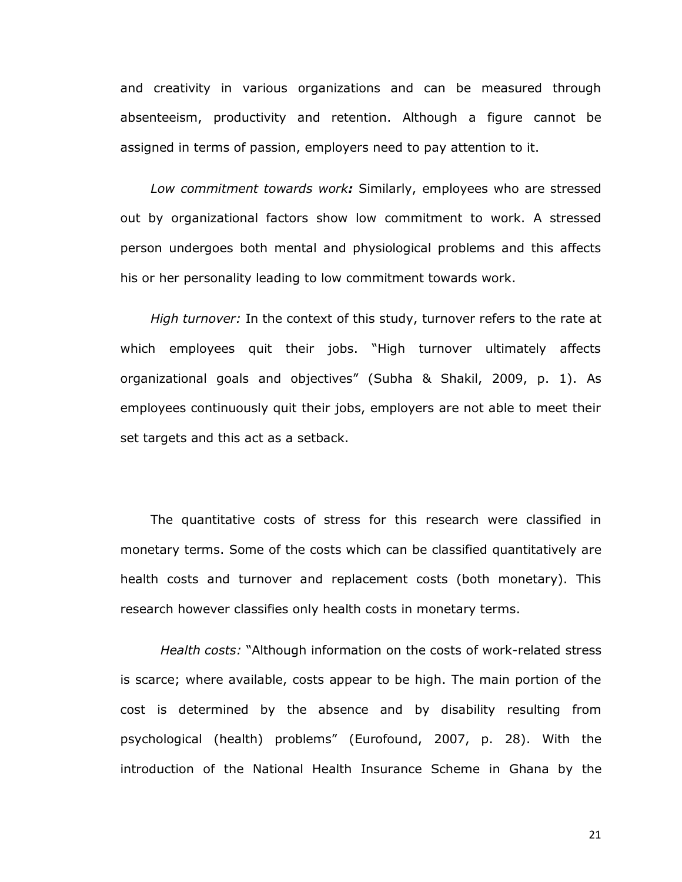and creativity in various organizations and can be measured through absenteeism, productivity and retention. Although a figure cannot be assigned in terms of passion, employers need to pay attention to it.

*Low commitment towards work**:*** Similarly, employees who are stressed out by organizational factors show low commitment to work. A stressed person undergoes both mental and physiological problems and this affects his or her personality leading to low commitment towards work.

*High turnover:* In the context of this study, turnover refers to the rate at which employees quit their jobs. "High turnover ultimately affects organizational goals and objectives" (Subha & Shakil, 2009, p. 1). As employees continuously quit their jobs, employers are not able to meet their set targets and this act as a setback.

The quantitative costs of stress for this research were classified in monetary terms. Some of the costs which can be classified quantitatively are health costs and turnover and replacement costs (both monetary). This research however classifies only health costs in monetary terms.

*Health costs:* "Although information on the costs of work-related stress is scarce; where available, costs appear to be high. The main portion of the cost is determined by the absence and by disability resulting from psychological (health) problems" (Eurofound, 2007, p. 28). With the introduction of the National Health Insurance Scheme in Ghana by the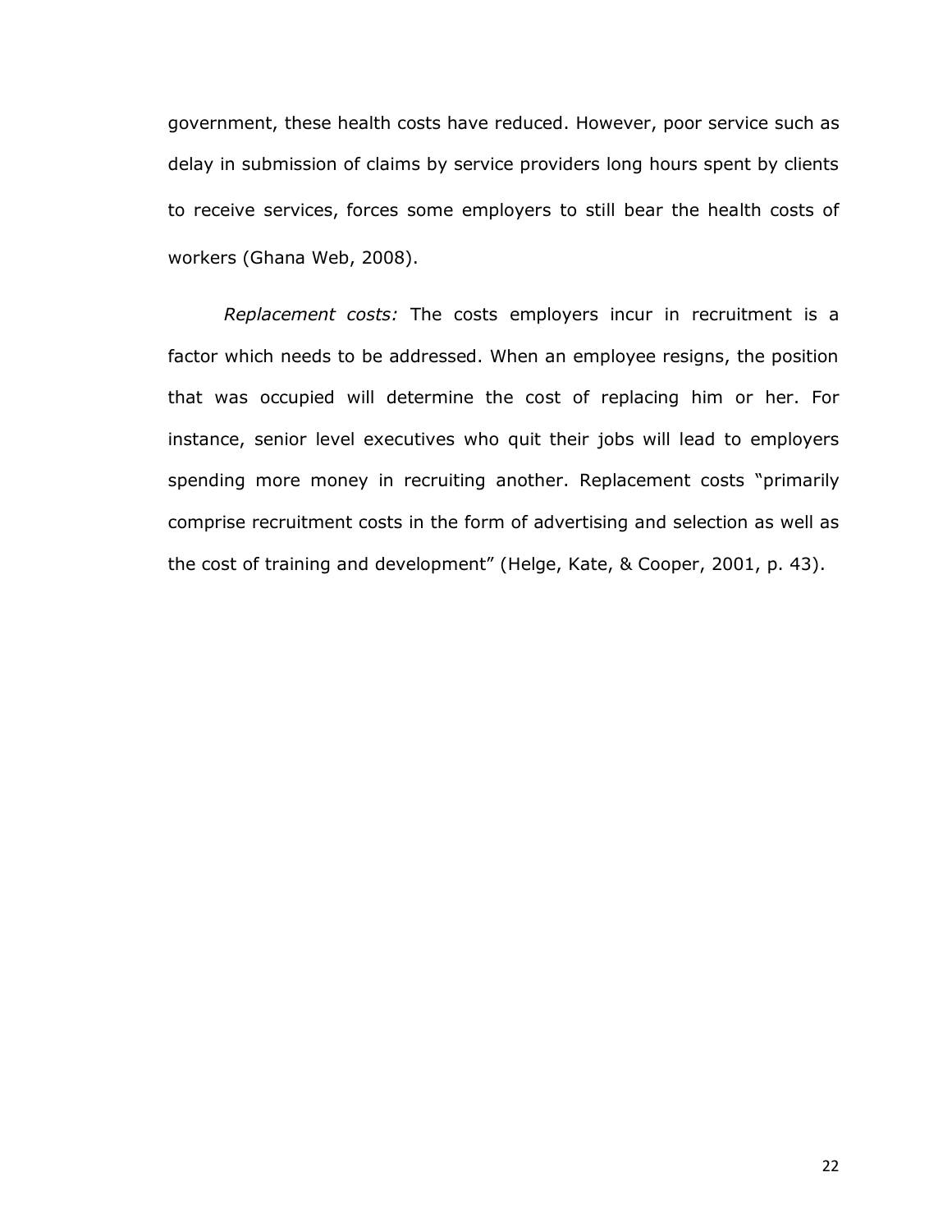government, these health costs have reduced. However, poor service such as delay in submission of claims by service providers long hours spent by clients to receive services, forces some employers to still bear the health costs of workers (Ghana Web, 2008).

*Replacement costs:* The costs employers incur in recruitment is a factor which needs to be addressed. When an employee resigns, the position that was occupied will determine the cost of replacing him or her. For instance, senior level executives who quit their jobs will lead to employers spending more money in recruiting another. Replacement costs "primarily comprise recruitment costs in the form of advertising and selection as well as the cost of training and development" (Helge, Kate, & Cooper, 2001, p. 43).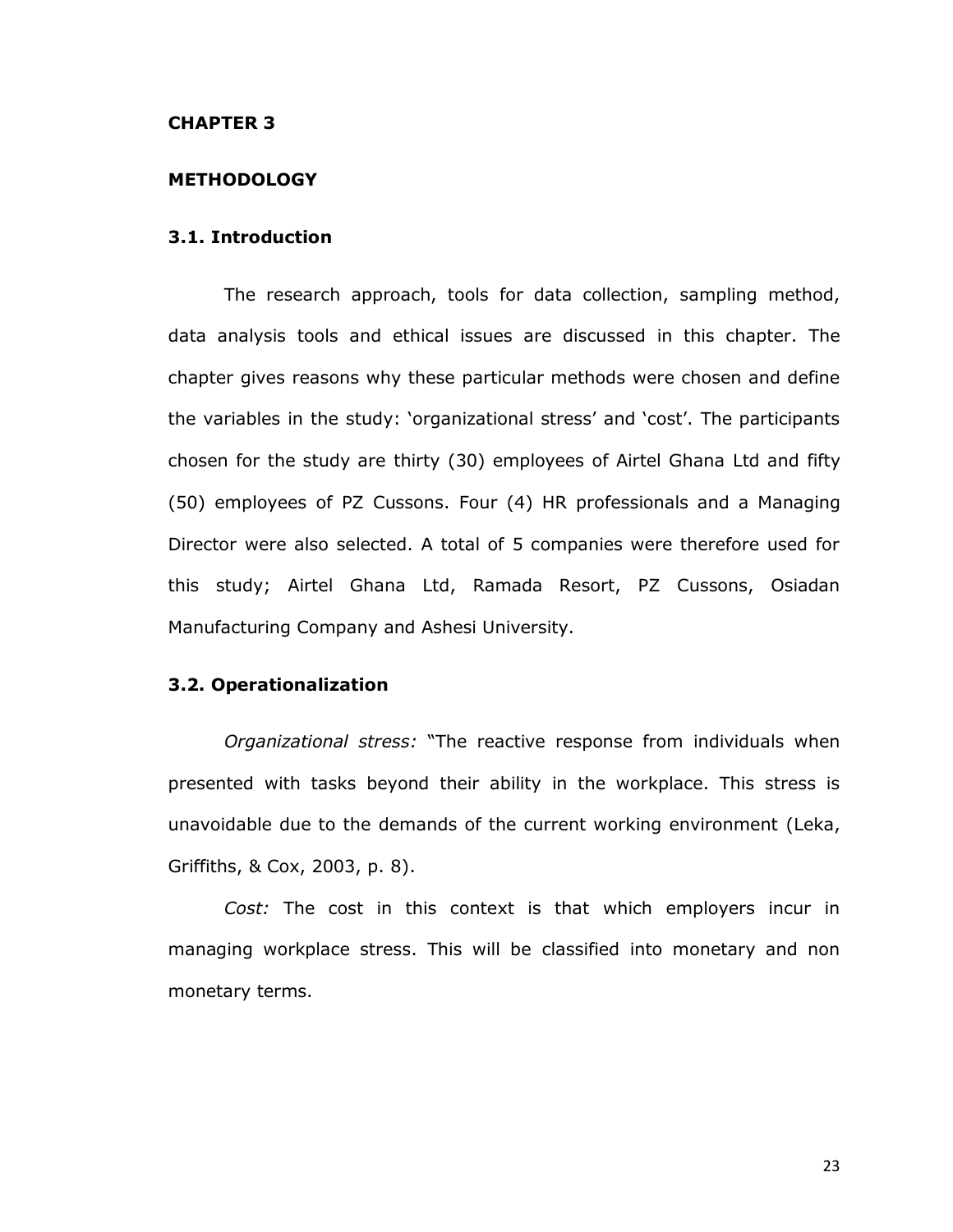# CHAPTER 3

# METHODOLOGY

## 3.1. Introduction

The research approach, tools for data collection, sampling method, data analysis tools and ethical issues are discussed in this chapter. The chapter gives reasons why these particular methods were chosen and define the variables in the study: 'organizational stress' and 'cost'. The participants chosen for the study are thirty (30) employees of Airtel Ghana Ltd and fifty (50) employees of PZ Cussons. Four (4) HR professionals and a Managing Director were also selected. A total of 5 companies were therefore used for this study; Airtel Ghana Ltd, Ramada Resort, PZ Cussons, Osiadan Manufacturing Company and Ashesi University.

## 3.2. Operationalization

*Organizational stress:* "The reactive response from individuals when presented with tasks beyond their ability in the workplace. This stress is unavoidable due to the demands of the current working environment (Leka, Griffiths, & Cox, 2003, p. 8).

*Cost:* The cost in this context is that which employers incur in managing workplace stress. This will be classified into monetary and non monetary terms.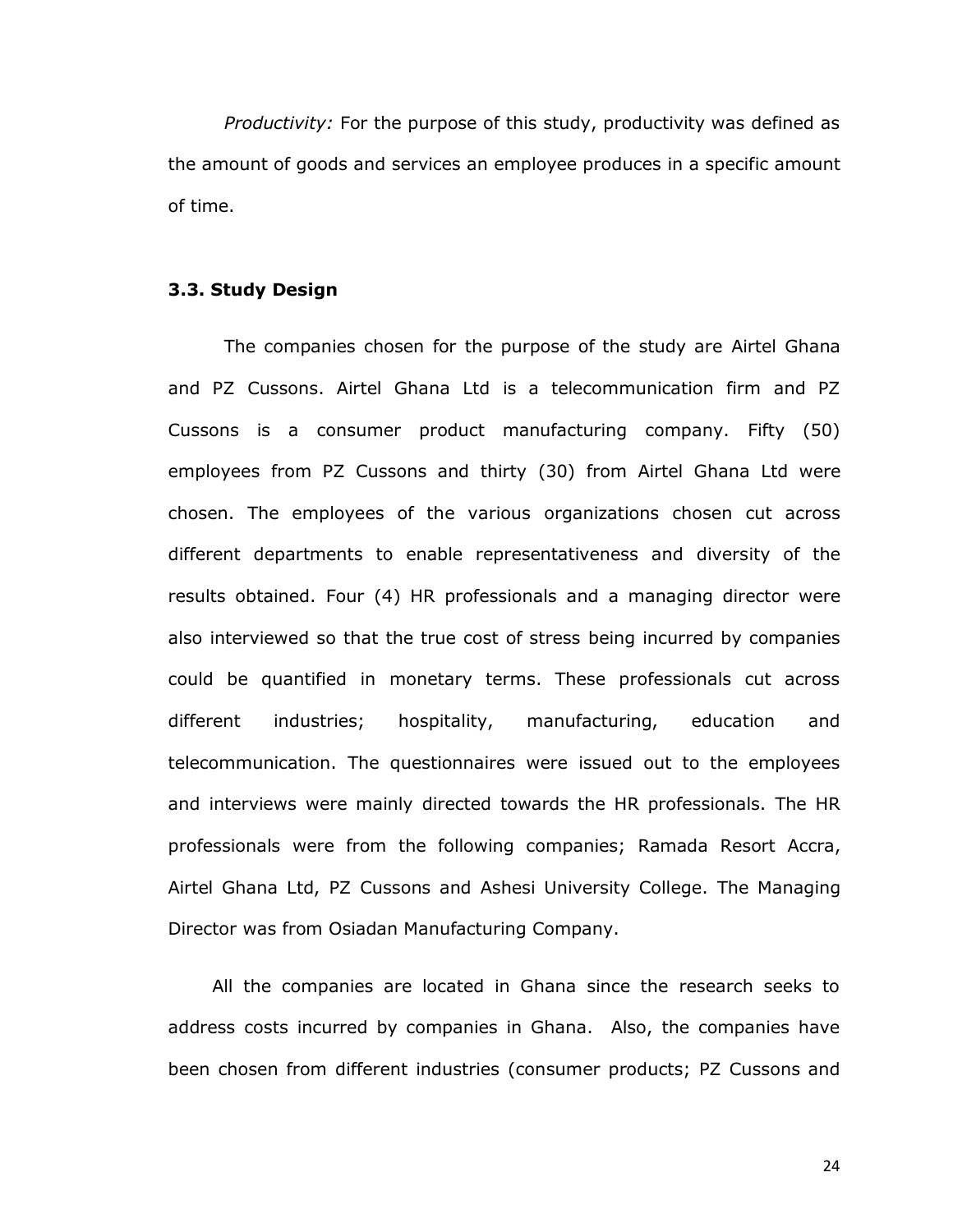*Productivity:* For the purpose of this study, productivity was defined as the amount of goods and services an employee produces in a specific amount of time.

### 3.3. Study Design

The companies chosen for the purpose of the study are Airtel Ghana and PZ Cussons. Airtel Ghana Ltd is a telecommunication firm and PZ Cussons is a consumer product manufacturing company. Fifty (50) employees from PZ Cussons and thirty (30) from Airtel Ghana Ltd were chosen. The employees of the various organizations chosen cut across different departments to enable representativeness and diversity of the results obtained. Four (4) HR professionals and a managing director were also interviewed so that the true cost of stress being incurred by companies could be quantified in monetary terms. These professionals cut across different industries; hospitality, manufacturing, education and telecommunication. The questionnaires were issued out to the employees and interviews were mainly directed towards the HR professionals. The HR professionals were from the following companies; Ramada Resort Accra, Airtel Ghana Ltd, PZ Cussons and Ashesi University College. The Managing Director was from Osiadan Manufacturing Company.

All the companies are located in Ghana since the research seeks to address costs incurred by companies in Ghana. Also, the companies have been chosen from different industries (consumer products; PZ Cussons and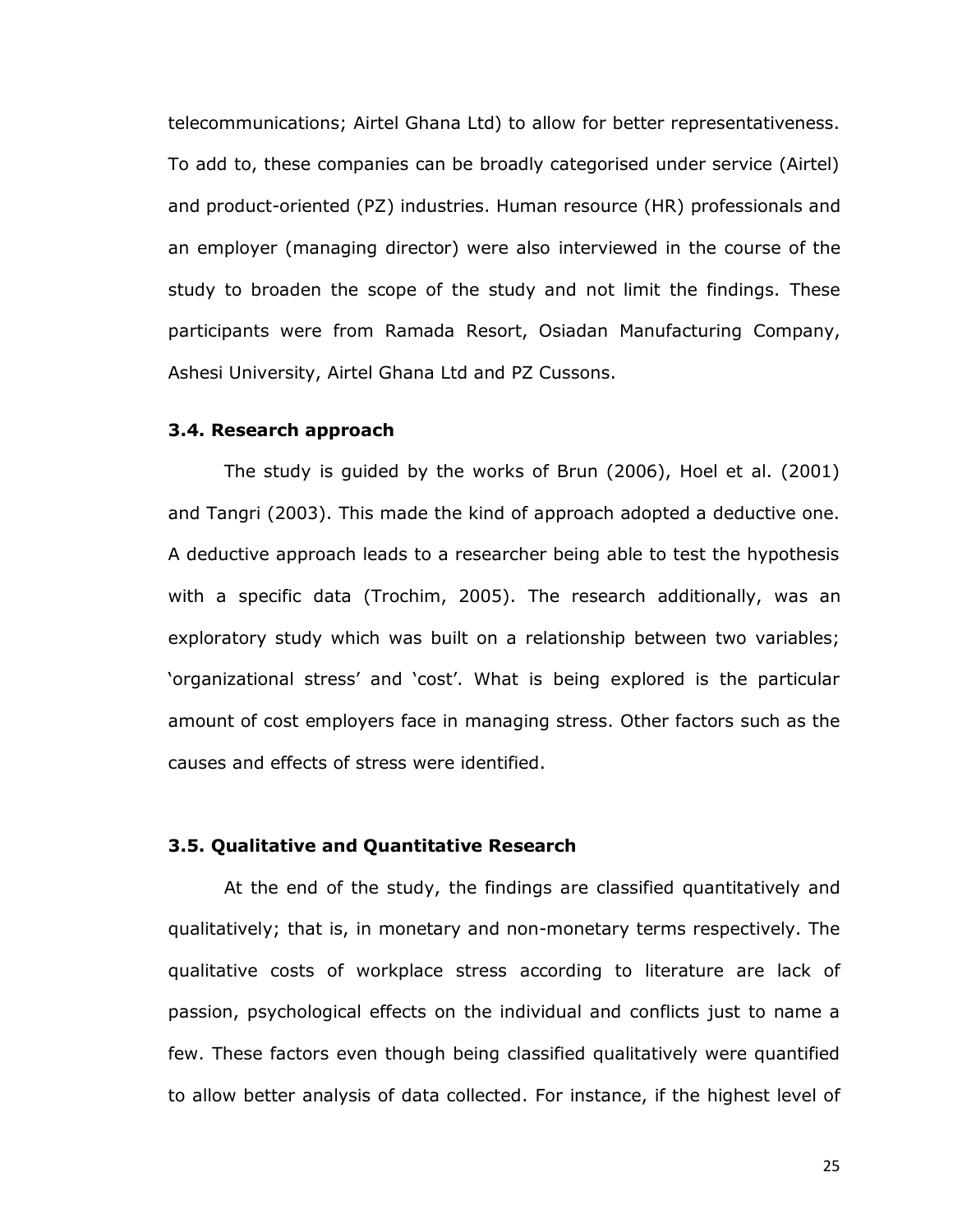telecommunications; Airtel Ghana Ltd) to allow for better representativeness. To add to, these companies can be broadly categorised under service (Airtel) and product-oriented (PZ) industries. Human resource (HR) professionals and an employer (managing director) were also interviewed in the course of the study to broaden the scope of the study and not limit the findings. These participants were from Ramada Resort, Osiadan Manufacturing Company, Ashesi University, Airtel Ghana Ltd and PZ Cussons.

### 3.4. Research approach

The study is guided by the works of Brun (2006), Hoel et al. (2001) and Tangri (2003). This made the kind of approach adopted a deductive one. A deductive approach leads to a researcher being able to test the hypothesis with a specific data (Trochim, 2005). The research additionally, was an exploratory study which was built on a relationship between two variables; 'organizational stress' and 'cost'. What is being explored is the particular amount of cost employers face in managing stress. Other factors such as the causes and effects of stress were identified.

### 3.5. Qualitative and Quantitative Research

At the end of the study, the findings are classified quantitatively and qualitatively; that is, in monetary and non-monetary terms respectively. The qualitative costs of workplace stress according to literature are lack of passion, psychological effects on the individual and conflicts just to name a few. These factors even though being classified qualitatively were quantified to allow better analysis of data collected. For instance, if the highest level of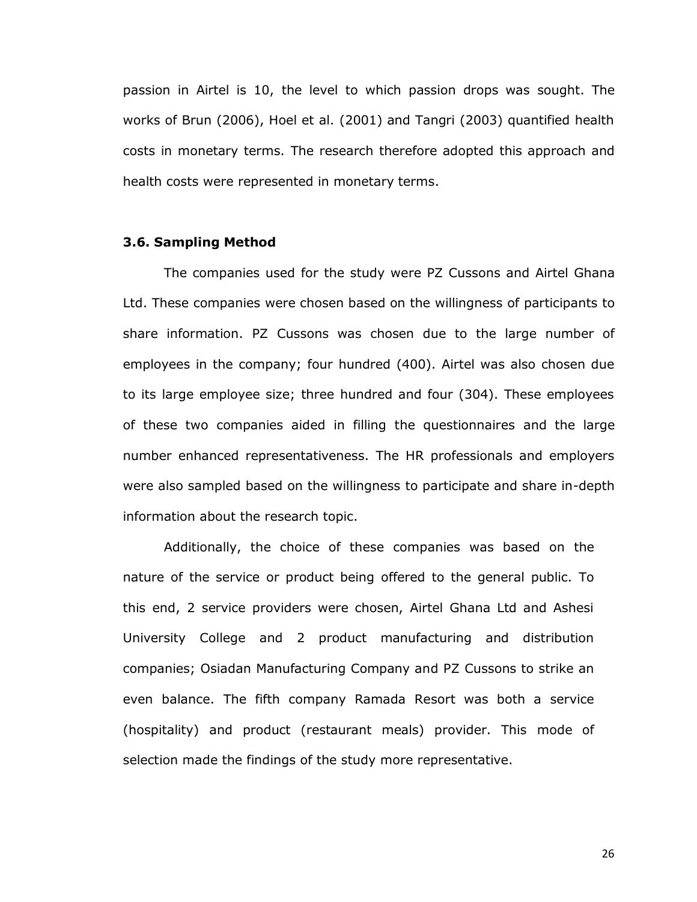passion in Airtel is 10, the level to which passion drops was sought. The works of Brun (2006), Hoel et al. (2001) and Tangri (2003) quantified health costs in monetary terms. The research therefore adopted this approach and health costs were represented in monetary terms.

### 3.6. Sampling Method

The companies used for the study were PZ Cussons and Airtel Ghana Ltd. These companies were chosen based on the willingness of participants to share information. PZ Cussons was chosen due to the large number of employees in the company; four hundred (400). Airtel was also chosen due to its large employee size; three hundred and four (304). These employees of these two companies aided in filling the questionnaires and the large number enhanced representativeness. The HR professionals and employers were also sampled based on the willingness to participate and share in-depth information about the research topic.

Additionally, the choice of these companies was based on the nature of the service or product being offered to the general public. To this end, 2 service providers were chosen, Airtel Ghana Ltd and Ashesi University College and 2 product manufacturing and distribution companies; Osiadan Manufacturing Company and PZ Cussons to strike an even balance. The fifth company Ramada Resort was both a service (hospitality) and product (restaurant meals) provider. This mode of selection made the findings of the study more representative.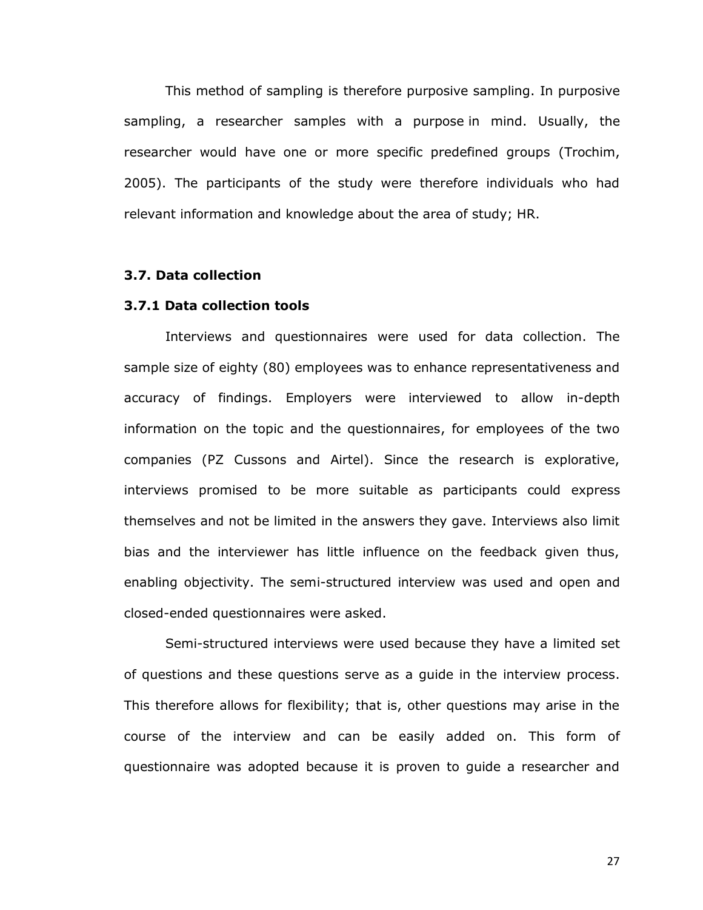This method of sampling is therefore purposive sampling. In purposive sampling, a researcher samples with a purpose in mind. Usually, the researcher would have one or more specific predefined groups (Trochim, 2005). The participants of the study were therefore individuals who had relevant information and knowledge about the area of study; HR.

### 3.7. Data collection

#### 3.7.1 Data collection tools

Interviews and questionnaires were used for data collection. The sample size of eighty (80) employees was to enhance representativeness and accuracy of findings. Employers were interviewed to allow in-depth information on the topic and the questionnaires, for employees of the two companies (PZ Cussons and Airtel). Since the research is explorative, interviews promised to be more suitable as participants could express themselves and not be limited in the answers they gave. Interviews also limit bias and the interviewer has little influence on the feedback given thus, enabling objectivity. The semi-structured interview was used and open and closed-ended questionnaires were asked.

Semi-structured interviews were used because they have a limited set of questions and these questions serve as a guide in the interview process. This therefore allows for flexibility; that is, other questions may arise in the course of the interview and can be easily added on. This form of questionnaire was adopted because it is proven to guide a researcher and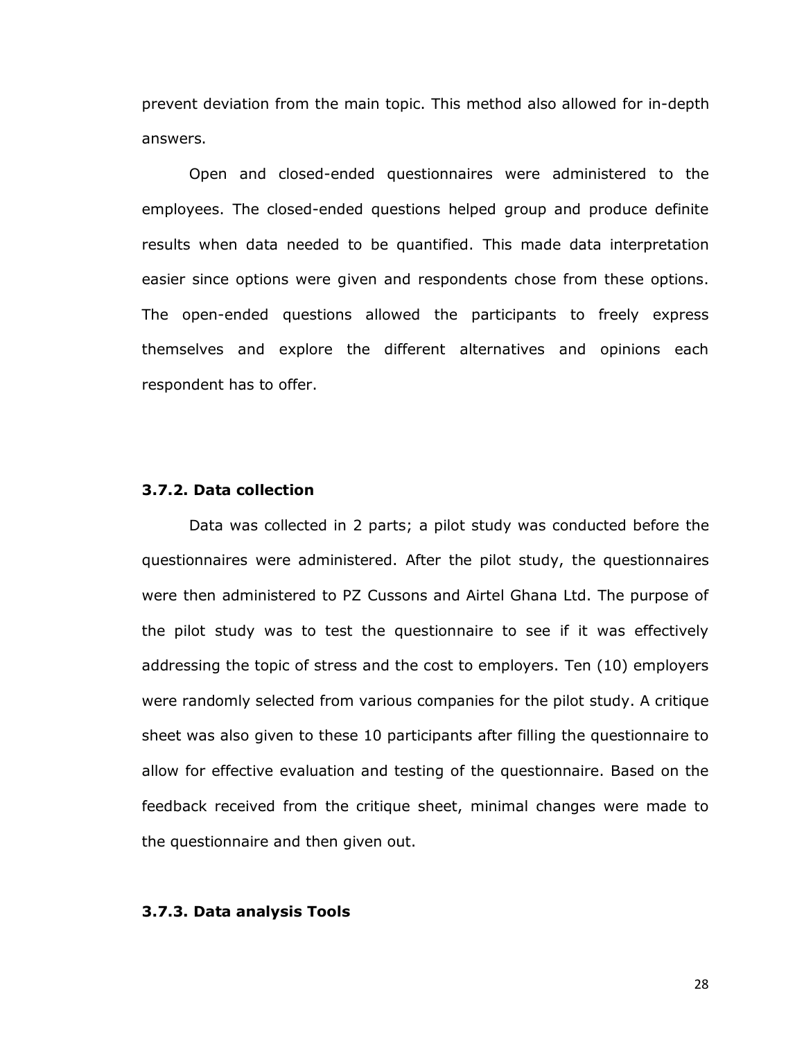prevent deviation from the main topic. This method also allowed for in-depth answers.

Open and closed-ended questionnaires were administered to the employees. The closed-ended questions helped group and produce definite results when data needed to be quantified. This made data interpretation easier since options were given and respondents chose from these options. The open-ended questions allowed the participants to freely express themselves and explore the different alternatives and opinions each respondent has to offer.

### 3.7.2. Data collection

Data was collected in 2 parts; a pilot study was conducted before the questionnaires were administered. After the pilot study, the questionnaires were then administered to PZ Cussons and Airtel Ghana Ltd. The purpose of the pilot study was to test the questionnaire to see if it was effectively addressing the topic of stress and the cost to employers. Ten (10) employers were randomly selected from various companies for the pilot study. A critique sheet was also given to these 10 participants after filling the questionnaire to allow for effective evaluation and testing of the questionnaire. Based on the feedback received from the critique sheet, minimal changes were made to the questionnaire and then given out.

### 3.7.3. Data analysis Tools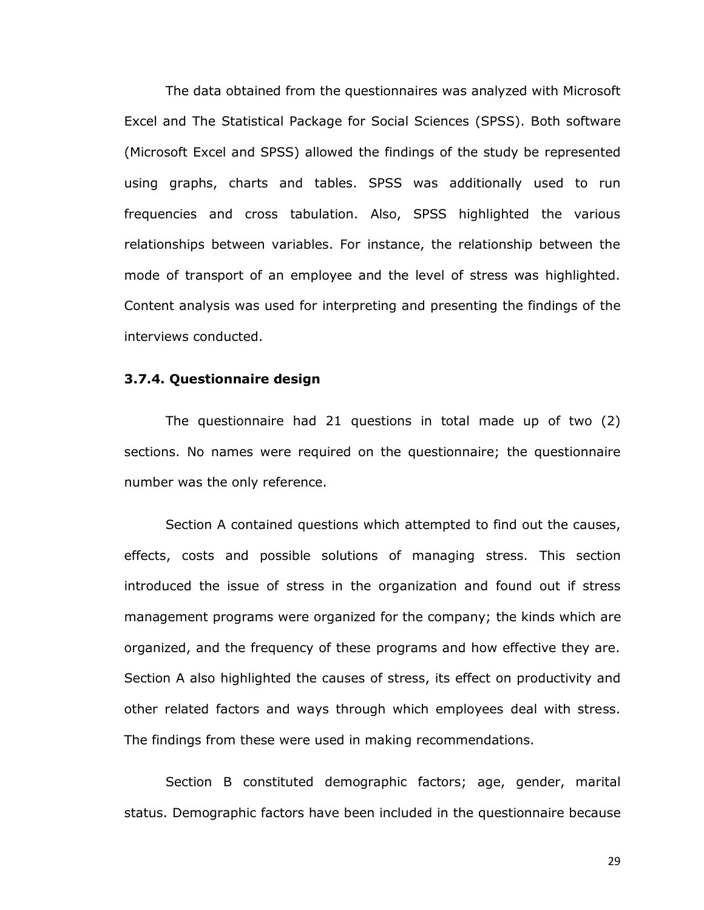The data obtained from the questionnaires was analyzed with Microsoft Excel and The Statistical Package for Social Sciences (SPSS). Both software (Microsoft Excel and SPSS) allowed the findings of the study be represented using graphs, charts and tables. SPSS was additionally used to run frequencies and cross tabulation. Also, SPSS highlighted the various relationships between variables. For instance, the relationship between the mode of transport of an employee and the level of stress was highlighted. Content analysis was used for interpreting and presenting the findings of the interviews conducted.

### 3.7.4. Questionnaire design

The questionnaire had 21 questions in total made up of two (2) sections. No names were required on the questionnaire; the questionnaire number was the only reference.

Section A contained questions which attempted to find out the causes, effects, costs and possible solutions of managing stress. This section introduced the issue of stress in the organization and found out if stress management programs were organized for the company; the kinds which are organized, and the frequency of these programs and how effective they are. Section A also highlighted the causes of stress, its effect on productivity and other related factors and ways through which employees deal with stress. The findings from these were used in making recommendations.

Section B constituted demographic factors; age, gender, marital status. Demographic factors have been included in the questionnaire because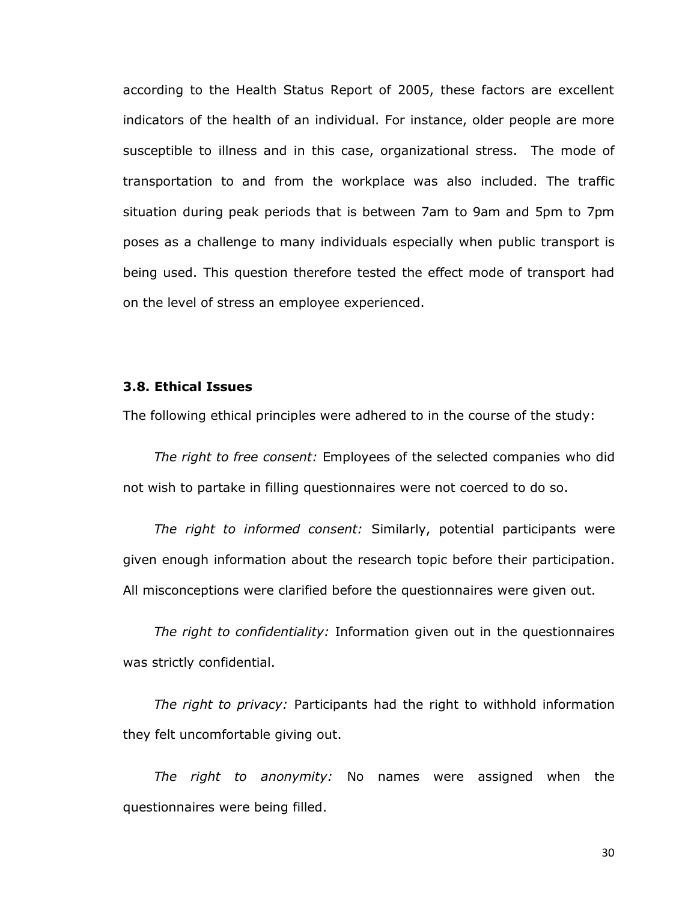according to the Health Status Report of 2005, these factors are excellent indicators of the health of an individual. For instance, older people are more susceptible to illness and in this case, organizational stress. The mode of transportation to and from the workplace was also included. The traffic situation during peak periods that is between 7am to 9am and 5pm to 7pm poses as a challenge to many individuals especially when public transport is being used. This question therefore tested the effect mode of transport had on the level of stress an employee experienced.

### 3.8. Ethical Issues

The following ethical principles were adhered to in the course of the study:

*The right to free consent:* Employees of the selected companies who did not wish to partake in filling questionnaires were not coerced to do so.

*The right to informed consent:* Similarly, potential participants were given enough information about the research topic before their participation. All misconceptions were clarified before the questionnaires were given out.

*The right to confidentiality:* Information given out in the questionnaires was strictly confidential.

*The right to privacy:* Participants had the right to withhold information they felt uncomfortable giving out.

*The right to anonymity:* No names were assigned when the questionnaires were being filled.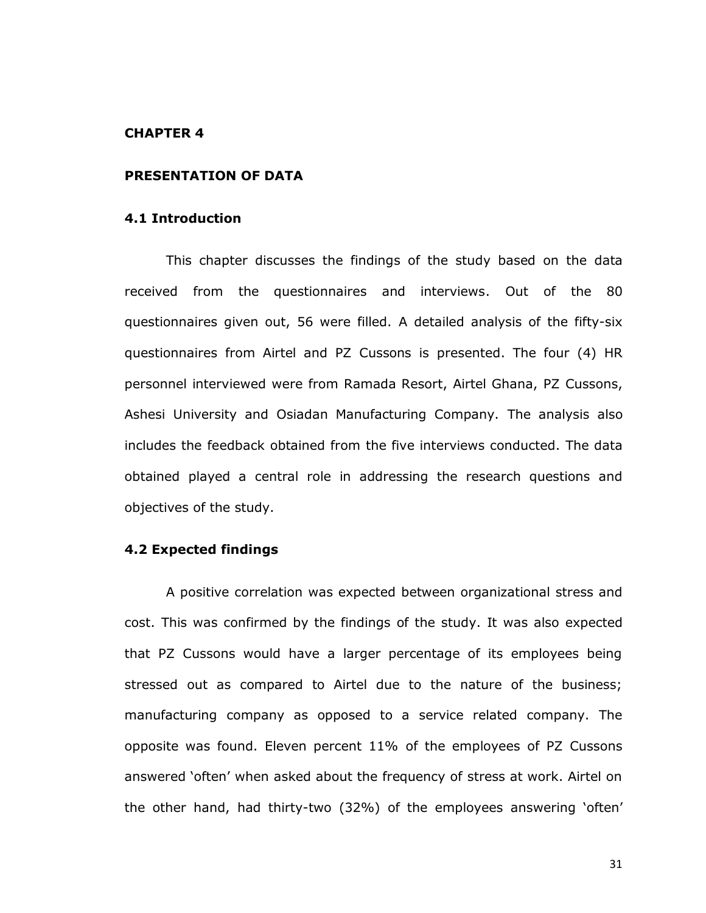**CHAPTER 4**

**PRESENTATION OF DATA**

**4.1 Introduction**

This chapter discusses the findings of the study based on the data received from the questionnaires and interviews. Out of the 80 questionnaires given out, 56 were filled. A detailed analysis of the fifty-six questionnaires from Airtel and PZ Cussons is presented. The four (4) HR personnel interviewed were from Ramada Resort, Airtel Ghana, PZ Cussons, Ashesi University and Osiadan Manufacturing Company. The analysis also includes the feedback obtained from the five interviews conducted. The data obtained played a central role in addressing the research questions and objectives of the study.

**4.2 Expected findings**

A positive correlation was expected between organizational stress and cost. This was confirmed by the findings of the study. It was also expected that PZ Cussons would have a larger percentage of its employees being stressed out as compared to Airtel due to the nature of the business; manufacturing company as opposed to a service related company. The opposite was found. Eleven percent 11% of the employees of PZ Cussons answered 'often' when asked about the frequency of stress at work. Airtel on the other hand, had thirty-two (32%) of the employees answering 'often'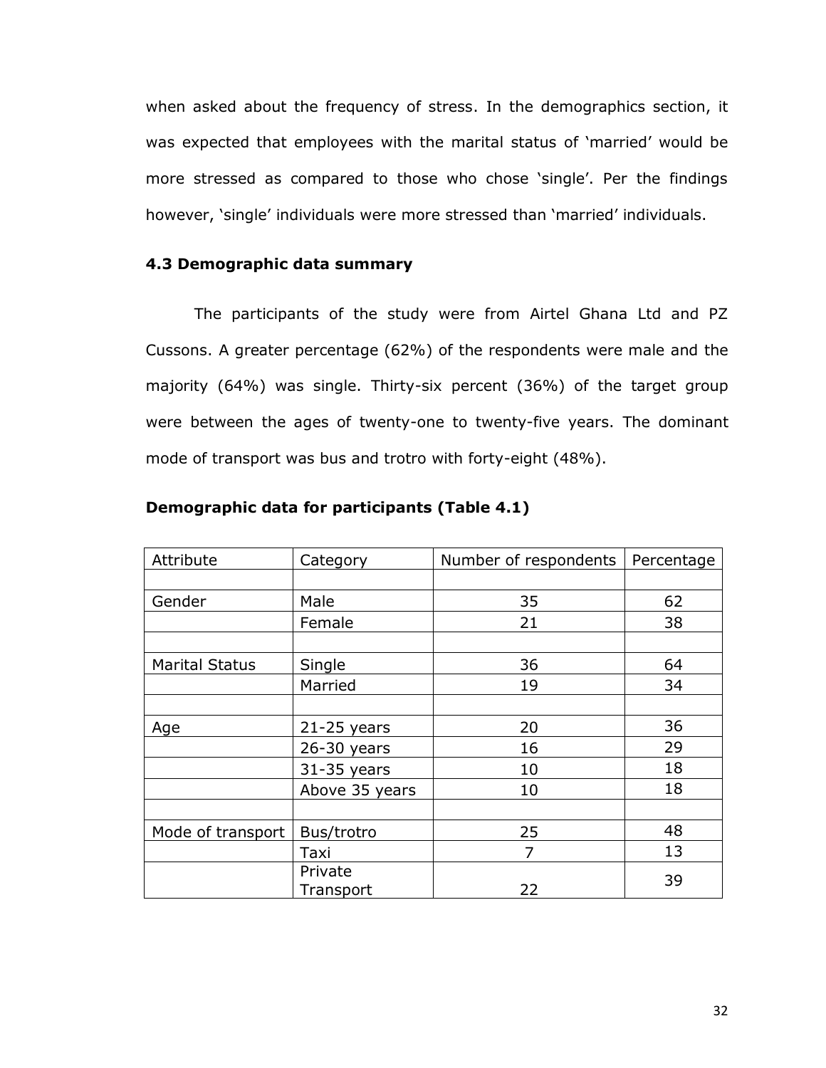when asked about the frequency of stress. In the demographics section, it was expected that employees with the marital status of 'married' would be more stressed as compared to those who chose 'single'. Per the findings however, 'single' individuals were more stressed than 'married' individuals.

### 4.3 Demographic data summary

The participants of the study were from Airtel Ghana Ltd and PZ Cussons. A greater percentage (62%) of the respondents were male and the majority (64%) was single. Thirty-six percent (36%) of the target group were between the ages of twenty-one to twenty-five years. The dominant mode of transport was bus and trotro with forty-eight (48%).

**Demographic data for participants (Table 4.1)**

| Attribute | Category | Number of respondents | Percentage |
|---|---|---|---|
| | | | |
| Gender | Male | 35 | 62 |
| | Female | 21 | 38 |
| | | | |
| Marital Status | Single | 36 | 64 |
| | Married | 19 | 34 |
| | | | |
| Age | 21-25 years | 20 | 36 |
| | 26-30 years | 16 | 29 |
| | 31-35 years | 10 | 18 |
| | Above 35 years | 10 | 18 |
| | | | |
| Mode of transport | Bus/trotro | 25 | 48 |
| | Taxi | 7 | 13 |
| | Private Transport | 22 | 39 |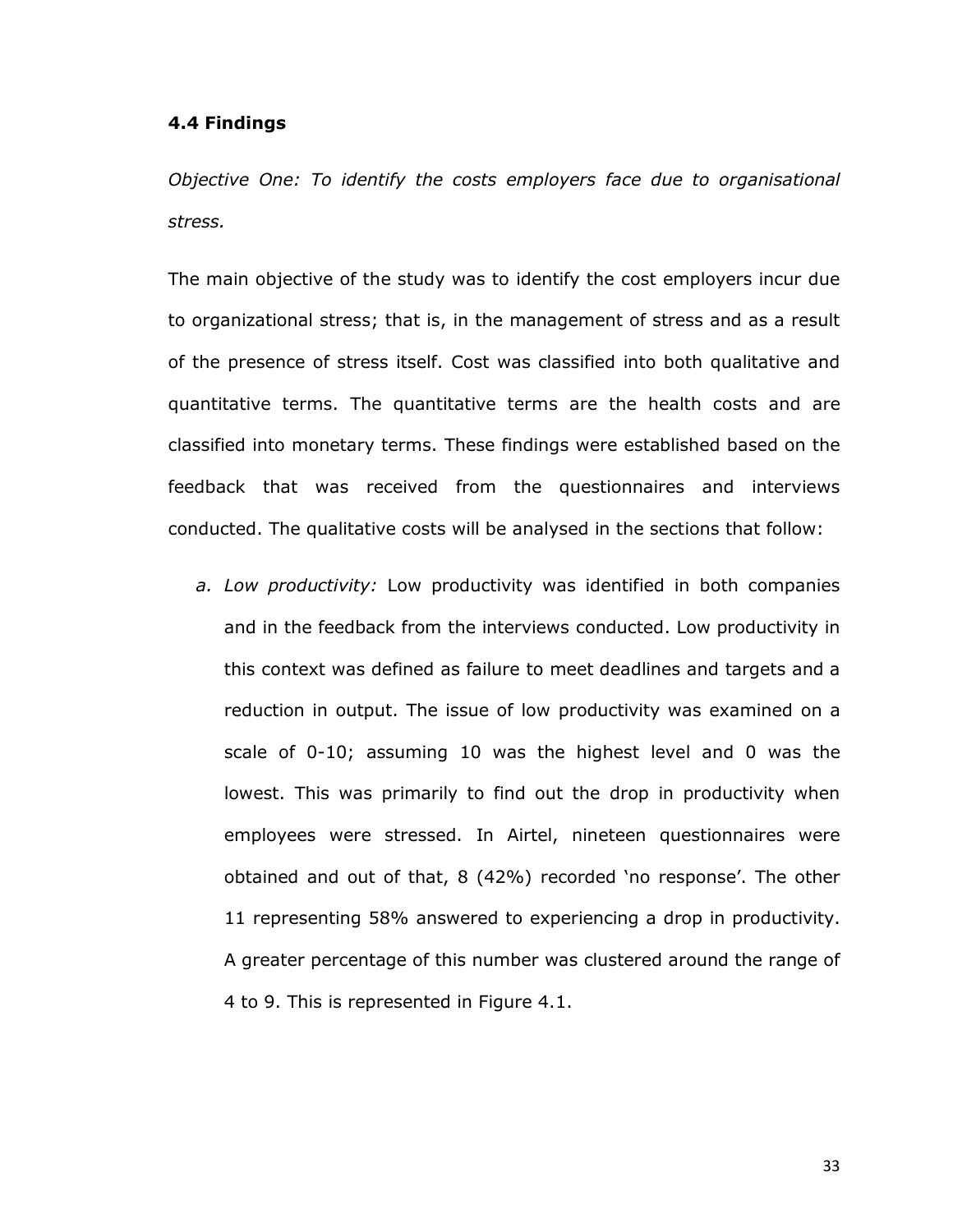### 4.4 Findings

*Objective One: To identify the costs employers face due to organisational stress.*

The main objective of the study was to identify the cost employers incur due to organizational stress; that is, in the management of stress and as a result of the presence of stress itself. Cost was classified into both qualitative and quantitative terms. The quantitative terms are the health costs and are classified into monetary terms. These findings were established based on the feedback that was received from the questionnaires and interviews conducted. The qualitative costs will be analysed in the sections that follow:

a. *Low productivity:* Low productivity was identified in both companies and in the feedback from the interviews conducted. Low productivity in this context was defined as failure to meet deadlines and targets and a reduction in output. The issue of low productivity was examined on a scale of 0-10; assuming 10 was the highest level and 0 was the lowest. This was primarily to find out the drop in productivity when employees were stressed. In Airtel, nineteen questionnaires were obtained and out of that, 8 (42%) recorded 'no response'. The other 11 representing 58% answered to experiencing a drop in productivity. A greater percentage of this number was clustered around the range of 4 to 9. This is represented in Figure 4.1.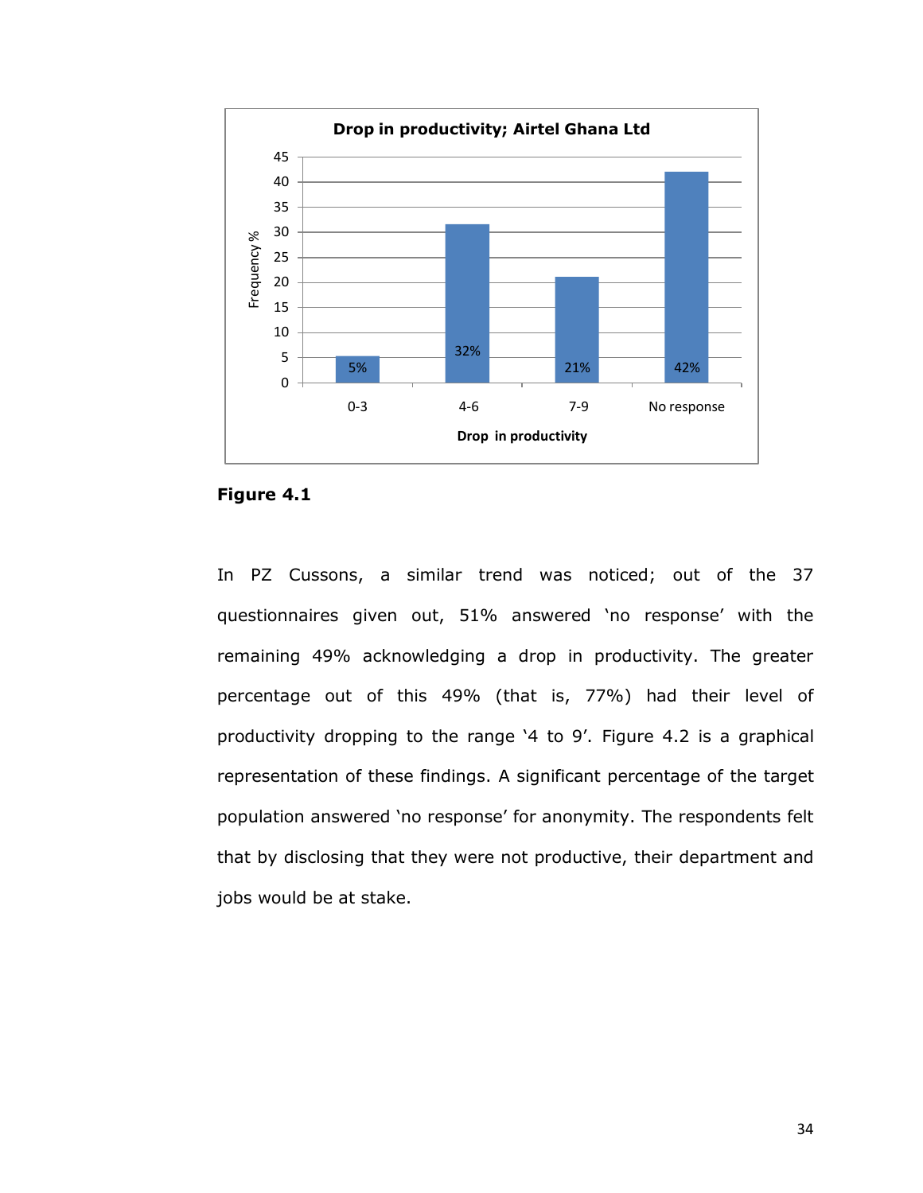**Drop in productivity; Airtel Ghana Ltd**

| Drop in productivity | Frequency % |
|---|---|
| 0-3 | 5% |
| 4-6 | 32% |
| 7-9 | 21% |
| No response | 42% |

**Figure 4.1**

In PZ Cussons, a similar trend was noticed; out of the 37 questionnaires given out, 51% answered 'no response' with the remaining 49% acknowledging a drop in productivity. The greater percentage out of this 49% (that is, 77%) had their level of productivity dropping to the range '4 to 9'. Figure 4.2 is a graphical representation of these findings. A significant percentage of the target population answered 'no response' for anonymity. The respondents felt that by disclosing that they were not productive, their department and jobs would be at stake.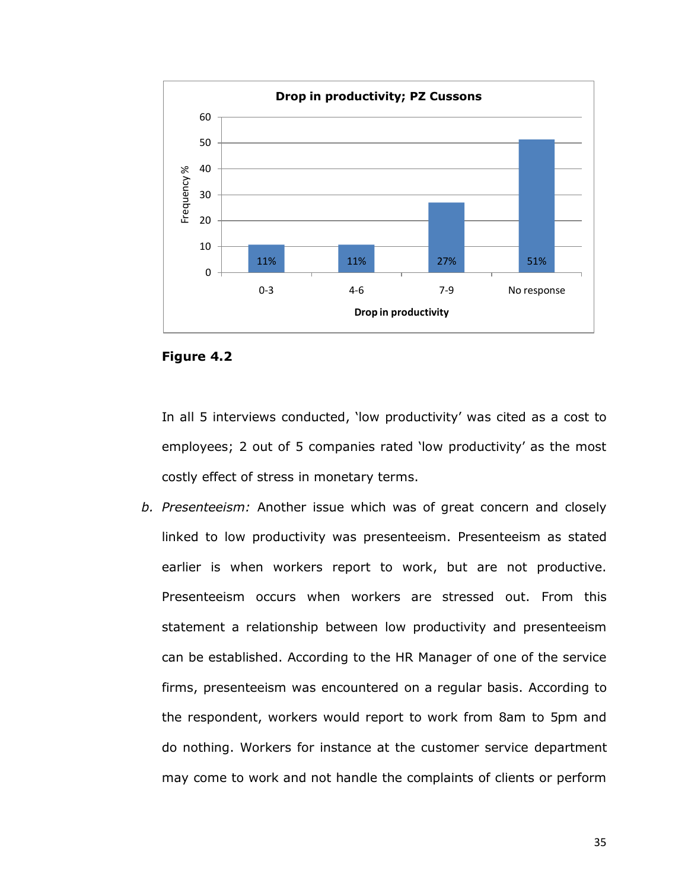**Drop in productivity; PZ Cussons**

| Drop in productivity | Frequency % |
|---|---|
| 0-3 | 11% |
| 4-6 | 11% |
| 7-9 | 27% |
| No response | 51% |

**Figure 4.2**

In all 5 interviews conducted, 'low productivity' was cited as a cost to employees; 2 out of 5 companies rated 'low productivity' as the most costly effect of stress in monetary terms.

b. *Presenteeism:* Another issue which was of great concern and closely linked to low productivity was presenteeism. Presenteeism as stated earlier is when workers report to work, but are not productive. Presenteeism occurs when workers are stressed out. From this statement a relationship between low productivity and presenteeism can be established. According to the HR Manager of one of the service firms, presenteeism was encountered on a regular basis. According to the respondent, workers would report to work from 8am to 5pm and do nothing. Workers for instance at the customer service department may come to work and not handle the complaints of clients or perform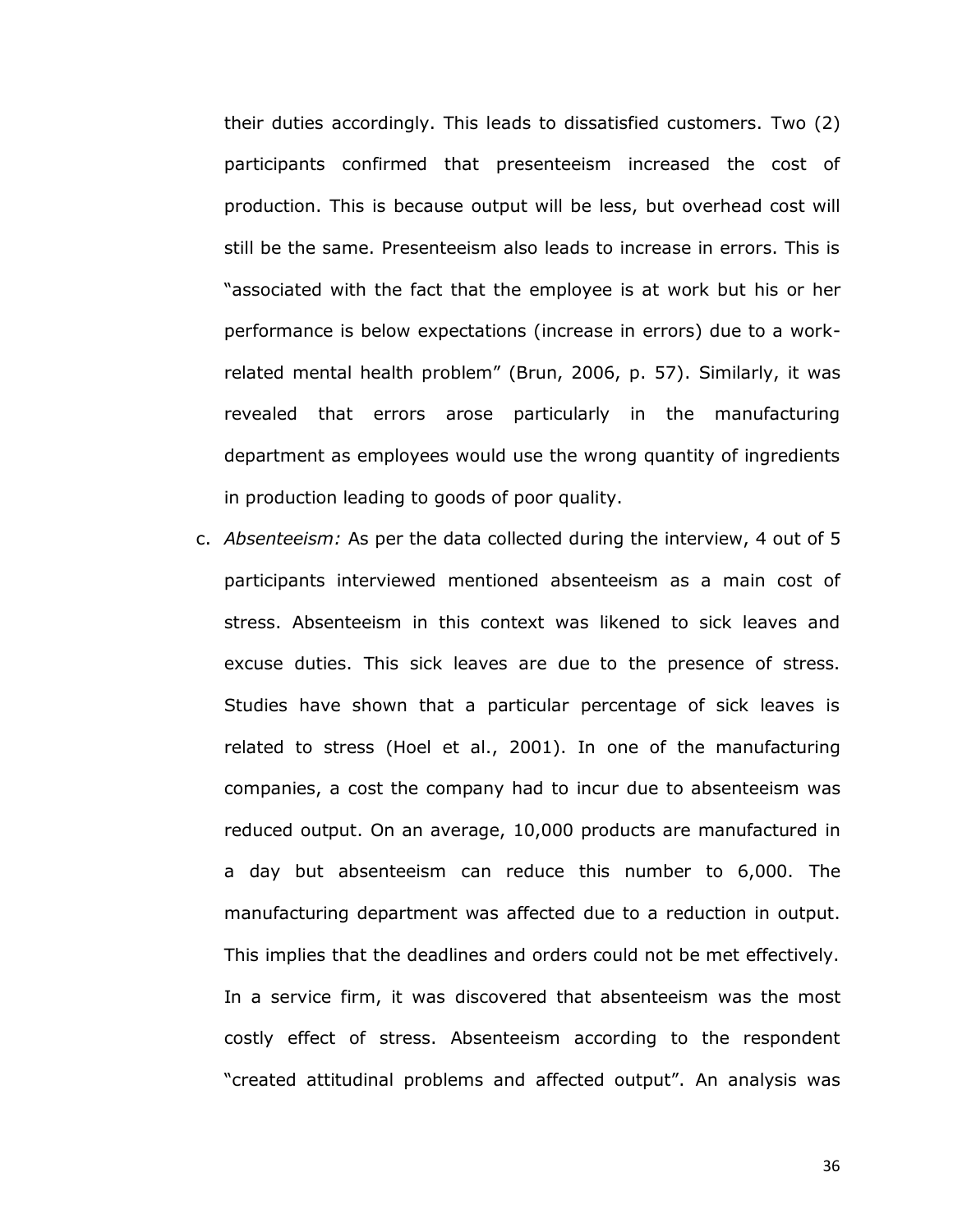their duties accordingly. This leads to dissatisfied customers. Two (2) participants confirmed that presenteeism increased the cost of production. This is because output will be less, but overhead cost will still be the same. Presenteeism also leads to increase in errors. This is "associated with the fact that the employee is at work but his or her performance is below expectations (increase in errors) due to a work-related mental health problem" (Brun, 2006, p. 57). Similarly, it was revealed that errors arose particularly in the manufacturing department as employees would use the wrong quantity of ingredients in production leading to goods of poor quality.

c. *Absenteeism:* As per the data collected during the interview, 4 out of 5 participants interviewed mentioned absenteeism as a main cost of stress. Absenteeism in this context was likened to sick leaves and excuse duties. This sick leaves are due to the presence of stress. Studies have shown that a particular percentage of sick leaves is related to stress (Hoel et al., 2001). In one of the manufacturing companies, a cost the company had to incur due to absenteeism was reduced output. On an average, 10,000 products are manufactured in a day but absenteeism can reduce this number to 6,000. The manufacturing department was affected due to a reduction in output. This implies that the deadlines and orders could not be met effectively. In a service firm, it was discovered that absenteeism was the most costly effect of stress. Absenteeism according to the respondent "created attitudinal problems and affected output". An analysis was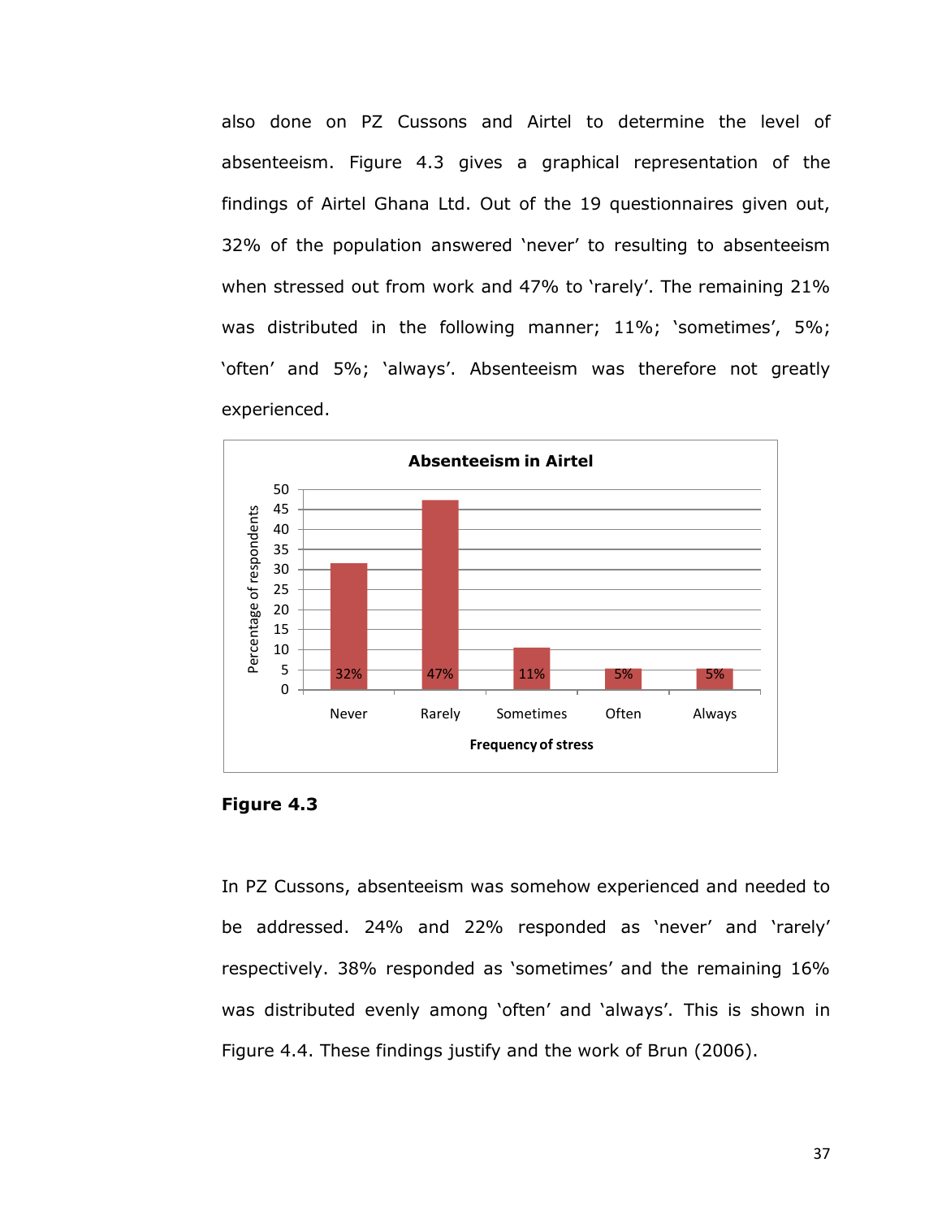also done on PZ Cussons and Airtel to determine the level of absenteeism. Figure 4.3 gives a graphical representation of the findings of Airtel Ghana Ltd. Out of the 19 questionnaires given out, 32% of the population answered 'never' to resulting to absenteeism when stressed out from work and 47% to 'rarely'. The remaining 21% was distributed in the following manner; 11%; 'sometimes', 5%; 'often' and 5%; 'always'. Absenteeism was therefore not greatly experienced.

**Absenteeism in Airtel**

| Frequency of stress | Percentage of respondents |
|---|---|
| Never | 32% |
| Rarely | 47% |
| Sometimes | 11% |
| Often | 5% |
| Always | 5% |

**Figure 4.3**

In PZ Cussons, absenteeism was somehow experienced and needed to be addressed. 24% and 22% responded as 'never' and 'rarely' respectively. 38% responded as 'sometimes' and the remaining 16% was distributed evenly among 'often' and 'always'. This is shown in Figure 4.4. These findings justify and the work of Brun (2006).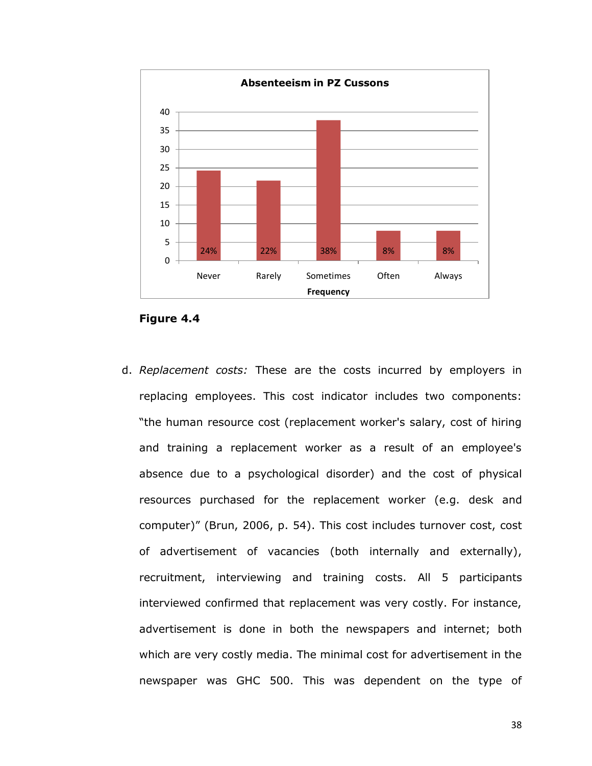**Absenteeism in PZ Cussons**

| Frequency | Percentage |
|---|---|
| Never | 24% |
| Rarely | 22% |
| Sometimes | 38% |
| Often | 8% |
| Always | 8% |

**Figure 4.4**

d. *Replacement costs:* These are the costs incurred by employers in replacing employees. This cost indicator includes two components: "the human resource cost (replacement worker's salary, cost of hiring and training a replacement worker as a result of an employee's absence due to a psychological disorder) and the cost of physical resources purchased for the replacement worker (e.g. desk and computer)" (Brun, 2006, p. 54). This cost includes turnover cost, cost of advertisement of vacancies (both internally and externally), recruitment, interviewing and training costs. All 5 participants interviewed confirmed that replacement was very costly. For instance, advertisement is done in both the newspapers and internet; both which are very costly media. The minimal cost for advertisement in the newspaper was GHC 500. This was dependent on the type of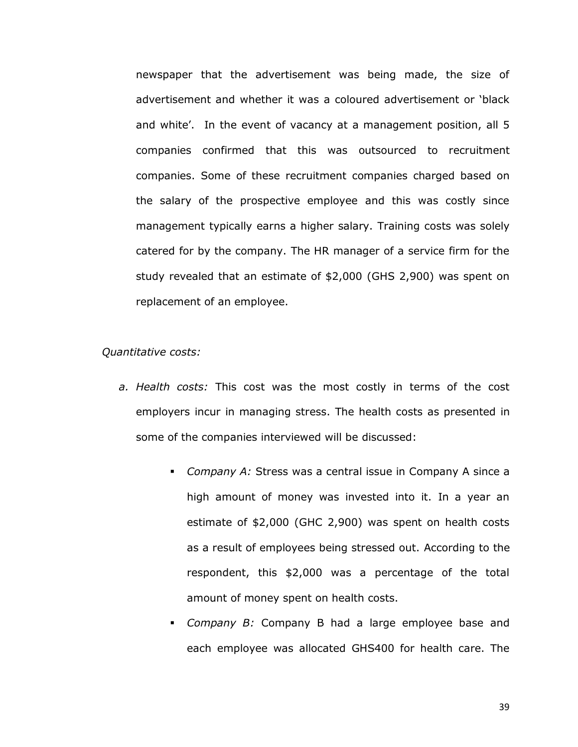newspaper that the advertisement was being made, the size of advertisement and whether it was a coloured advertisement or 'black and white'. In the event of vacancy at a management position, all 5 companies confirmed that this was outsourced to recruitment companies. Some of these recruitment companies charged based on the salary of the prospective employee and this was costly since management typically earns a higher salary. Training costs was solely catered for by the company. The HR manager of a service firm for the study revealed that an estimate of $2,000 (GHS 2,900) was spent on replacement of an employee.

*Quantitative costs:*

a. *Health costs:* This cost was the most costly in terms of the cost employers incur in managing stress. The health costs as presented in some of the companies interviewed will be discussed:

   - *Company A:* Stress was a central issue in Company A since a high amount of money was invested into it. In a year an estimate of $2,000 (GHC 2,900) was spent on health costs as a result of employees being stressed out. According to the respondent, this $2,000 was a percentage of the total amount of money spent on health costs.
   - *Company B:* Company B had a large employee base and each employee was allocated GHS400 for health care. The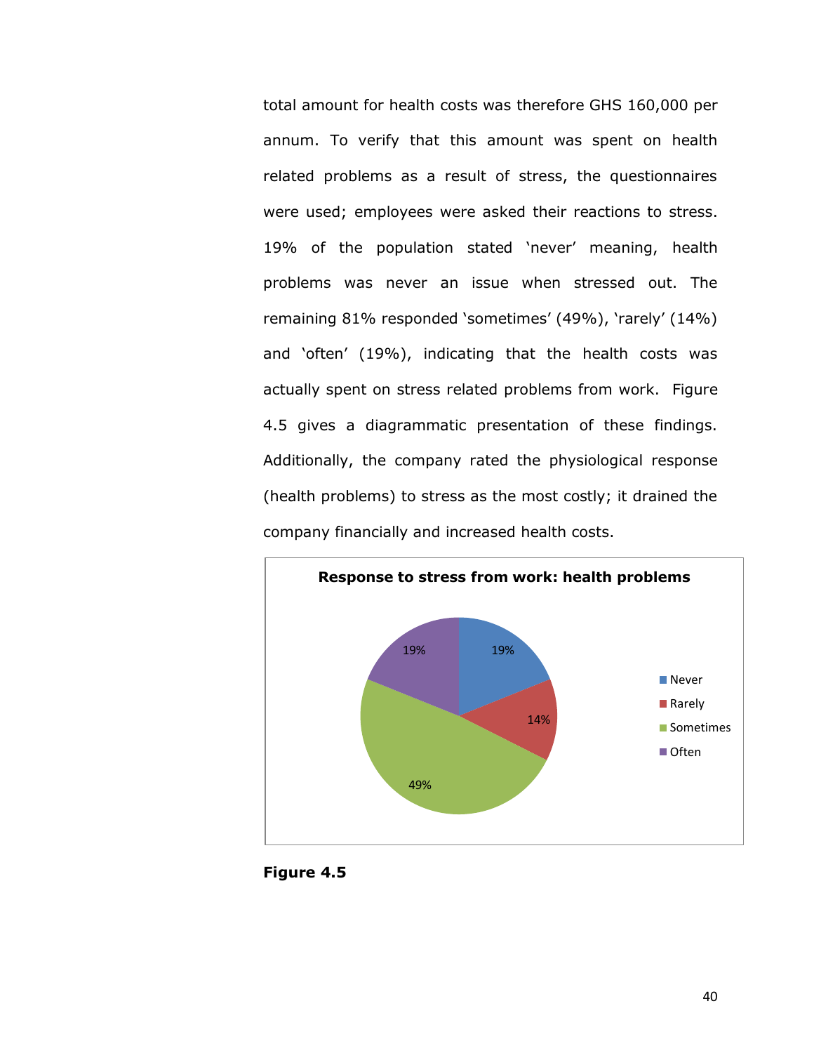total amount for health costs was therefore GHS 160,000 per annum. To verify that this amount was spent on health related problems as a result of stress, the questionnaires were used; employees were asked their reactions to stress. 19% of the population stated 'never' meaning, health problems was never an issue when stressed out. The remaining 81% responded 'sometimes' (49%), 'rarely' (14%) and 'often' (19%), indicating that the health costs was actually spent on stress related problems from work. Figure 4.5 gives a diagrammatic presentation of these findings. Additionally, the company rated the physiological response (health problems) to stress as the most costly; it drained the company financially and increased health costs.

**Response to stress from work: health problems**

| Response | Percentage |
|---|---|
| Never | 19% |
| Rarely | 14% |
| Sometimes | 49% |
| Often | 19% |

**Figure 4.5**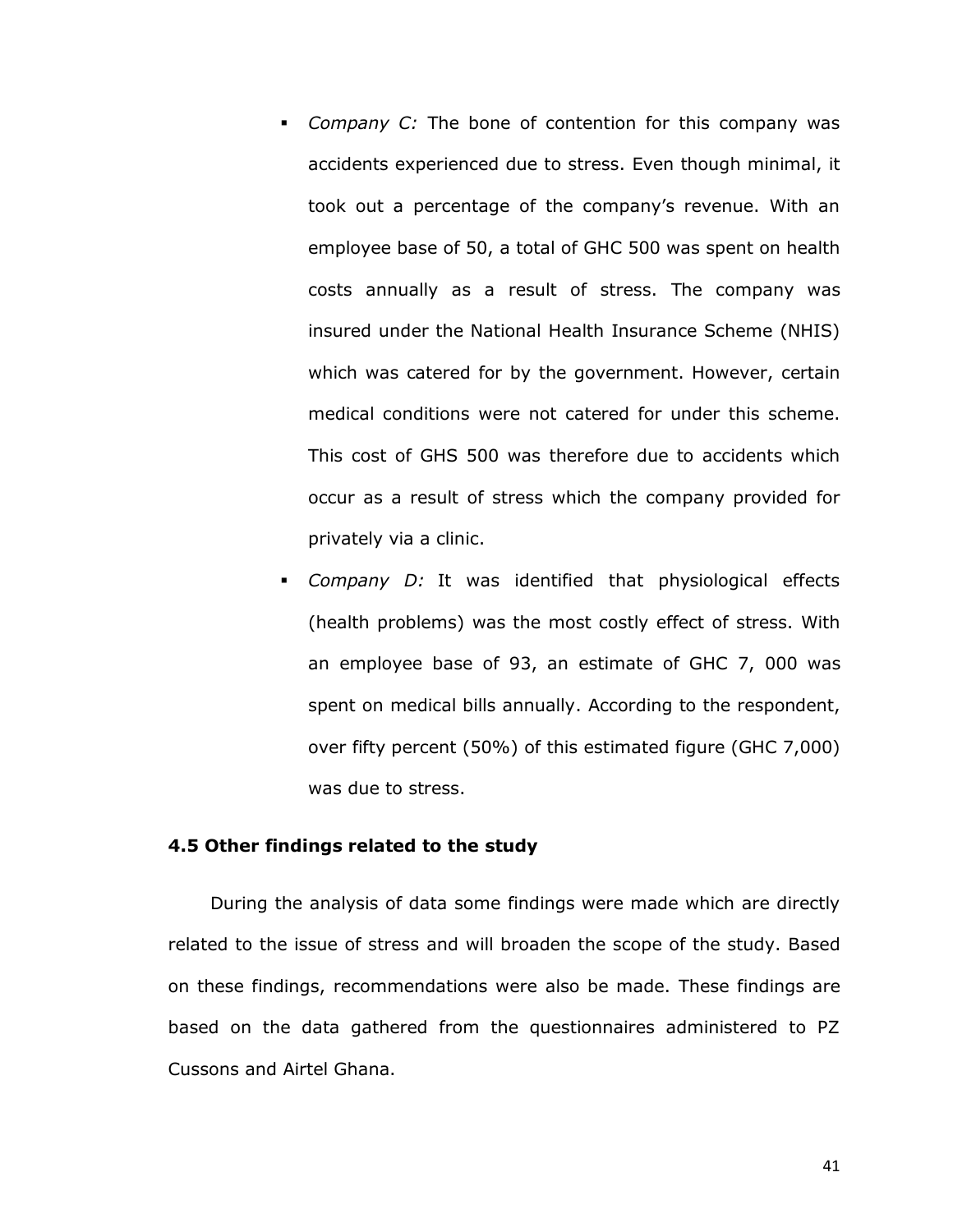- *Company C:* The bone of contention for this company was accidents experienced due to stress. Even though minimal, it took out a percentage of the company's revenue. With an employee base of 50, a total of GHC 500 was spent on health costs annually as a result of stress. The company was insured under the National Health Insurance Scheme (NHIS) which was catered for by the government. However, certain medical conditions were not catered for under this scheme. This cost of GHS 500 was therefore due to accidents which occur as a result of stress which the company provided for privately via a clinic.
- *Company D:* It was identified that physiological effects (health problems) was the most costly effect of stress. With an employee base of 93, an estimate of GHC 7, 000 was spent on medical bills annually. According to the respondent, over fifty percent (50%) of this estimated figure (GHC 7,000) was due to stress.

### 4.5 Other findings related to the study

During the analysis of data some findings were made which are directly related to the issue of stress and will broaden the scope of the study. Based on these findings, recommendations were also be made. These findings are based on the data gathered from the questionnaires administered to PZ Cussons and Airtel Ghana.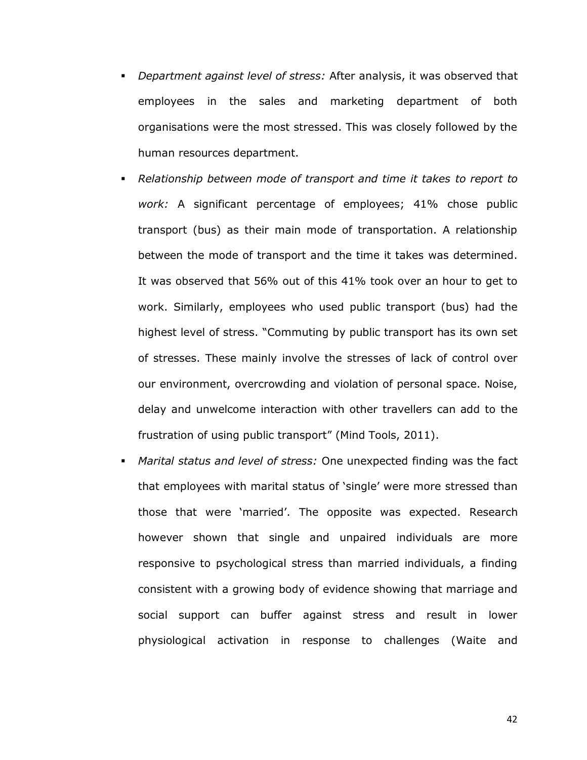- *Department against level of stress:* After analysis, it was observed that employees in the sales and marketing department of both organisations were the most stressed. This was closely followed by the human resources department.
- *Relationship between mode of transport and time it takes to report to work:* A significant percentage of employees; 41% chose public transport (bus) as their main mode of transportation. A relationship between the mode of transport and the time it takes was determined. It was observed that 56% out of this 41% took over an hour to get to work. Similarly, employees who used public transport (bus) had the highest level of stress. "Commuting by public transport has its own set of stresses. These mainly involve the stresses of lack of control over our environment, overcrowding and violation of personal space. Noise, delay and unwelcome interaction with other travellers can add to the frustration of using public transport" (Mind Tools, 2011).
- *Marital status and level of stress:* One unexpected finding was the fact that employees with marital status of 'single' were more stressed than those that were 'married'. The opposite was expected. Research however shown that single and unpaired individuals are more responsive to psychological stress than married individuals, a finding consistent with a growing body of evidence showing that marriage and social support can buffer against stress and result in lower physiological activation in response to challenges (Waite and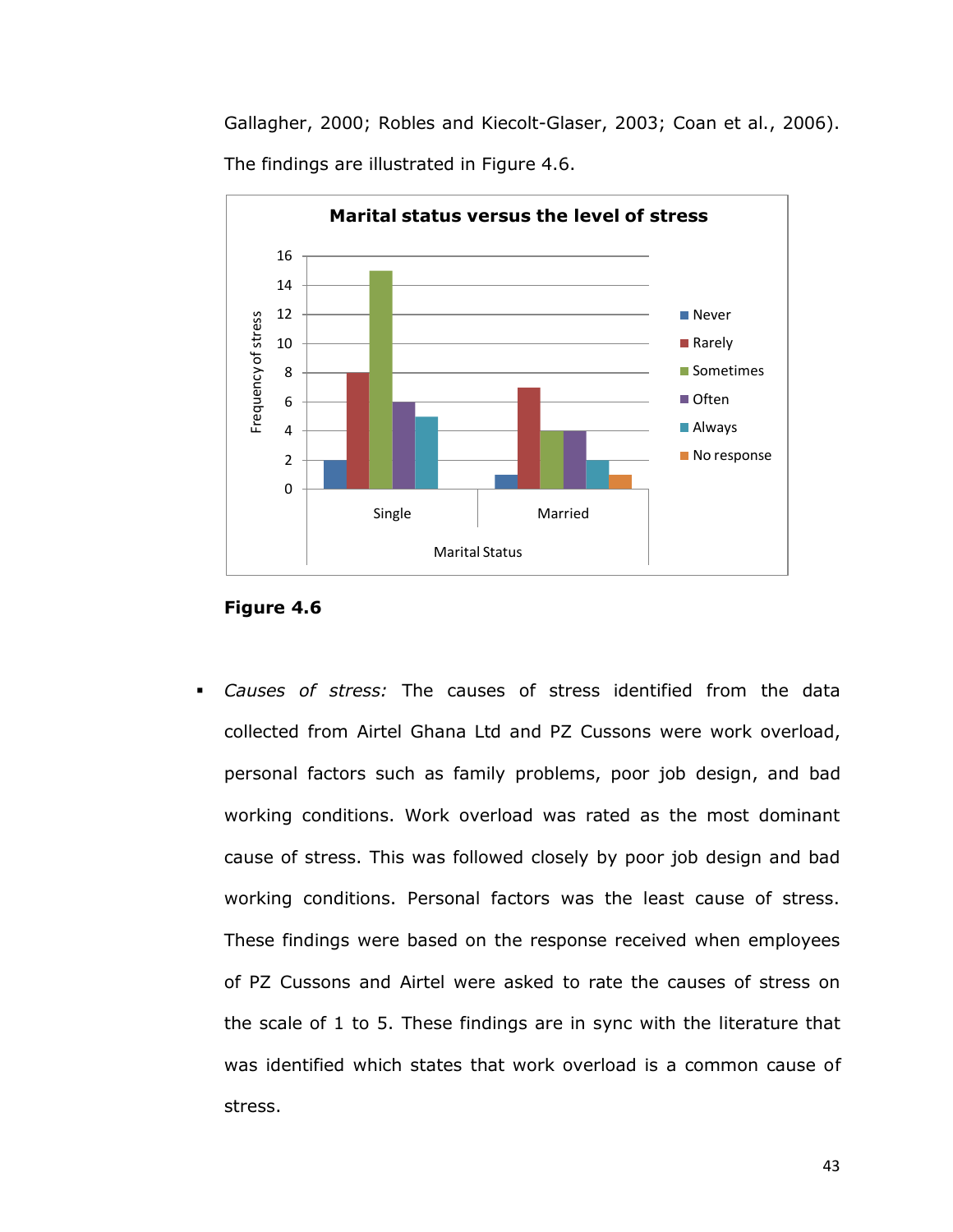Gallagher, 2000; Robles and Kiecolt-Glaser, 2003; Coan et al., 2006). The findings are illustrated in Figure 4.6.

**Figure 4.6**

- *Causes of stress:* The causes of stress identified from the data collected from Airtel Ghana Ltd and PZ Cussons were work overload, personal factors such as family problems, poor job design, and bad working conditions. Work overload was rated as the most dominant cause of stress. This was followed closely by poor job design and bad working conditions. Personal factors was the least cause of stress. These findings were based on the response received when employees of PZ Cussons and Airtel were asked to rate the causes of stress on the scale of 1 to 5. These findings are in sync with the literature that was identified which states that work overload is a common cause of stress.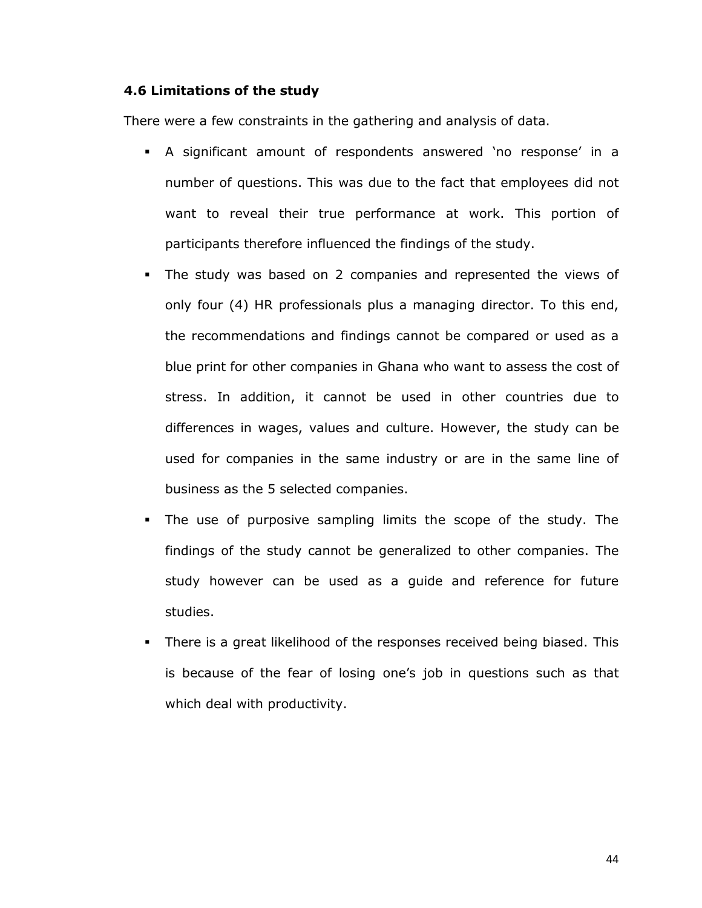### 4.6 Limitations of the study

There were a few constraints in the gathering and analysis of data.

- A significant amount of respondents answered 'no response' in a number of questions. This was due to the fact that employees did not want to reveal their true performance at work. This portion of participants therefore influenced the findings of the study.
- The study was based on 2 companies and represented the views of only four (4) HR professionals plus a managing director. To this end, the recommendations and findings cannot be compared or used as a blue print for other companies in Ghana who want to assess the cost of stress. In addition, it cannot be used in other countries due to differences in wages, values and culture. However, the study can be used for companies in the same industry or are in the same line of business as the 5 selected companies.
- The use of purposive sampling limits the scope of the study. The findings of the study cannot be generalized to other companies. The study however can be used as a guide and reference for future studies.
- There is a great likelihood of the responses received being biased. This is because of the fear of losing one's job in questions such as that which deal with productivity.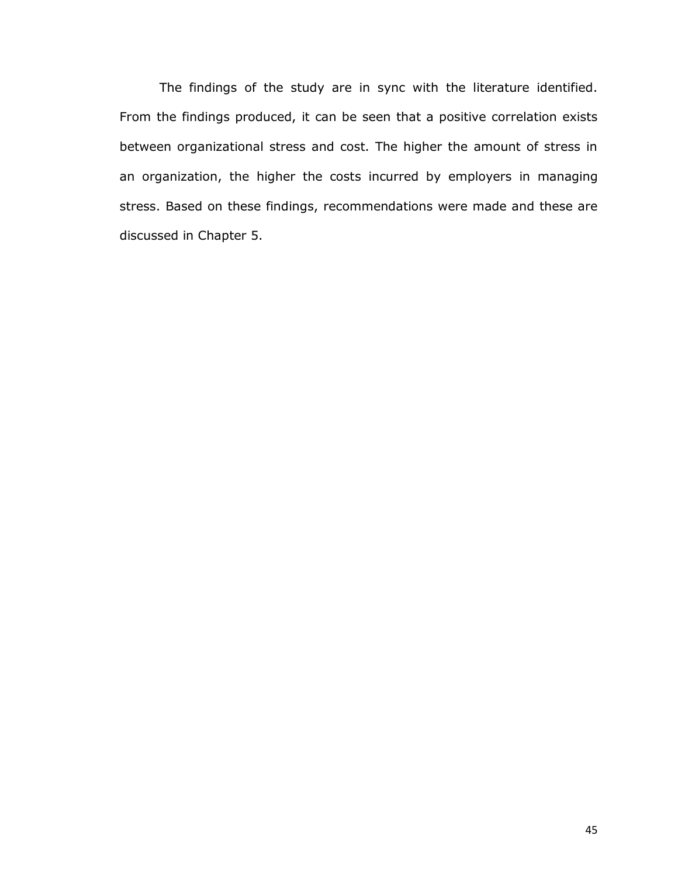The findings of the study are in sync with the literature identified. From the findings produced, it can be seen that a positive correlation exists between organizational stress and cost. The higher the amount of stress in an organization, the higher the costs incurred by employers in managing stress. Based on these findings, recommendations were made and these are discussed in Chapter 5.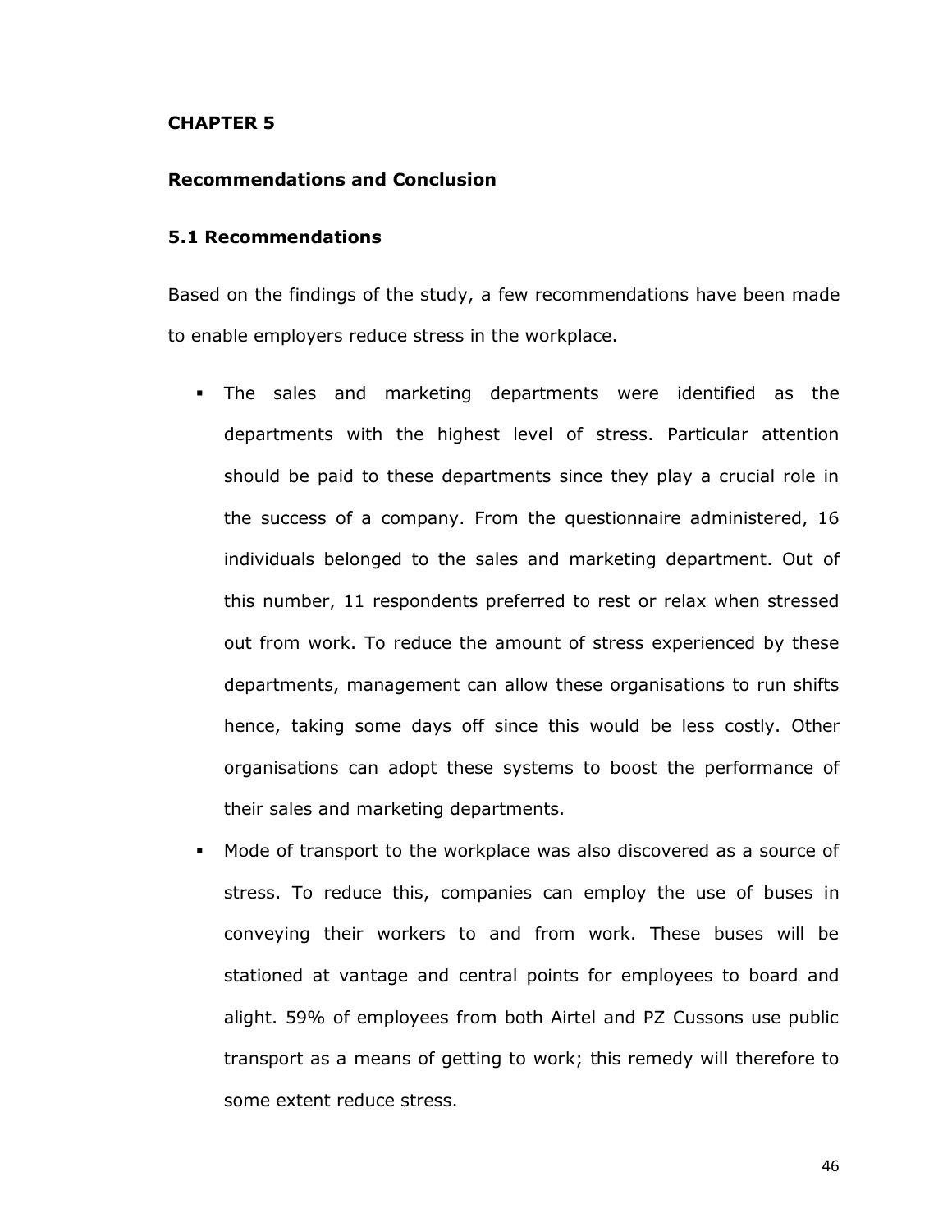# CHAPTER 5

## Recommendations and Conclusion

### 5.1 Recommendations

Based on the findings of the study, a few recommendations have been made to enable employers reduce stress in the workplace.

- The sales and marketing departments were identified as the departments with the highest level of stress. Particular attention should be paid to these departments since they play a crucial role in the success of a company. From the questionnaire administered, 16 individuals belonged to the sales and marketing department. Out of this number, 11 respondents preferred to rest or relax when stressed out from work. To reduce the amount of stress experienced by these departments, management can allow these organisations to run shifts hence, taking some days off since this would be less costly. Other organisations can adopt these systems to boost the performance of their sales and marketing departments.
- Mode of transport to the workplace was also discovered as a source of stress. To reduce this, companies can employ the use of buses in conveying their workers to and from work. These buses will be stationed at vantage and central points for employees to board and alight. 59% of employees from both Airtel and PZ Cussons use public transport as a means of getting to work; this remedy will therefore to some extent reduce stress.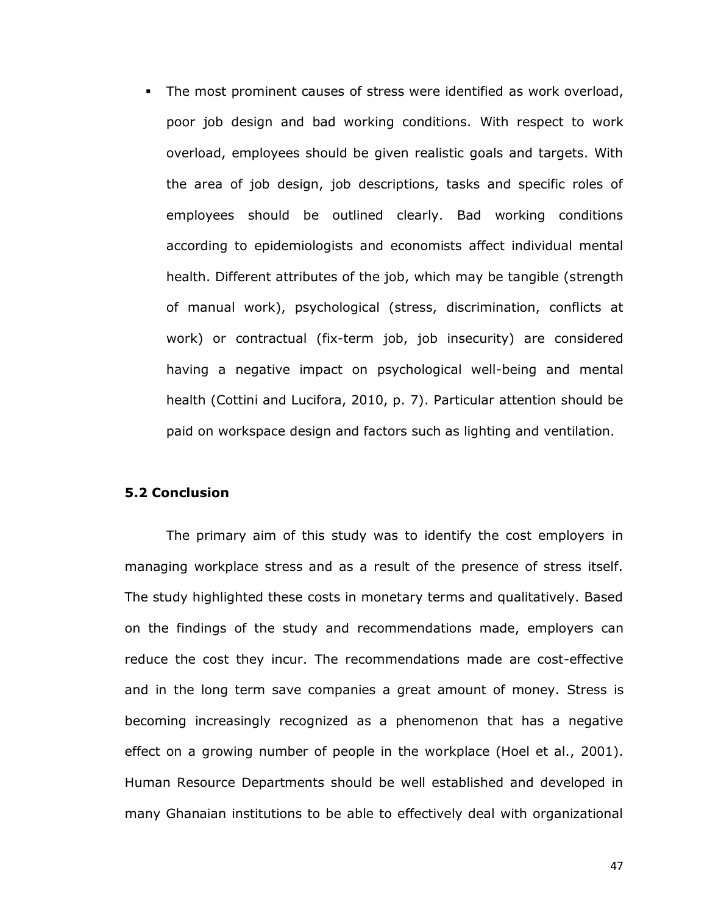- The most prominent causes of stress were identified as work overload, poor job design and bad working conditions. With respect to work overload, employees should be given realistic goals and targets. With the area of job design, job descriptions, tasks and specific roles of employees should be outlined clearly. Bad working conditions according to epidemiologists and economists affect individual mental health. Different attributes of the job, which may be tangible (strength of manual work), psychological (stress, discrimination, conflicts at work) or contractual (fix-term job, job insecurity) are considered having a negative impact on psychological well-being and mental health (Cottini and Lucifora, 2010, p. 7). Particular attention should be paid on workspace design and factors such as lighting and ventilation.

### 5.2 Conclusion

The primary aim of this study was to identify the cost employers in managing workplace stress and as a result of the presence of stress itself. The study highlighted these costs in monetary terms and qualitatively. Based on the findings of the study and recommendations made, employers can reduce the cost they incur. The recommendations made are cost-effective and in the long term save companies a great amount of money. Stress is becoming increasingly recognized as a phenomenon that has a negative effect on a growing number of people in the workplace (Hoel et al., 2001). Human Resource Departments should be well established and developed in many Ghanaian institutions to be able to effectively deal with organizational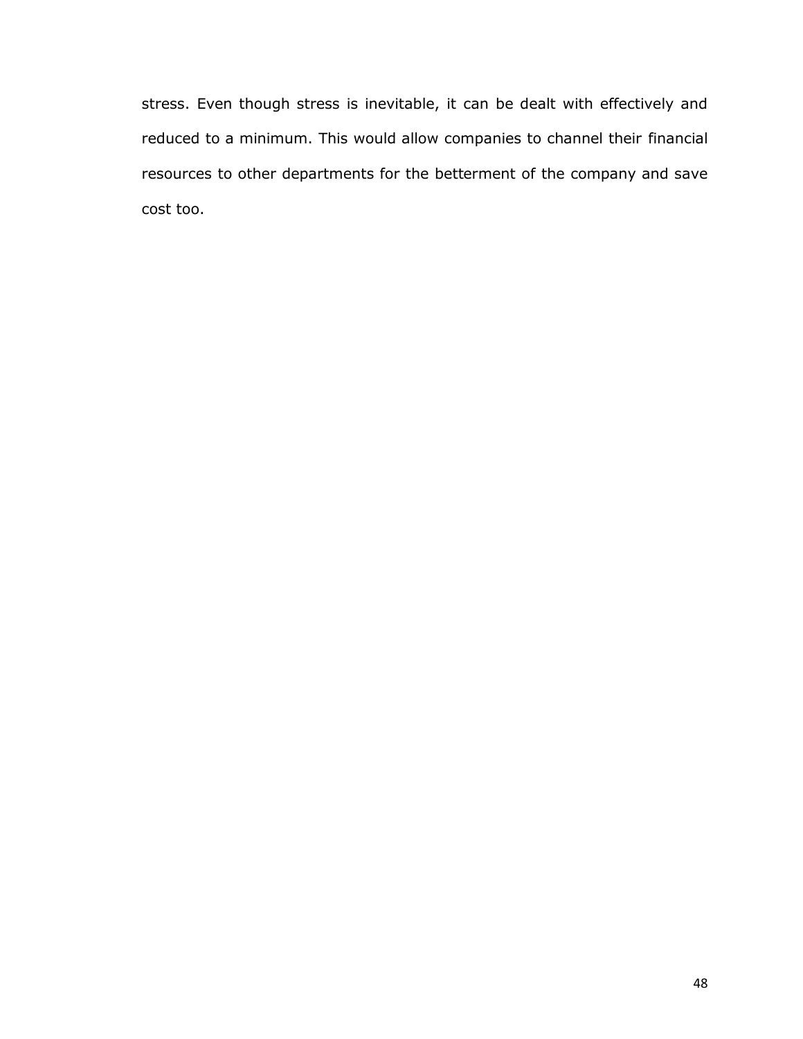stress. Even though stress is inevitable, it can be dealt with effectively and reduced to a minimum. This would allow companies to channel their financial resources to other departments for the betterment of the company and save cost too.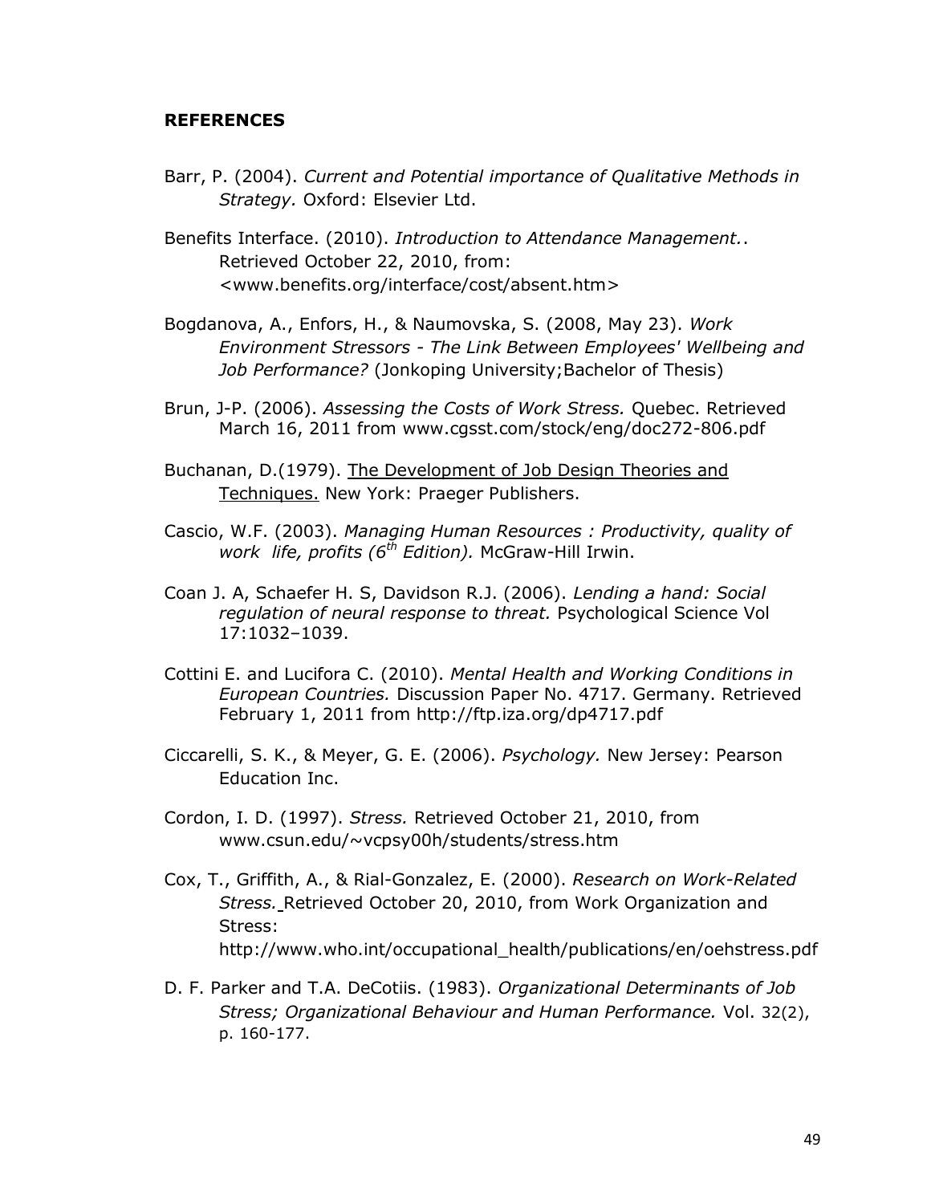**REFERENCES**

Barr, P. (2004). *Current and Potential importance of Qualitative Methods in Strategy.* Oxford: Elsevier Ltd.

Benefits Interface. (2010). *Introduction to Attendance Management.*. Retrieved October 22, 2010, from: <www.benefits.org/interface/cost/absent.htm>

Bogdanova, A., Enfors, H., & Naumovska, S. (2008, May 23). *Work Environment Stressors - The Link Between Employees' Wellbeing and Job Performance?* (Jonkoping University;Bachelor of Thesis)

Brun, J-P. (2006). *Assessing the Costs of Work Stress.* Quebec. Retrieved March 16, 2011 from www.cgsst.com/stock/eng/doc272-806.pdf

Buchanan, D.(1979). <u>The Development of Job Design Theories and Techniques.</u> New York: Praeger Publishers.

Cascio, W.F. (2003). *Managing Human Resources : Productivity, quality of work life, profits (6th Edition).* McGraw-Hill Irwin.

Coan J. A, Schaefer H. S, Davidson R.J. (2006). *Lending a hand: Social regulation of neural response to threat.* Psychological Science Vol 17:1032–1039.

Cottini E. and Lucifora C. (2010). *Mental Health and Working Conditions in European Countries.* Discussion Paper No. 4717. Germany. Retrieved February 1, 2011 from http://ftp.iza.org/dp4717.pdf

Ciccarelli, S. K., & Meyer, G. E. (2006). *Psychology.* New Jersey: Pearson Education Inc.

Cordon, I. D. (1997). *Stress.* Retrieved October 21, 2010, from www.csun.edu/~vcpsy00h/students/stress.htm

Cox, T., Griffith, A., & Rial-Gonzalez, E. (2000). *Research on Work-Related Stress.* Retrieved October 20, 2010, from Work Organization and Stress: http://www.who.int/occupational_health/publications/en/oehstress.pdf

D. F. Parker and T.A. DeCotiis. (1983). *Organizational Determinants of Job Stress; Organizational Behaviour and Human Performance.* Vol. 32(2), p. 160-177.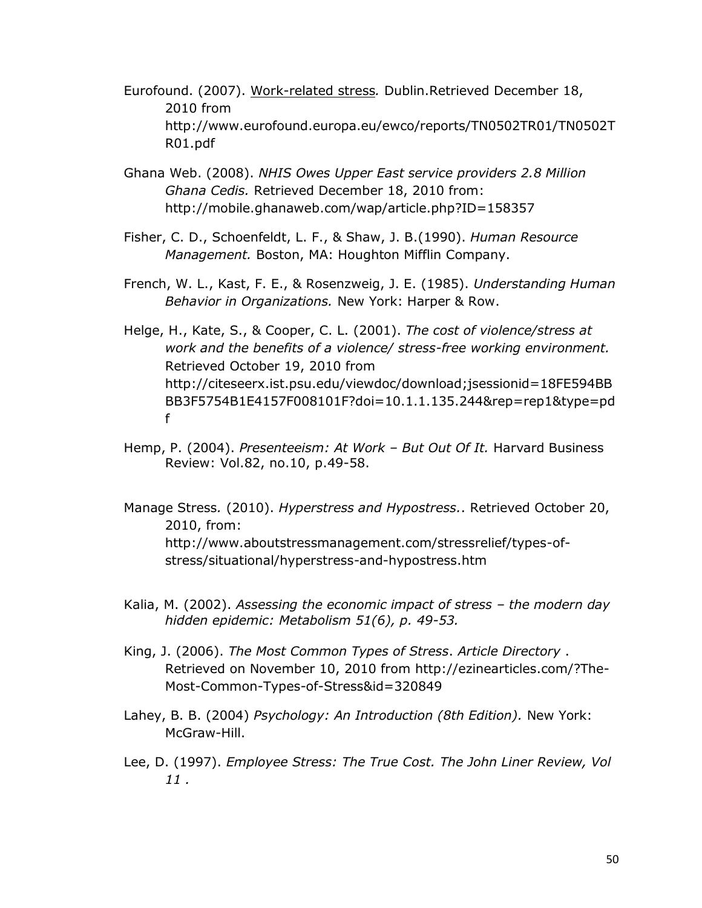Eurofound. (2007). Work-related stress*.* Dublin.Retrieved December 18, 2010 from http://www.eurofound.europa.eu/ewco/reports/TN0502TR01/TN0502TR01.pdf

Ghana Web. (2008). *NHIS Owes Upper East service providers 2.8 Million Ghana Cedis.* Retrieved December 18, 2010 from: http://mobile.ghanaweb.com/wap/article.php?ID=158357

Fisher, C. D., Schoenfeldt, L. F., & Shaw, J. B.(1990). *Human Resource Management.* Boston, MA: Houghton Mifflin Company.

French, W. L., Kast, F. E., & Rosenzweig, J. E. (1985). *Understanding Human Behavior in Organizations.* New York: Harper & Row.

Helge, H., Kate, S., & Cooper, C. L. (2001). *The cost of violence/stress at work and the benefits of a violence/ stress-free working environment.* Retrieved October 19, 2010 from http://citeseerx.ist.psu.edu/viewdoc/download;jsessionid=18FE594BBBB3F5754B1E4157F008101F?doi=10.1.1.135.244&rep=rep1&type=pdf

Hemp, P. (2004). *Presenteeism: At Work – But Out Of It.* Harvard Business Review: Vol.82, no.10, p.49-58.

Manage Stress*.* (2010). *Hyperstress and Hypostress.*. Retrieved October 20, 2010, from: http://www.aboutstressmanagement.com/stressrelief/types-of-stress/situational/hyperstress-and-hypostress.htm

Kalia, M. (2002). *Assessing the economic impact of stress – the modern day hidden epidemic: Metabolism 51(6), p. 49-53.*

King, J. (2006). *The Most Common Types of Stress*. *Article Directory* . Retrieved on November 10, 2010 from http://ezinearticles.com/?The-Most-Common-Types-of-Stress&id=320849

Lahey, B. B. (2004) *Psychology: An Introduction (8th Edition).* New York: McGraw-Hill.

Lee, D. (1997). *Employee Stress: The True Cost. The John Liner Review, Vol 11 .*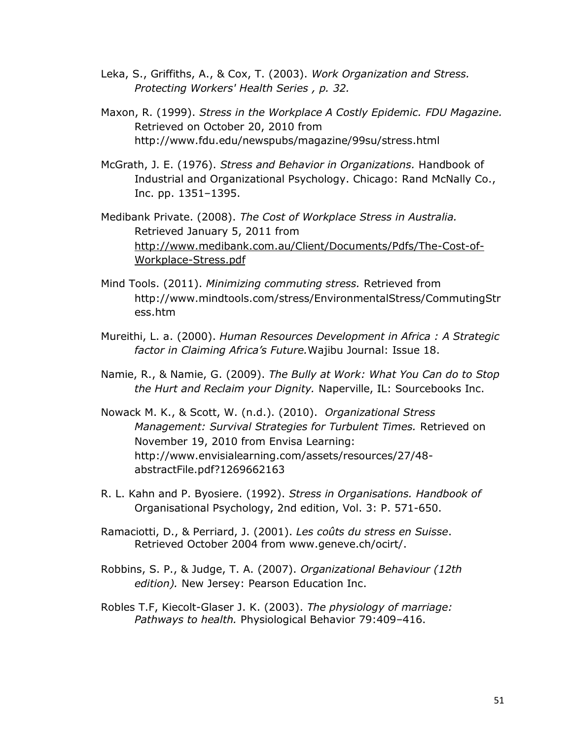Leka, S., Griffiths, A., & Cox, T. (2003). *Work Organization and Stress. Protecting Workers' Health Series , p. 32.*

Maxon, R. (1999). *Stress in the Workplace A Costly Epidemic. FDU Magazine.* Retrieved on October 20, 2010 from http://www.fdu.edu/newspubs/magazine/99su/stress.html

McGrath, J. E. (1976). *Stress and Behavior in Organizations.* Handbook of Industrial and Organizational Psychology. Chicago: Rand McNally Co., Inc. pp. 1351–1395.

Medibank Private. (2008). *The Cost of Workplace Stress in Australia.* Retrieved January 5, 2011 from http://www.medibank.com.au/Client/Documents/Pdfs/The-Cost-of-Workplace-Stress.pdf

Mind Tools. (2011). *Minimizing commuting stress.* Retrieved from http://www.mindtools.com/stress/EnvironmentalStress/CommutingStress.htm

Mureithi, L. a. (2000). *Human Resources Development in Africa : A Strategic factor in Claiming Africa's Future.* Wajibu Journal: Issue 18.

Namie, R., & Namie, G. (2009). *The Bully at Work: What You Can do to Stop the Hurt and Reclaim your Dignity.* Naperville, IL: Sourcebooks Inc.

Nowack M. K., & Scott, W. (n.d.). (2010). *Organizational Stress Management: Survival Strategies for Turbulent Times.* Retrieved on November 19, 2010 from Envisa Learning: http://www.envisialearning.com/assets/resources/27/48-abstractFile.pdf?1269662163

R. L. Kahn and P. Byosiere. (1992). *Stress in Organisations. Handbook of* Organisational Psychology, 2nd edition, Vol. 3: P. 571-650.

Ramaciotti, D., & Perriard, J. (2001). *Les coûts du stress en Suisse*. Retrieved October 2004 from www.geneve.ch/ocirt/.

Robbins, S. P., & Judge, T. A. (2007). *Organizational Behaviour (12th edition).* New Jersey: Pearson Education Inc.

Robles T.F, Kiecolt-Glaser J. K. (2003). *The physiology of marriage: Pathways to health.* Physiological Behavior 79:409–416.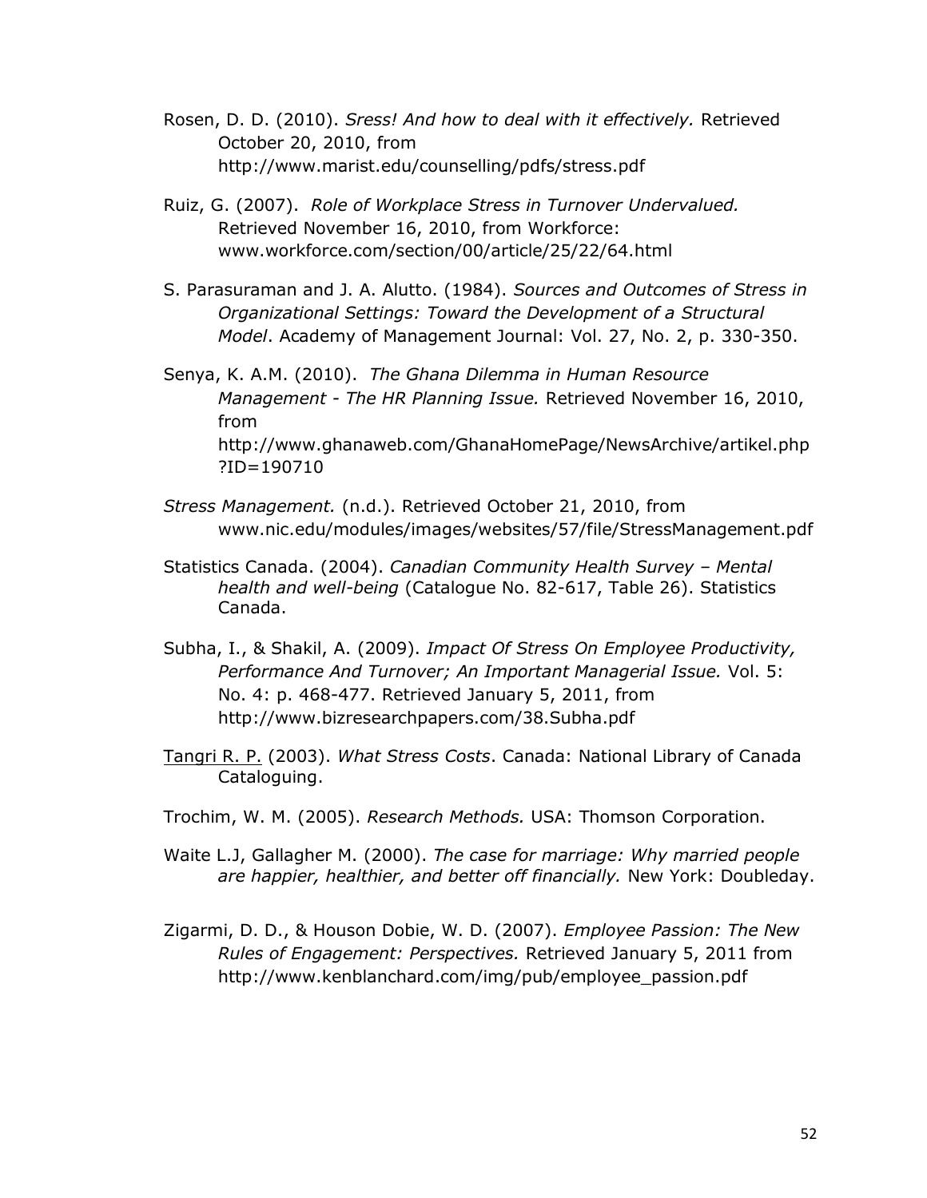Rosen, D. D. (2010). *Sress! And how to deal with it effectively.* Retrieved October 20, 2010, from http://www.marist.edu/counselling/pdfs/stress.pdf

Ruiz, G. (2007). *Role of Workplace Stress in Turnover Undervalued.* Retrieved November 16, 2010, from Workforce: www.workforce.com/section/00/article/25/22/64.html

S. Parasuraman and J. A. Alutto. (1984). *Sources and Outcomes of Stress in Organizational Settings: Toward the Development of a Structural Model*. Academy of Management Journal: Vol. 27, No. 2, p. 330-350.

Senya, K. A.M. (2010). *The Ghana Dilemma in Human Resource Management - The HR Planning Issue.* Retrieved November 16, 2010, from http://www.ghanaweb.com/GhanaHomePage/NewsArchive/artikel.php?ID=190710

*Stress Management.* (n.d.). Retrieved October 21, 2010, from www.nic.edu/modules/images/websites/57/file/StressManagement.pdf

Statistics Canada. (2004). *Canadian Community Health Survey – Mental health and well-being* (Catalogue No. 82-617, Table 26). Statistics Canada.

Subha, I., & Shakil, A. (2009). *Impact Of Stress On Employee Productivity, Performance And Turnover; An Important Managerial Issue.* Vol. 5: No. 4: p. 468-477. Retrieved January 5, 2011, from http://www.bizresearchpapers.com/38.Subha.pdf

Tangri R. P. (2003). *What Stress Costs*. Canada: National Library of Canada Cataloguing.

Trochim, W. M. (2005). *Research Methods.* USA: Thomson Corporation.

Waite L.J, Gallagher M. (2000). *The case for marriage: Why married people are happier, healthier, and better off financially.* New York: Doubleday.

Zigarmi, D. D., & Houson Dobie, W. D. (2007). *Employee Passion: The New Rules of Engagement: Perspectives.* Retrieved January 5, 2011 from http://www.kenblanchard.com/img/pub/employee_passion.pdf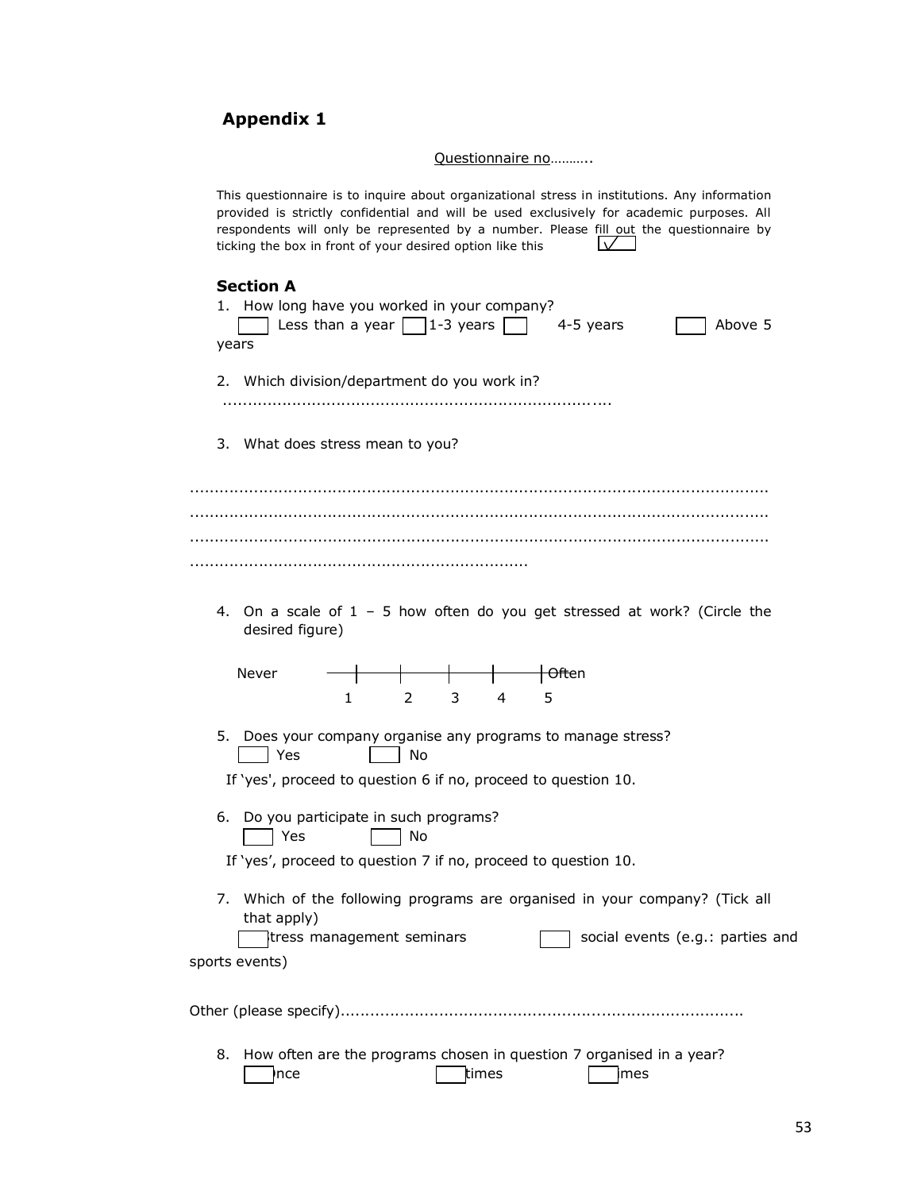## Appendix 1

Questionnaire no………..

This questionnaire is to inquire about organizational stress in institutions. Any information provided is strictly confidential and will be used exclusively for academic purposes. All respondents will only be represented by a number. Please fill out the questionnaire by ticking the box in front of your desired option like this ☑

### Section A

1. How long have you worked in your company?

   ☐ Less than a year ☐ 1-3 years ☐ 4-5 years ☐ Above 5 years

2. Which division/department do you work in?

   ………………………………………………………………………..

3. What does stress mean to you?

………………………………………………………………………………………………………………
………………………………………………………………………………………………………………
………………………………………………………………………………………………………………
…………………………………………………………………

4. On a scale of 1 – 5 how often do you get stressed at work? (Circle the desired figure)

   Never 1 — 2 — 3 — 4 — 5 Often

5. Does your company organise any programs to manage stress?

   ☐ Yes ☐ No

   If 'yes', proceed to question 6 if no, proceed to question 10.

6. Do you participate in such programs?

   ☐ Yes ☐ No

   If 'yes', proceed to question 7 if no, proceed to question 10.

7. Which of the following programs are organised in your company? (Tick all that apply)

   ☐ stress management seminars ☐ social events (e.g.: parties and sports events)

Other (please specify)………………………………………………………………………….

8. How often are the programs chosen in question 7 organised in a year?

   ☐ once ☐ times ☐ imes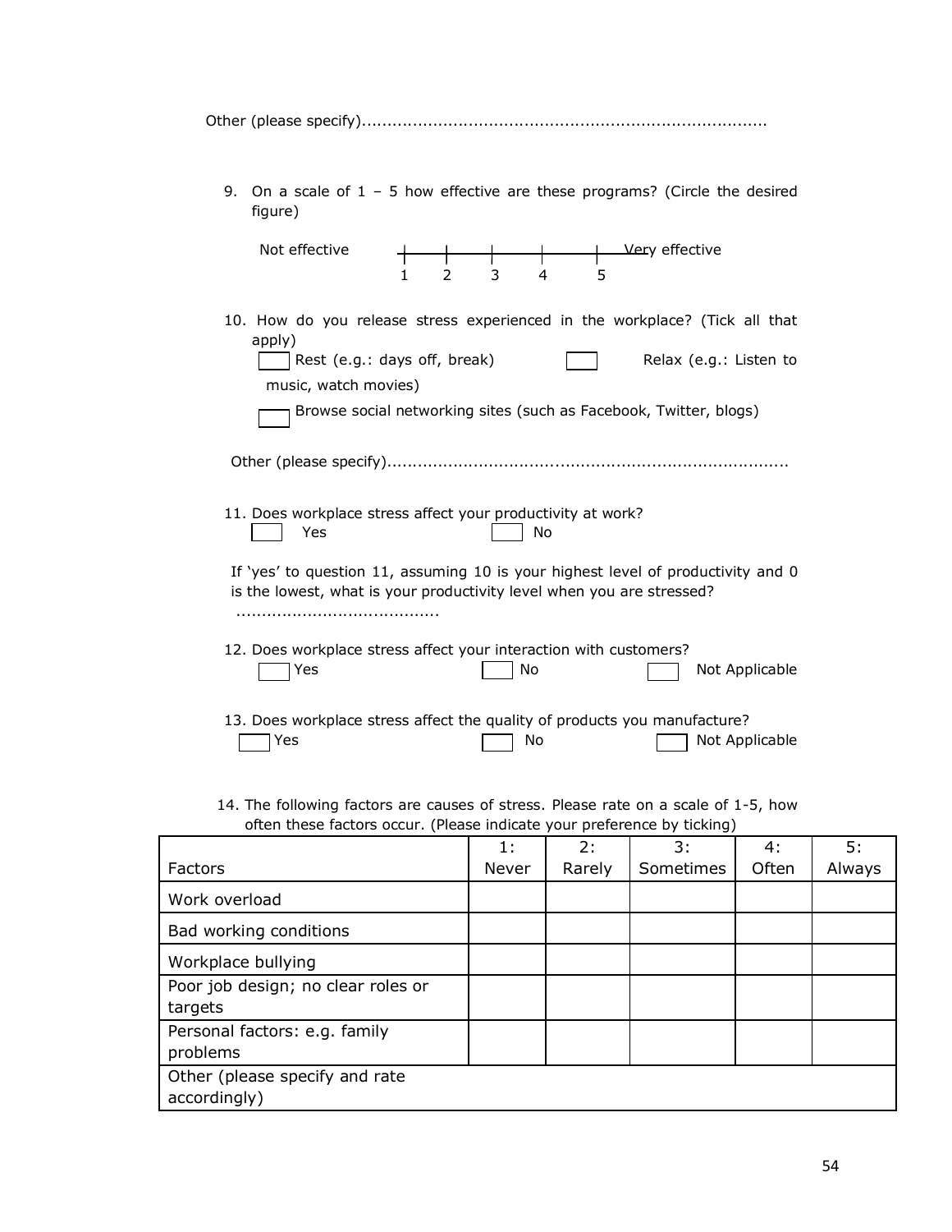Other (please specify)...............................................................................

9. On a scale of 1 – 5 how effective are these programs? (Circle the desired figure)

   Not effective &nbsp;&nbsp; 1 &nbsp; 2 &nbsp; 3 &nbsp; 4 &nbsp; 5 &nbsp;&nbsp; Very effective

10. How do you release stress experienced in the workplace? (Tick all that apply)

    ☐ Rest (e.g.: days off, break) &nbsp;&nbsp;&nbsp; ☐ Relax (e.g.: Listen to music, watch movies)

    ☐ Browse social networking sites (such as Facebook, Twitter, blogs)

    Other (please specify)...............................................................................

11. Does workplace stress affect your productivity at work?

    ☐ Yes &nbsp;&nbsp;&nbsp; ☐ No

    If 'yes' to question 11, assuming 10 is your highest level of productivity and 0 is the lowest, what is your productivity level when you are stressed?

    ........................................

12. Does workplace stress affect your interaction with customers?

    ☐ Yes &nbsp;&nbsp;&nbsp; ☐ No &nbsp;&nbsp;&nbsp; ☐ Not Applicable

13. Does workplace stress affect the quality of products you manufacture?

    ☐ Yes &nbsp;&nbsp;&nbsp; ☐ No &nbsp;&nbsp;&nbsp; ☐ Not Applicable

14. The following factors are causes of stress. Please rate on a scale of 1-5, how often these factors occur. (Please indicate your preference by ticking)

| Factors | 1: Never | 2: Rarely | 3: Sometimes | 4: Often | 5: Always |
|---|---|---|---|---|---|
| Work overload | | | | | |
| Bad working conditions | | | | | |
| Workplace bullying | | | | | |
| Poor job design; no clear roles or targets | | | | | |
| Personal factors: e.g. family problems | | | | | |
| Other (please specify and rate accordingly) | | | | | |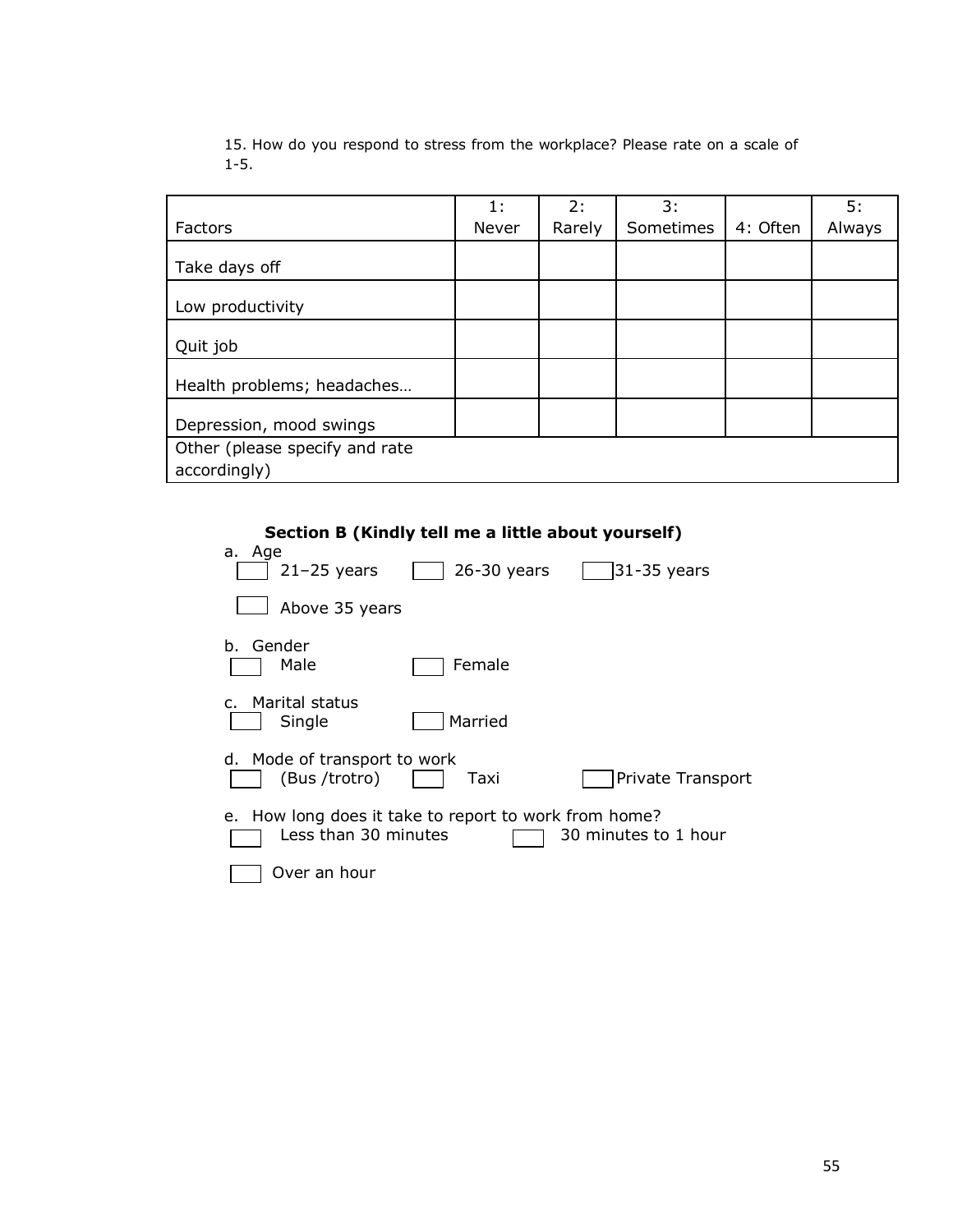15. How do you respond to stress from the workplace? Please rate on a scale of 1-5.

| Factors | 1: Never | 2: Rarely | 3: Sometimes | 4: Often | 5: Always |
|---|---|---|---|---|---|
| Take days off | | | | | |
| Low productivity | | | | | |
| Quit job | | | | | |
| Health problems; headaches… | | | | | |
| Depression, mood swings | | | | | |
| Other (please specify and rate accordingly) | | | | | |

**Section B (Kindly tell me a little about yourself)**

a. Age

☐ 21–25 years ☐ 26-30 years ☐ 31-35 years

☐ Above 35 years

b. Gender

☐ Male ☐ Female

c. Marital status

☐ Single ☐ Married

d. Mode of transport to work

☐ (Bus /trotro) ☐ Taxi ☐ Private Transport

e. How long does it take to report to work from home?

☐ Less than 30 minutes ☐ 30 minutes to 1 hour

☐ Over an hour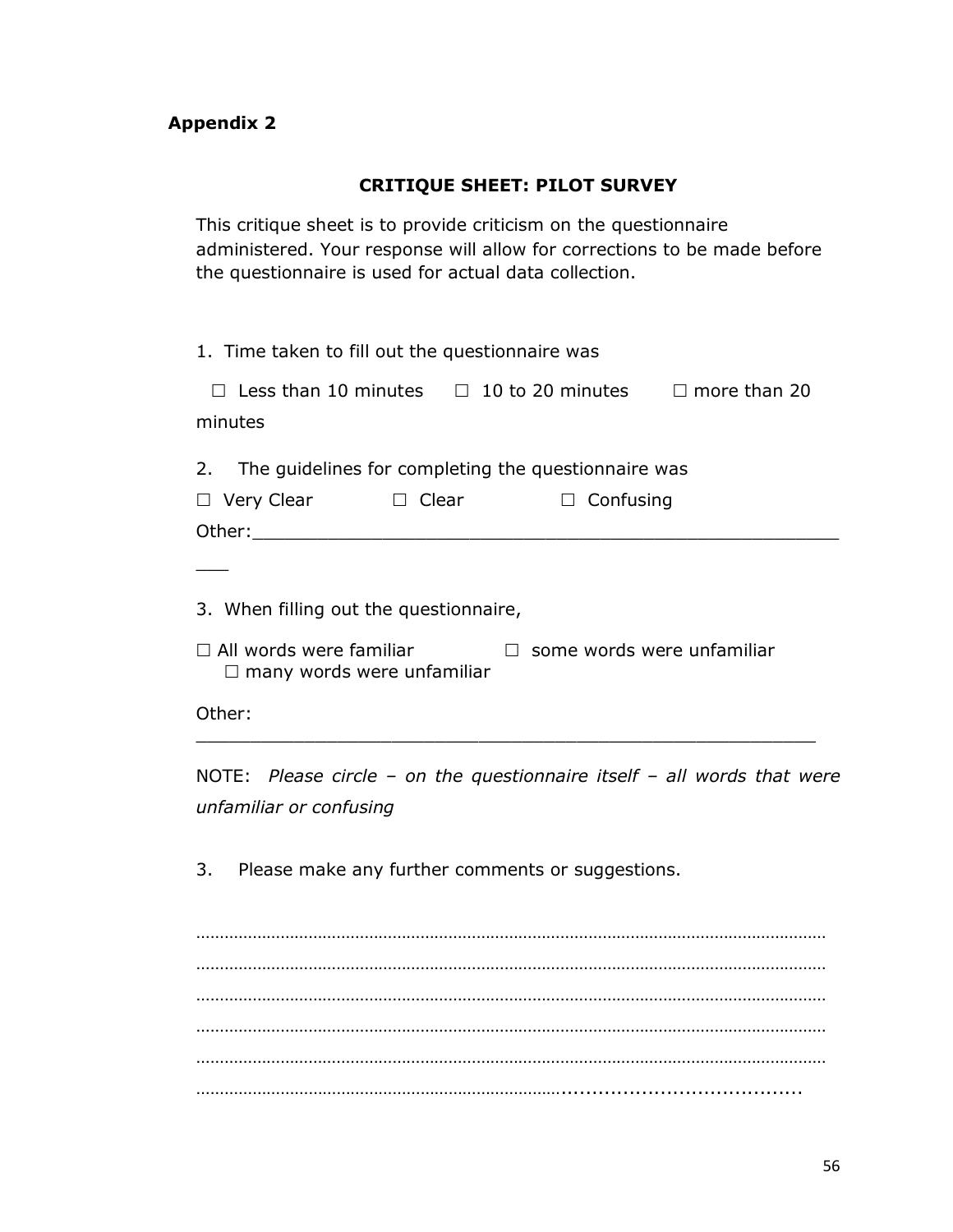**Appendix 2**

**CRITIQUE SHEET: PILOT SURVEY**

This critique sheet is to provide criticism on the questionnaire administered. Your response will allow for corrections to be made before the questionnaire is used for actual data collection.

1. Time taken to fill out the questionnaire was

☐ Less than 10 minutes ☐ 10 to 20 minutes ☐ more than 20 minutes

2. The guidelines for completing the questionnaire was

☐ Very Clear ☐ Clear ☐ Confusing

Other:\_\_\_\_\_\_\_\_\_\_\_\_\_\_\_\_\_\_\_\_\_\_\_\_\_\_\_\_\_\_\_\_\_\_\_\_\_\_\_\_\_\_\_\_\_\_\_\_\_\_\_\_\_\_\_\_

3. When filling out the questionnaire,

☐ All words were familiar ☐ some words were unfamiliar ☐ many words were unfamiliar

Other: \_\_\_\_\_\_\_\_\_\_\_\_\_\_\_\_\_\_\_\_\_\_\_\_\_\_\_\_\_\_\_\_\_\_\_\_\_\_\_\_\_\_\_\_\_\_\_\_\_\_\_\_\_\_\_\_

NOTE: *Please circle – on the questionnaire itself – all words that were unfamiliar or confusing*

3. Please make any further comments or suggestions.

…………………………………………………………………………………………………………………………

…………………………………………………………………………………………………………………………

…………………………………………………………………………………………………………………………

…………………………………………………………………………………………………………………………

…………………………………………………………………………………………………………………………

…………………………………………………………………………………………………………………………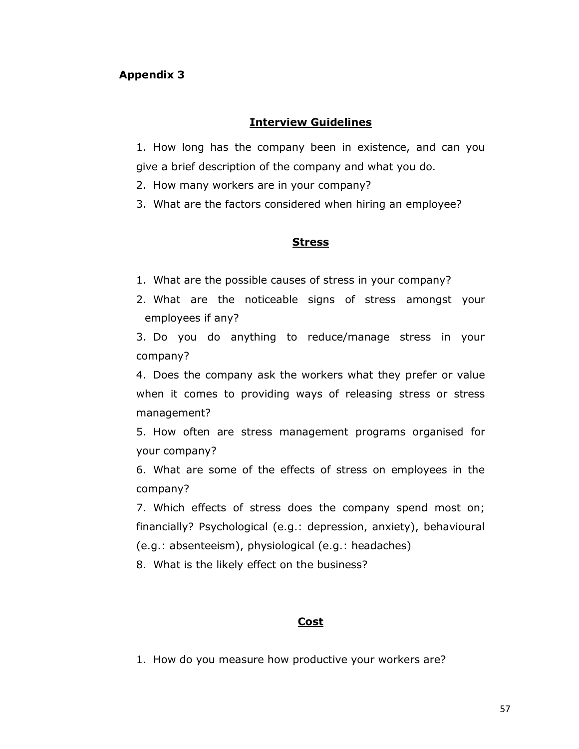## Appendix 3

### Interview Guidelines

1. How long has the company been in existence, and can you give a brief description of the company and what you do.
2. How many workers are in your company?
3. What are the factors considered when hiring an employee?

### Stress

1. What are the possible causes of stress in your company?
2. What are the noticeable signs of stress amongst your employees if any?
3. Do you do anything to reduce/manage stress in your company?
4. Does the company ask the workers what they prefer or value when it comes to providing ways of releasing stress or stress management?
5. How often are stress management programs organised for your company?
6. What are some of the effects of stress on employees in the company?
7. Which effects of stress does the company spend most on; financially? Psychological (e.g.: depression, anxiety), behavioural (e.g.: absenteeism), physiological (e.g.: headaches)
8. What is the likely effect on the business?

### Cost

1. How do you measure how productive your workers are?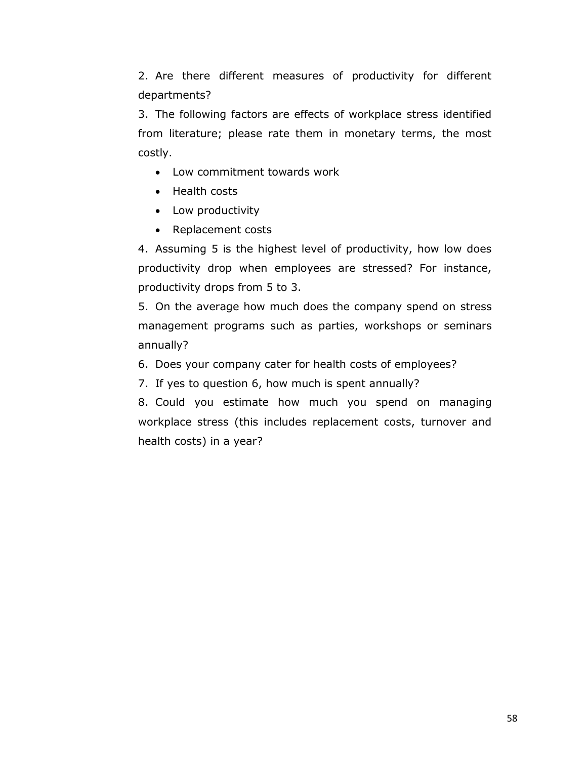2. Are there different measures of productivity for different departments?

3. The following factors are effects of workplace stress identified from literature; please rate them in monetary terms, the most costly.

- Low commitment towards work
- Health costs
- Low productivity
- Replacement costs

4. Assuming 5 is the highest level of productivity, how low does productivity drop when employees are stressed? For instance, productivity drops from 5 to 3.

5. On the average how much does the company spend on stress management programs such as parties, workshops or seminars annually?

6. Does your company cater for health costs of employees?

7. If yes to question 6, how much is spent annually?

8. Could you estimate how much you spend on managing workplace stress (this includes replacement costs, turnover and health costs) in a year?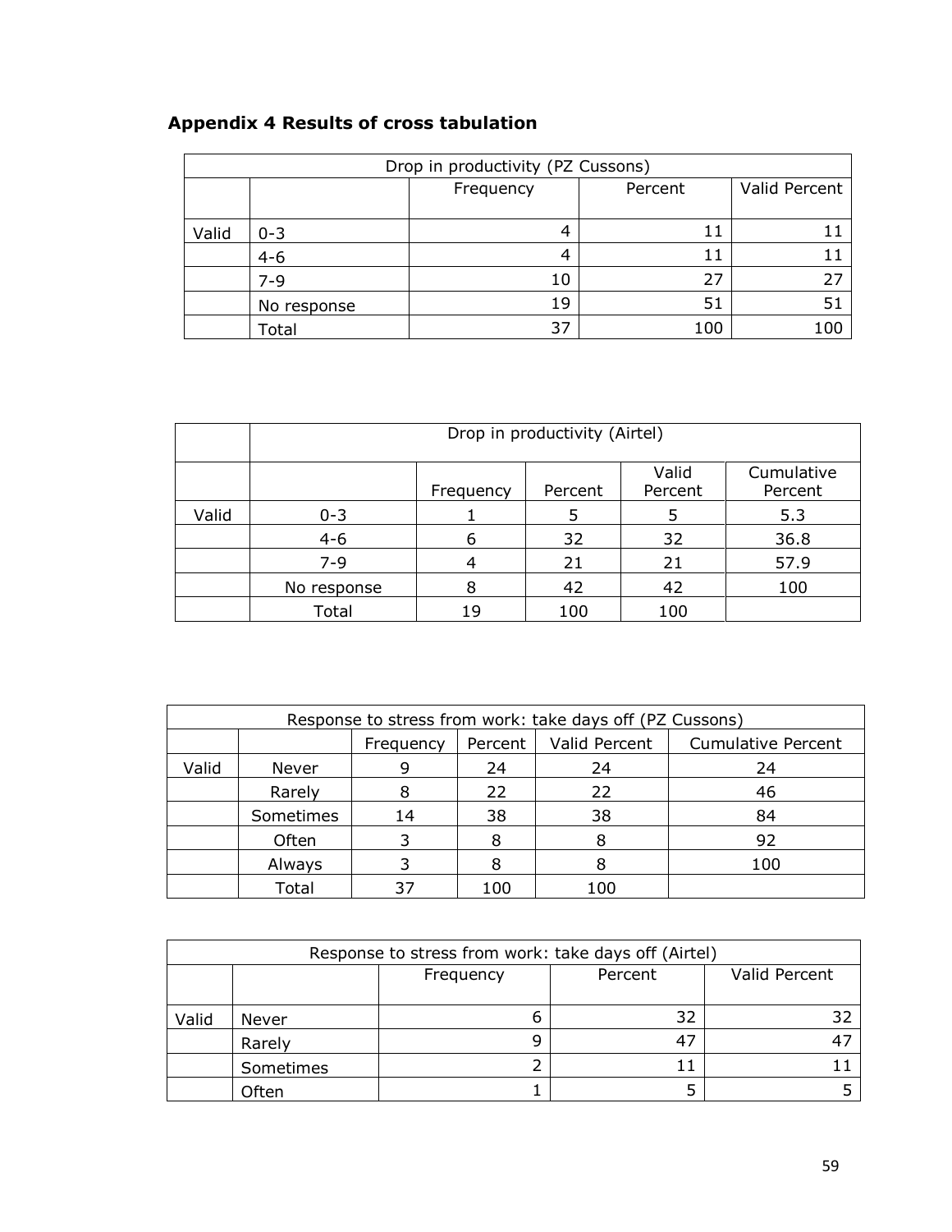## Appendix 4 Results of cross tabulation

| Drop in productivity (PZ Cussons) | | | | |
|---|---|---|---|---|
| | | Frequency | Percent | Valid Percent |
| Valid | 0-3 | 4 | 11 | 11 |
| | 4-6 | 4 | 11 | 11 |
| | 7-9 | 10 | 27 | 27 |
| | No response | 19 | 51 | 51 |
| | Total | 37 | 100 | 100 |

| | Drop in productivity (Airtel) | | | | |
|---|---|---|---|---|---|
| | | Frequency | Percent | Valid Percent | Cumulative Percent |
| Valid | 0-3 | 1 | 5 | 5 | 5.3 |
| | 4-6 | 6 | 32 | 32 | 36.8 |
| | 7-9 | 4 | 21 | 21 | 57.9 |
| | No response | 8 | 42 | 42 | 100 |
| | Total | 19 | 100 | 100 | |

| Response to stress from work: take days off (PZ Cussons) | | | | | |
|---|---|---|---|---|---|
| | | Frequency | Percent | Valid Percent | Cumulative Percent |
| Valid | Never | 9 | 24 | 24 | 24 |
| | Rarely | 8 | 22 | 22 | 46 |
| | Sometimes | 14 | 38 | 38 | 84 |
| | Often | 3 | 8 | 8 | 92 |
| | Always | 3 | 8 | 8 | 100 |
| | Total | 37 | 100 | 100 | |

| Response to stress from work: take days off (Airtel) | | | | |
|---|---|---|---|---|
| | | Frequency | Percent | Valid Percent |
| Valid | Never | 6 | 32 | 32 |
| | Rarely | 9 | 47 | 47 |
| | Sometimes | 2 | 11 | 11 |
| | Often | 1 | 5 | 5 |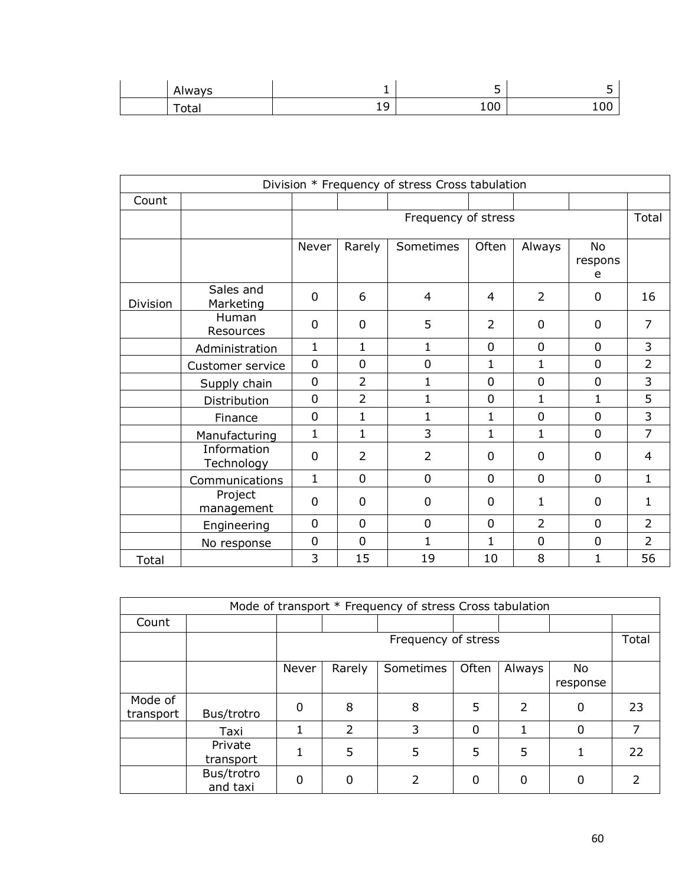| | Always | 1 | 5 | 5 |
|---|---|---|---|---|
| | Total | 19 | 100 | 100 |

| Division * Frequency of stress Cross tabulation | | | | | | | | |
|---|---|---|---|---|---|---|---|---|
| Count | | | | | | | | |
| | | Frequency of stress | | | | | | Total |
| | | Never | Rarely | Sometimes | Often | Always | No response | |
| Division | Sales and Marketing | 0 | 6 | 4 | 4 | 2 | 0 | 16 |
| | Human Resources | 0 | 0 | 5 | 2 | 0 | 0 | 7 |
| | Administration | 1 | 1 | 1 | 0 | 0 | 0 | 3 |
| | Customer service | 0 | 0 | 0 | 1 | 1 | 0 | 2 |
| | Supply chain | 0 | 2 | 1 | 0 | 0 | 0 | 3 |
| | Distribution | 0 | 2 | 1 | 0 | 1 | 1 | 5 |
| | Finance | 0 | 1 | 1 | 1 | 0 | 0 | 3 |
| | Manufacturing | 1 | 1 | 3 | 1 | 1 | 0 | 7 |
| | Information Technology | 0 | 2 | 2 | 0 | 0 | 0 | 4 |
| | Communications | 1 | 0 | 0 | 0 | 0 | 0 | 1 |
| | Project management | 0 | 0 | 0 | 0 | 1 | 0 | 1 |
| | Engineering | 0 | 0 | 0 | 0 | 2 | 0 | 2 |
| | No response | 0 | 0 | 1 | 1 | 0 | 0 | 2 |
| Total | | 3 | 15 | 19 | 10 | 8 | 1 | 56 |

| Mode of transport * Frequency of stress Cross tabulation | | | | | | | | |
|---|---|---|---|---|---|---|---|---|
| Count | | | | | | | | |
| | | Frequency of stress | | | | | | Total |
| | | Never | Rarely | Sometimes | Often | Always | No response | |
| Mode of transport | Bus/trotro | 0 | 8 | 8 | 5 | 2 | 0 | 23 |
| | Taxi | 1 | 2 | 3 | 0 | 1 | 0 | 7 |
| | Private transport | 1 | 5 | 5 | 5 | 5 | 1 | 22 |
| | Bus/trotro and taxi | 0 | 0 | 2 | 0 | 0 | 0 | 2 |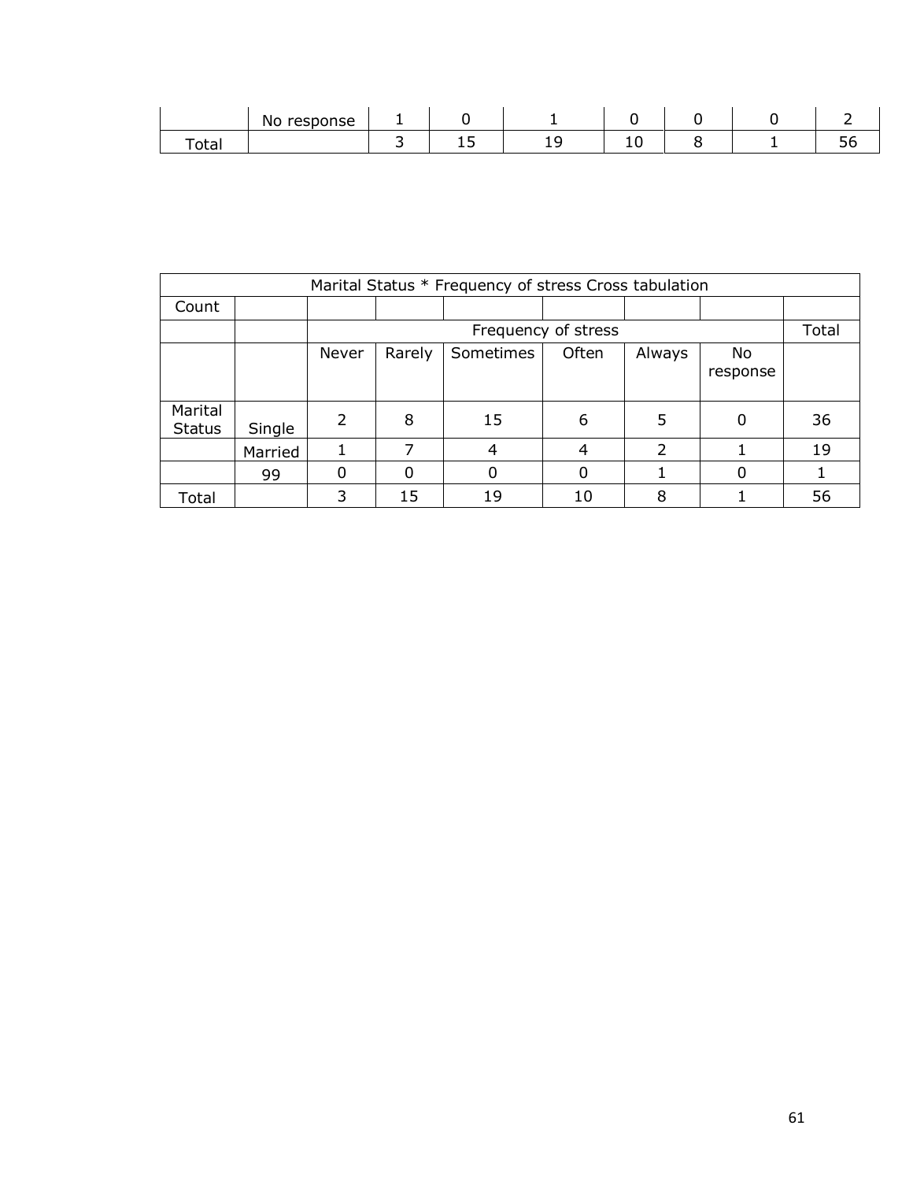| | | | | | | | | |
|---|---|---|---|---|---|---|---|---|
| | No response | 1 | 0 | 1 | 0 | 0 | 0 | 2 |
| Total | | 3 | 15 | 19 | 10 | 8 | 1 | 56 |

| Marital Status * Frequency of stress Cross tabulation | | | | | | | | |
|---|---|---|---|---|---|---|---|---|
| Count | | | | | | | | |
| | | Frequency of stress | | | | | | Total |
| | | Never | Rarely | Sometimes | Often | Always | No response | |
| Marital Status | Single | 2 | 8 | 15 | 6 | 5 | 0 | 36 |
| | Married | 1 | 7 | 4 | 4 | 2 | 1 | 19 |
| | 99 | 0 | 0 | 0 | 0 | 1 | 0 | 1 |
| Total | | 3 | 15 | 19 | 10 | 8 | 1 | 56 |